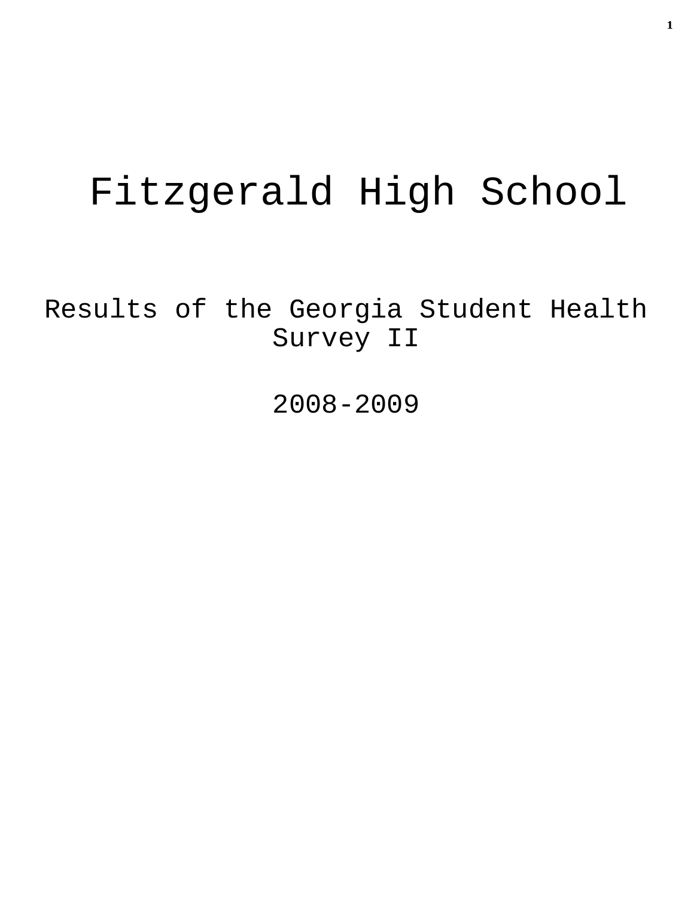# Fitzgerald High School

## Results of the Georgia Student Health Survey II

## 2008-2009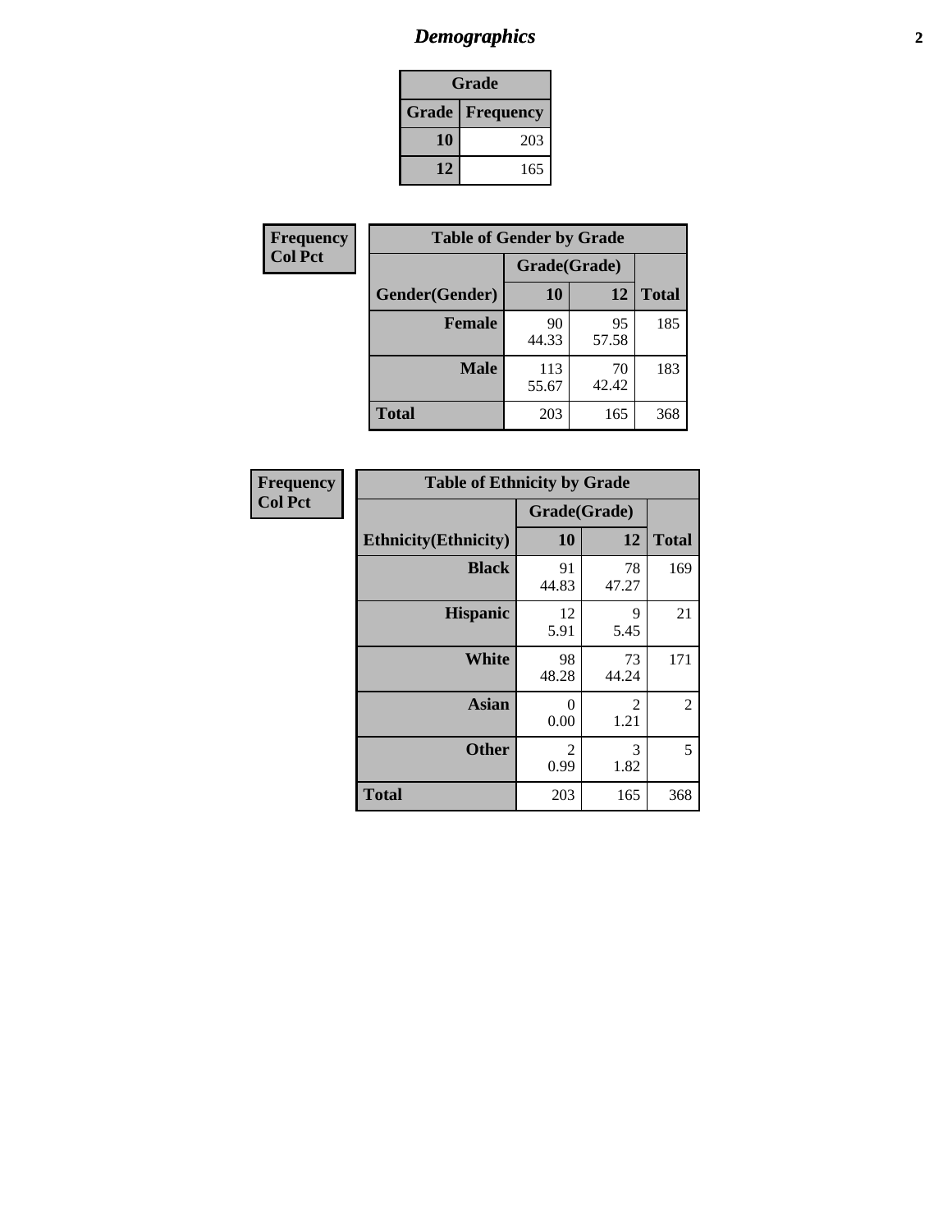# Demographics

| Grade | |
|---|---|
| **Grade** | **Frequency** |
| 10 | 203 |
| 12 | 165 |

**Frequency**
**Col Pct**

| Table of Gender by Grade | | | |
|---|---|---|---|
| | Grade(Grade) | | |
| **Gender(Gender)** | **10** | **12** | **Total** |
| **Female** | 90<br>44.33 | 95<br>57.58 | 185 |
| **Male** | 113<br>55.67 | 70<br>42.42 | 183 |
| **Total** | 203 | 165 | 368 |

**Frequency**
**Col Pct**

| Table of Ethnicity by Grade | | | |
|---|---|---|---|
| | Grade(Grade) | | |
| **Ethnicity(Ethnicity)** | **10** | **12** | **Total** |
| **Black** | 91<br>44.83 | 78<br>47.27 | 169 |
| **Hispanic** | 12<br>5.91 | 9<br>5.45 | 21 |
| **White** | 98<br>48.28 | 73<br>44.24 | 171 |
| **Asian** | 0<br>0.00 | 2<br>1.21 | 2 |
| **Other** | 2<br>0.99 | 3<br>1.82 | 5 |
| **Total** | 203 | 165 | 368 |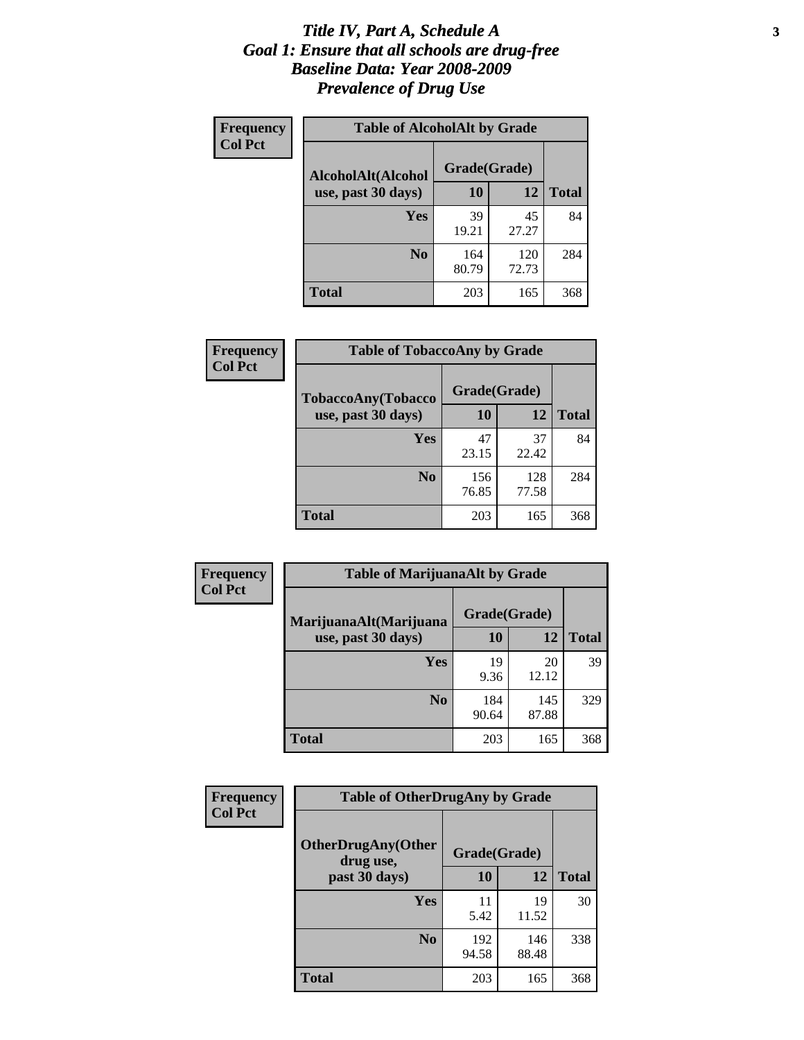# *Title IV, Part A, Schedule A*
# *Goal 1: Ensure that all schools are drug-free*
# *Baseline Data: Year 2008-2009*
# *Prevalence of Drug Use*

**Frequency**
**Col Pct**

**Table of AlcoholAlt by Grade**

| AlcoholAlt(Alcohol use, past 30 days) | Grade(Grade) | | Total |
|---|---|---|---|
| | 10 | 12 | |
| Yes | 39<br>19.21 | 45<br>27.27 | 84 |
| No | 164<br>80.79 | 120<br>72.73 | 284 |
| Total | 203 | 165 | 368 |

**Frequency**
**Col Pct**

**Table of TobaccoAny by Grade**

| TobaccoAny(Tobacco use, past 30 days) | Grade(Grade) | | Total |
|---|---|---|---|
| | 10 | 12 | |
| Yes | 47<br>23.15 | 37<br>22.42 | 84 |
| No | 156<br>76.85 | 128<br>77.58 | 284 |
| Total | 203 | 165 | 368 |

**Frequency**
**Col Pct**

**Table of MarijuanaAlt by Grade**

| MarijuanaAlt(Marijuana use, past 30 days) | Grade(Grade) | | Total |
|---|---|---|---|
| | 10 | 12 | |
| Yes | 19<br>9.36 | 20<br>12.12 | 39 |
| No | 184<br>90.64 | 145<br>87.88 | 329 |
| Total | 203 | 165 | 368 |

**Frequency**
**Col Pct**

**Table of OtherDrugAny by Grade**

| OtherDrugAny(Other drug use, past 30 days) | Grade(Grade) | | Total |
|---|---|---|---|
| | 10 | 12 | |
| Yes | 11<br>5.42 | 19<br>11.52 | 30 |
| No | 192<br>94.58 | 146<br>88.48 | 338 |
| Total | 203 | 165 | 368 |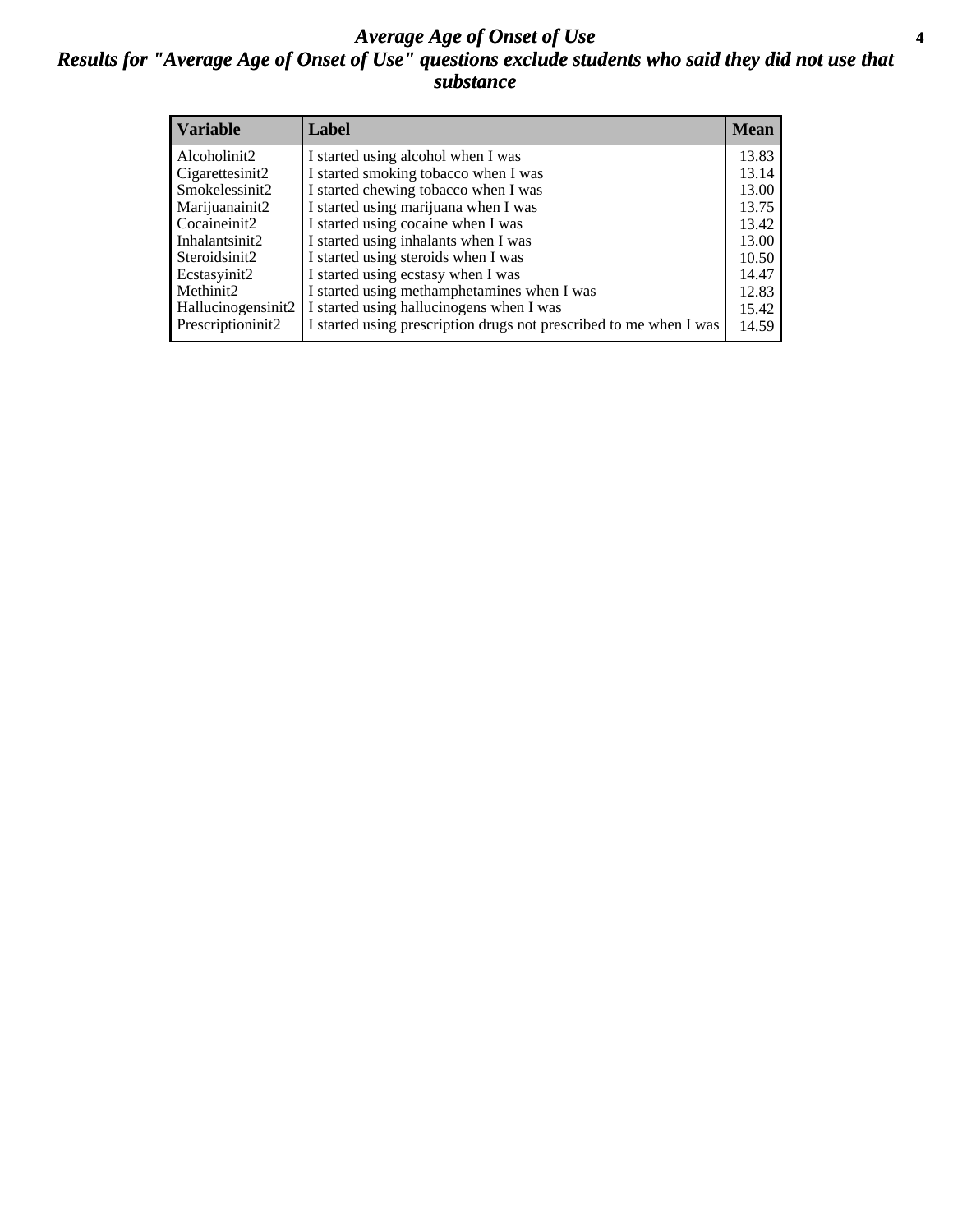# *Average Age of Onset of Use*

## *Results for "Average Age of Onset of Use" questions exclude students who said they did not use that substance*

| Variable | Label | Mean |
|---|---|---|
| Alcoholinit2 | I started using alcohol when I was | 13.83 |
| Cigarettesinit2 | I started smoking tobacco when I was | 13.14 |
| Smokelessinit2 | I started chewing tobacco when I was | 13.00 |
| Marijuanainit2 | I started using marijuana when I was | 13.75 |
| Cocaineinit2 | I started using cocaine when I was | 13.42 |
| Inhalantsinit2 | I started using inhalants when I was | 13.00 |
| Steroidsinit2 | I started using steroids when I was | 10.50 |
| Ecstasyinit2 | I started using ecstasy when I was | 14.47 |
| Methinit2 | I started using methamphetamines when I was | 12.83 |
| Hallucinogensinit2 | I started using hallucinogens when I was | 15.42 |
| Prescriptioninit2 | I started using prescription drugs not prescribed to me when I was | 14.59 |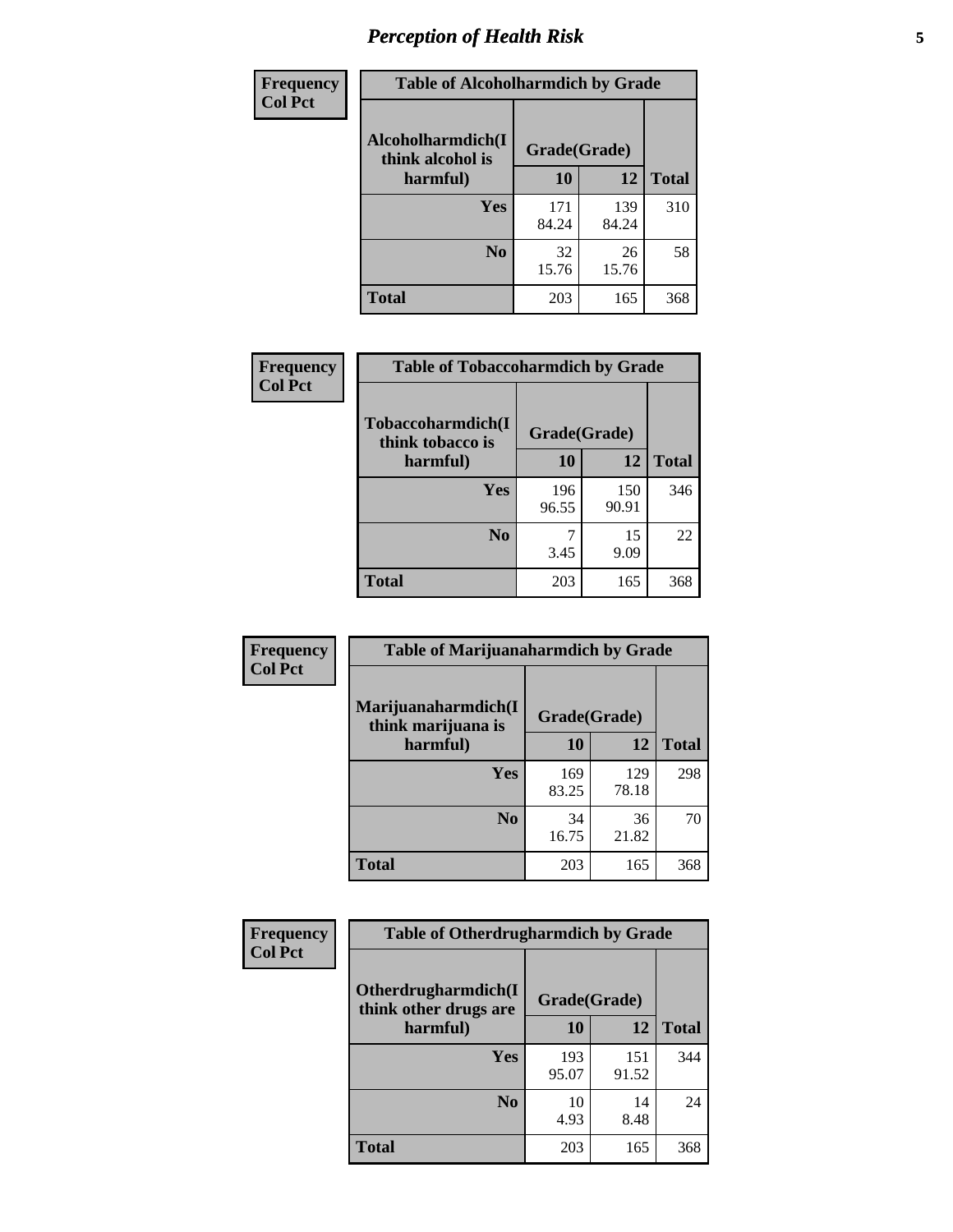# Perception of Health Risk

**Frequency**
**Col Pct**

| Table of Alcoholharmdich by Grade | | | |
|---|---|---|---|
| Alcoholharmdich(I think alcohol is harmful) | Grade(Grade) | | Total |
| | 10 | 12 | |
| Yes | 171<br>84.24 | 139<br>84.24 | 310 |
| No | 32<br>15.76 | 26<br>15.76 | 58 |
| Total | 203 | 165 | 368 |

**Frequency**
**Col Pct**

| Table of Tobaccoharmdich by Grade | | | |
|---|---|---|---|
| Tobaccoharmdich(I think tobacco is harmful) | Grade(Grade) | | Total |
| | 10 | 12 | |
| Yes | 196<br>96.55 | 150<br>90.91 | 346 |
| No | 7<br>3.45 | 15<br>9.09 | 22 |
| Total | 203 | 165 | 368 |

**Frequency**
**Col Pct**

| Table of Marijuanaharmdich by Grade | | | |
|---|---|---|---|
| Marijuanaharmdich(I think marijuana is harmful) | Grade(Grade) | | Total |
| | 10 | 12 | |
| Yes | 169<br>83.25 | 129<br>78.18 | 298 |
| No | 34<br>16.75 | 36<br>21.82 | 70 |
| Total | 203 | 165 | 368 |

**Frequency**
**Col Pct**

| Table of Otherdrugharmdich by Grade | | | |
|---|---|---|---|
| Otherdrugharmdich(I think other drugs are harmful) | Grade(Grade) | | Total |
| | 10 | 12 | |
| Yes | 193<br>95.07 | 151<br>91.52 | 344 |
| No | 10<br>4.93 | 14<br>8.48 | 24 |
| Total | 203 | 165 | 368 |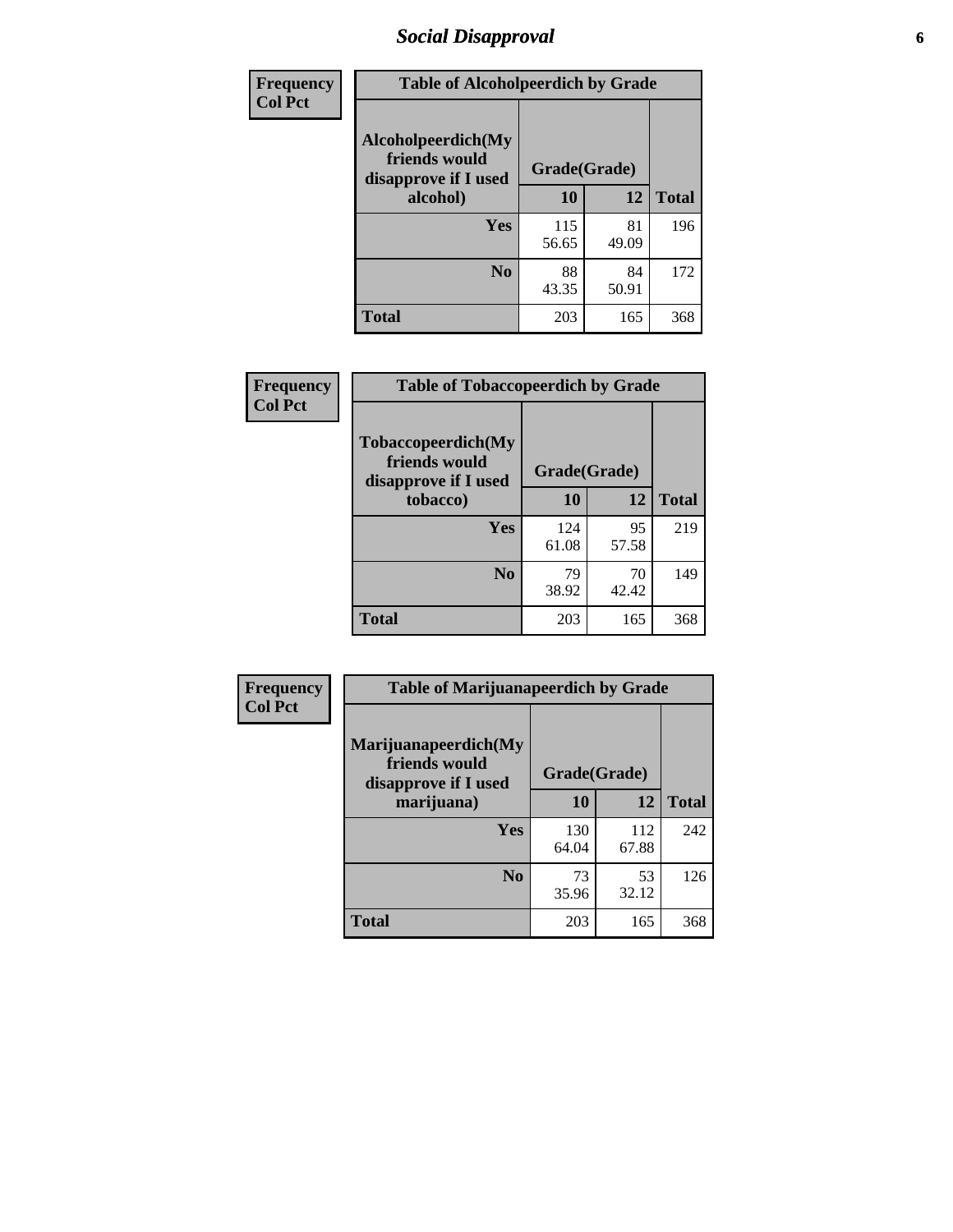## Social Disapproval

| Frequency Col Pct | Table of Alcoholpeerdich by Grade | | |
|---|---|---|---|
| Alcoholpeerdich(My friends would disapprove if I used alcohol) | Grade(Grade) | | |
| | 10 | 12 | Total |
| Yes | 115<br>56.65 | 81<br>49.09 | 196 |
| No | 88<br>43.35 | 84<br>50.91 | 172 |
| Total | 203 | 165 | 368 |

| Frequency Col Pct | Table of Tobaccopeerdich by Grade | | |
|---|---|---|---|
| Tobaccopeerdich(My friends would disapprove if I used tobacco) | Grade(Grade) | | |
| | 10 | 12 | Total |
| Yes | 124<br>61.08 | 95<br>57.58 | 219 |
| No | 79<br>38.92 | 70<br>42.42 | 149 |
| Total | 203 | 165 | 368 |

| Frequency Col Pct | Table of Marijuanapeerdich by Grade | | |
|---|---|---|---|
| Marijuanapeerdich(My friends would disapprove if I used marijuana) | Grade(Grade) | | |
| | 10 | 12 | Total |
| Yes | 130<br>64.04 | 112<br>67.88 | 242 |
| No | 73<br>35.96 | 53<br>32.12 | 126 |
| Total | 203 | 165 | 368 |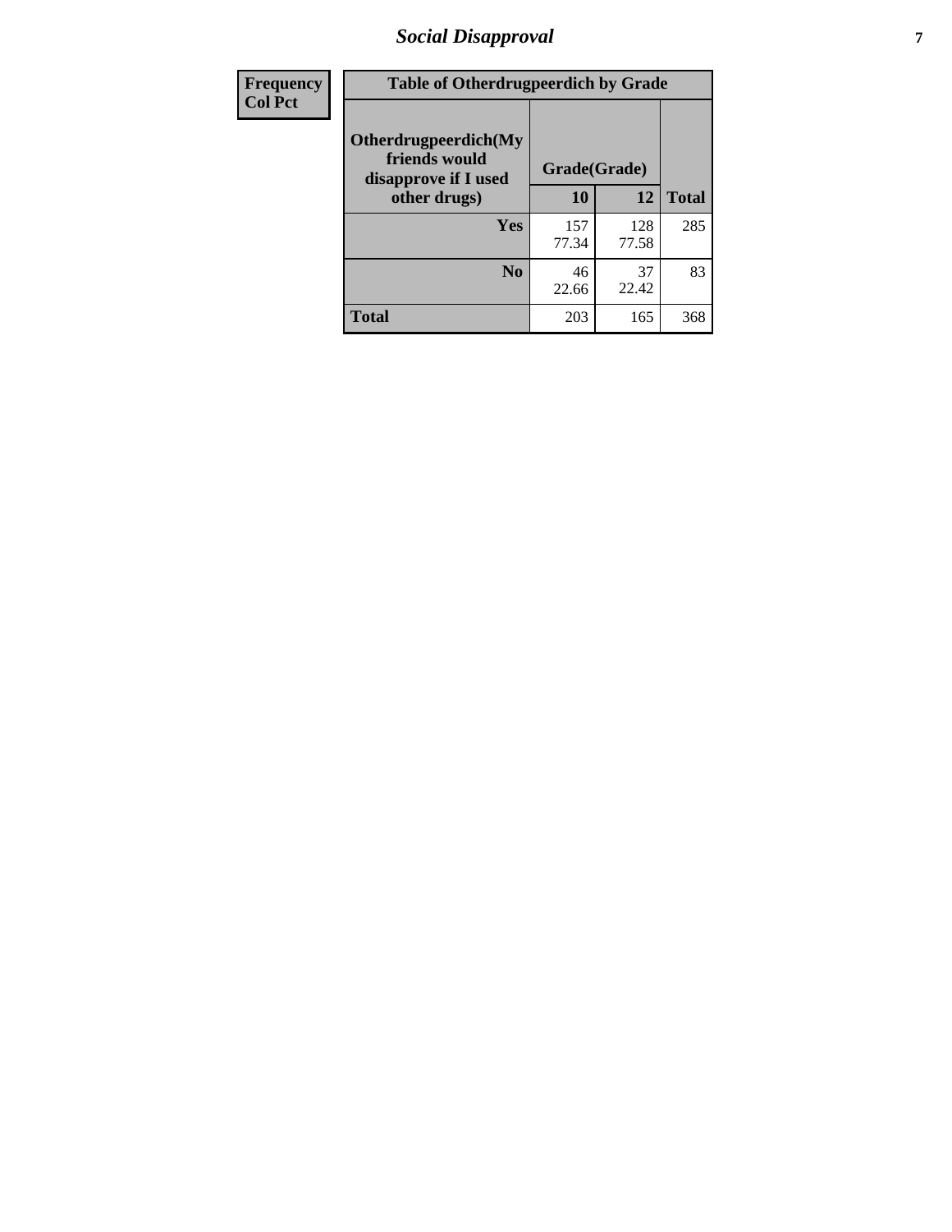| Frequency Col Pct | Table of Otherdrugpeerdich by Grade | | |
|---|---|---|---|
| **Otherdrugpeerdich(My friends would disapprove if I used other drugs)** | **Grade(Grade)** | | |
| | **10** | **12** | **Total** |
| **Yes** | 157 77.34 | 128 77.58 | 285 |
| **No** | 46 22.66 | 37 22.42 | 83 |
| **Total** | 203 | 165 | 368 |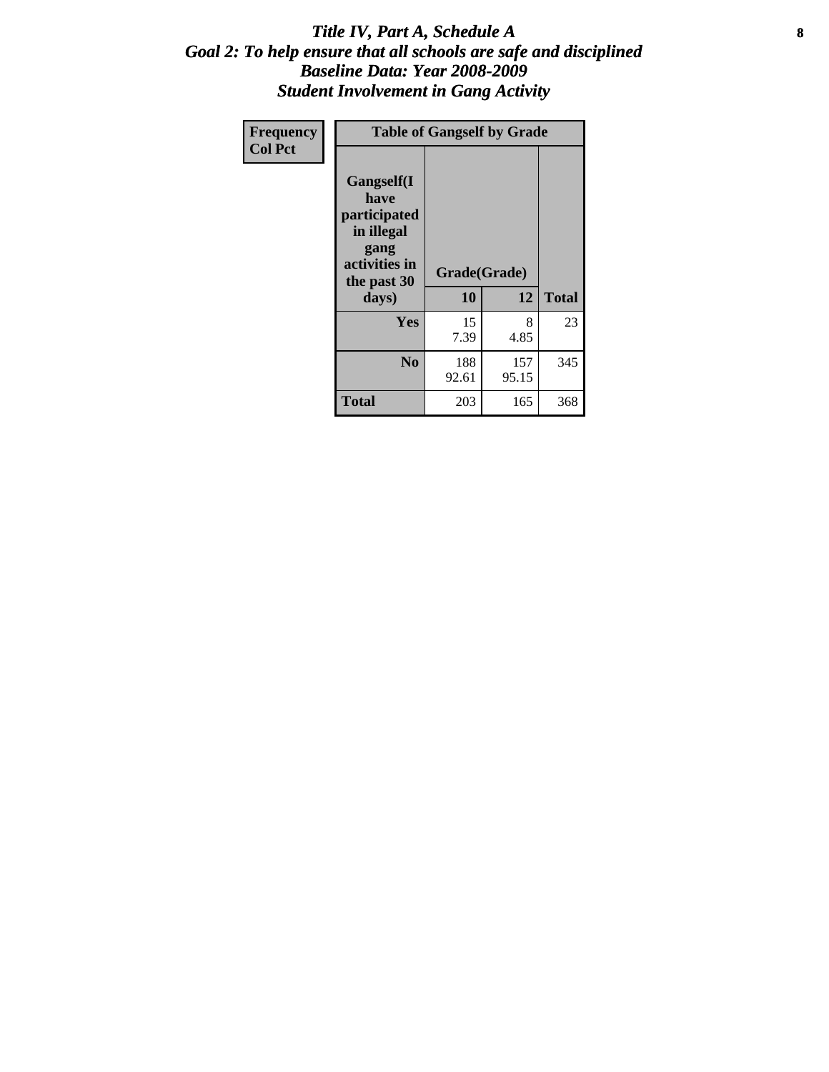# *Title IV, Part A, Schedule A*
## *Goal 2: To help ensure that all schools are safe and disciplined*
## *Baseline Data: Year 2008-2009*
## *Student Involvement in Gang Activity*

| Frequency Col Pct | Table of Gangself by Grade | | |
|---|---|---|---|
| **Gangself(I have participated in illegal gang activities in the past 30 days)** | **Grade(Grade)** | | |
| | **10** | **12** | **Total** |
| **Yes** | 15<br>7.39 | 8<br>4.85 | 23 |
| **No** | 188<br>92.61 | 157<br>95.15 | 345 |
| **Total** | 203 | 165 | 368 |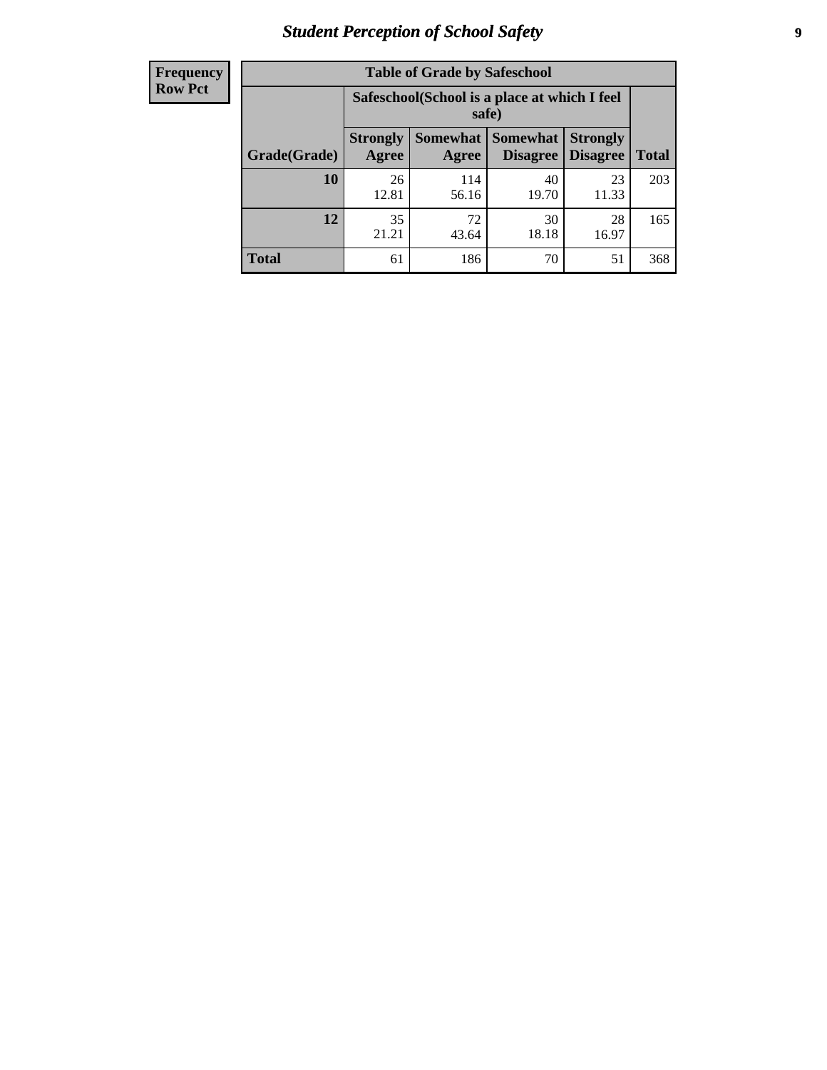| Frequency Row Pct |
|---|

| Table of Grade by Safeschool | | | | | |
|---|---|---|---|---|---|
| | Safeschool(School is a place at which I feel safe) | | | | |
| Grade(Grade) | Strongly Agree | Somewhat Agree | Somewhat Disagree | Strongly Disagree | Total |
| 10 | 26<br>12.81 | 114<br>56.16 | 40<br>19.70 | 23<br>11.33 | 203 |
| 12 | 35<br>21.21 | 72<br>43.64 | 30<br>18.18 | 28<br>16.97 | 165 |
| Total | 61 | 186 | 70 | 51 | 368 |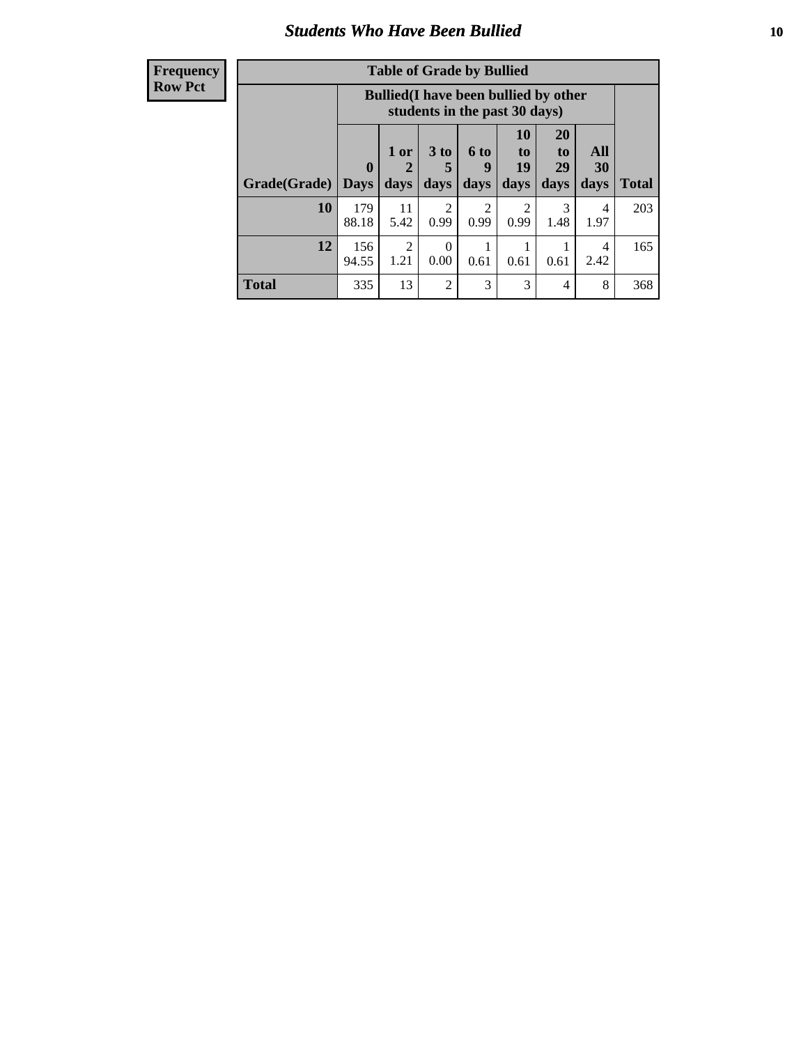## Students Who Have Been Bullied

| Frequency<br>Row Pct |
|---|

**Table of Grade by Bullied**

| Grade(Grade) | Bullied(I have been bullied by other students in the past 30 days) | | | | | | | Total |
|---|---|---|---|---|---|---|---|---|
| | 0 Days | 1 or 2 days | 3 to 5 days | 6 to 9 days | 10 to 19 days | 20 to 29 days | All 30 days | |
| **10** | 179<br>88.18 | 11<br>5.42 | 2<br>0.99 | 2<br>0.99 | 2<br>0.99 | 3<br>1.48 | 4<br>1.97 | 203 |
| **12** | 156<br>94.55 | 2<br>1.21 | 0<br>0.00 | 1<br>0.61 | 1<br>0.61 | 1<br>0.61 | 4<br>2.42 | 165 |
| **Total** | 335 | 13 | 2 | 3 | 3 | 4 | 8 | 368 |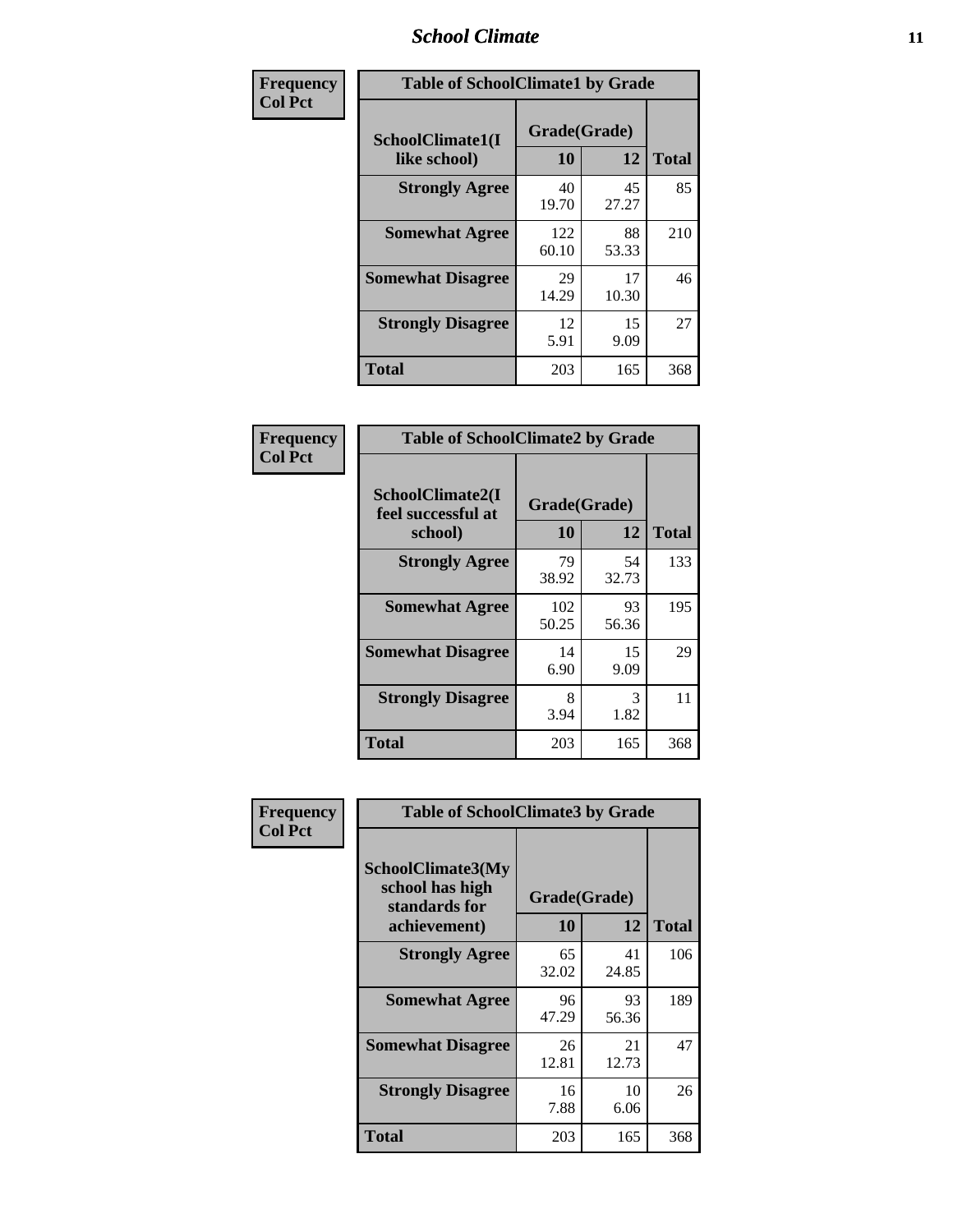| Frequency Col Pct | Table of SchoolClimate1 by Grade | | |
|---|---|---|---|
| SchoolClimate1(I like school) | Grade(Grade) | | |
| | 10 | 12 | Total |
| Strongly Agree | 40<br>19.70 | 45<br>27.27 | 85 |
| Somewhat Agree | 122<br>60.10 | 88<br>53.33 | 210 |
| Somewhat Disagree | 29<br>14.29 | 17<br>10.30 | 46 |
| Strongly Disagree | 12<br>5.91 | 15<br>9.09 | 27 |
| Total | 203 | 165 | 368 |

| Frequency Col Pct | Table of SchoolClimate2 by Grade | | |
|---|---|---|---|
| SchoolClimate2(I feel successful at school) | Grade(Grade) | | |
| | 10 | 12 | Total |
| Strongly Agree | 79<br>38.92 | 54<br>32.73 | 133 |
| Somewhat Agree | 102<br>50.25 | 93<br>56.36 | 195 |
| Somewhat Disagree | 14<br>6.90 | 15<br>9.09 | 29 |
| Strongly Disagree | 8<br>3.94 | 3<br>1.82 | 11 |
| Total | 203 | 165 | 368 |

| Frequency Col Pct | Table of SchoolClimate3 by Grade | | |
|---|---|---|---|
| SchoolClimate3(My school has high standards for achievement) | Grade(Grade) | | |
| | 10 | 12 | Total |
| Strongly Agree | 65<br>32.02 | 41<br>24.85 | 106 |
| Somewhat Agree | 96<br>47.29 | 93<br>56.36 | 189 |
| Somewhat Disagree | 26<br>12.81 | 21<br>12.73 | 47 |
| Strongly Disagree | 16<br>7.88 | 10<br>6.06 | 26 |
| Total | 203 | 165 | 368 |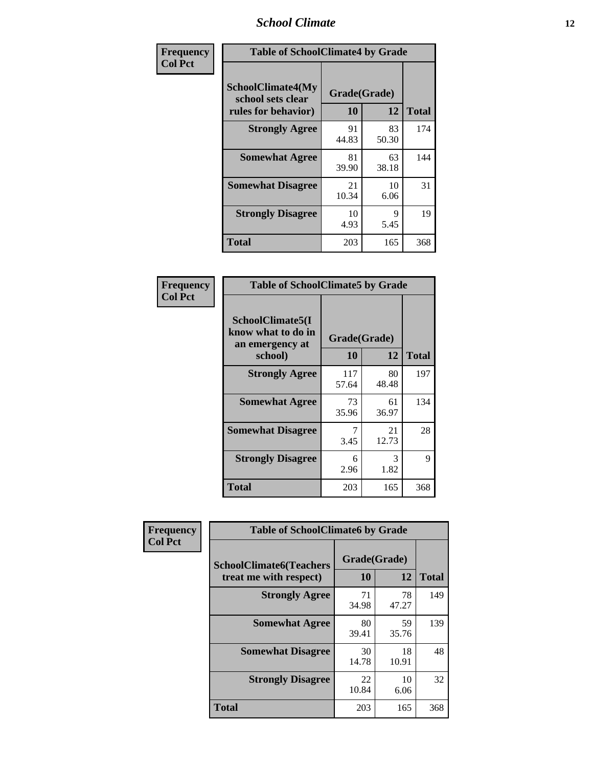| Frequency<br>Col Pct | Table of SchoolClimate4 by Grade | | |
|---|---|---|---|
| SchoolClimate4(My school sets clear rules for behavior) | Grade(Grade) | | |
| | 10 | 12 | Total |
| Strongly Agree | 91<br>44.83 | 83<br>50.30 | 174 |
| Somewhat Agree | 81<br>39.90 | 63<br>38.18 | 144 |
| Somewhat Disagree | 21<br>10.34 | 10<br>6.06 | 31 |
| Strongly Disagree | 10<br>4.93 | 9<br>5.45 | 19 |
| Total | 203 | 165 | 368 |

| Frequency<br>Col Pct | Table of SchoolClimate5 by Grade | | |
|---|---|---|---|
| SchoolClimate5(I know what to do in an emergency at school) | Grade(Grade) | | |
| | 10 | 12 | Total |
| Strongly Agree | 117<br>57.64 | 80<br>48.48 | 197 |
| Somewhat Agree | 73<br>35.96 | 61<br>36.97 | 134 |
| Somewhat Disagree | 7<br>3.45 | 21<br>12.73 | 28 |
| Strongly Disagree | 6<br>2.96 | 3<br>1.82 | 9 |
| Total | 203 | 165 | 368 |

| Frequency<br>Col Pct | Table of SchoolClimate6 by Grade | | |
|---|---|---|---|
| SchoolClimate6(Teachers treat me with respect) | Grade(Grade) | | |
| | 10 | 12 | Total |
| Strongly Agree | 71<br>34.98 | 78<br>47.27 | 149 |
| Somewhat Agree | 80<br>39.41 | 59<br>35.76 | 139 |
| Somewhat Disagree | 30<br>14.78 | 18<br>10.91 | 48 |
| Strongly Disagree | 22<br>10.84 | 10<br>6.06 | 32 |
| Total | 203 | 165 | 368 |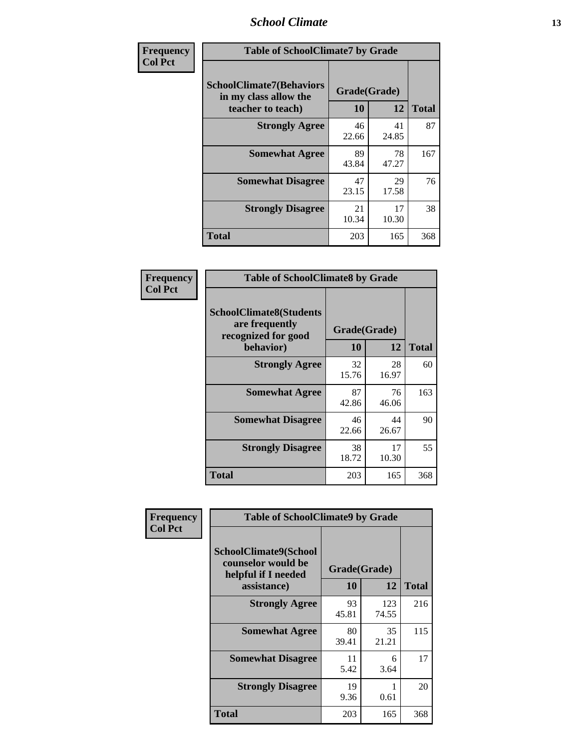| Frequency<br>Col Pct | | | |
|---|---|---|---|

**Table of SchoolClimate7 by Grade**

| SchoolClimate7(Behaviors in my class allow the teacher to teach) | Grade(Grade) | | |
|---|---|---|---|
| | 10 | 12 | Total |
| Strongly Agree | 46<br>22.66 | 41<br>24.85 | 87 |
| Somewhat Agree | 89<br>43.84 | 78<br>47.27 | 167 |
| Somewhat Disagree | 47<br>23.15 | 29<br>17.58 | 76 |
| Strongly Disagree | 21<br>10.34 | 17<br>10.30 | 38 |
| Total | 203 | 165 | 368 |

| Frequency<br>Col Pct | | | |
|---|---|---|---|

**Table of SchoolClimate8 by Grade**

| SchoolClimate8(Students are frequently recognized for good behavior) | Grade(Grade) | | |
|---|---|---|---|
| | 10 | 12 | Total |
| Strongly Agree | 32<br>15.76 | 28<br>16.97 | 60 |
| Somewhat Agree | 87<br>42.86 | 76<br>46.06 | 163 |
| Somewhat Disagree | 46<br>22.66 | 44<br>26.67 | 90 |
| Strongly Disagree | 38<br>18.72 | 17<br>10.30 | 55 |
| Total | 203 | 165 | 368 |

| Frequency<br>Col Pct | | | |
|---|---|---|---|

**Table of SchoolClimate9 by Grade**

| SchoolClimate9(School counselor would be helpful if I needed assistance) | Grade(Grade) | | |
|---|---|---|---|
| | 10 | 12 | Total |
| Strongly Agree | 93<br>45.81 | 123<br>74.55 | 216 |
| Somewhat Agree | 80<br>39.41 | 35<br>21.21 | 115 |
| Somewhat Disagree | 11<br>5.42 | 6<br>3.64 | 17 |
| Strongly Disagree | 19<br>9.36 | 1<br>0.61 | 20 |
| Total | 203 | 165 | 368 |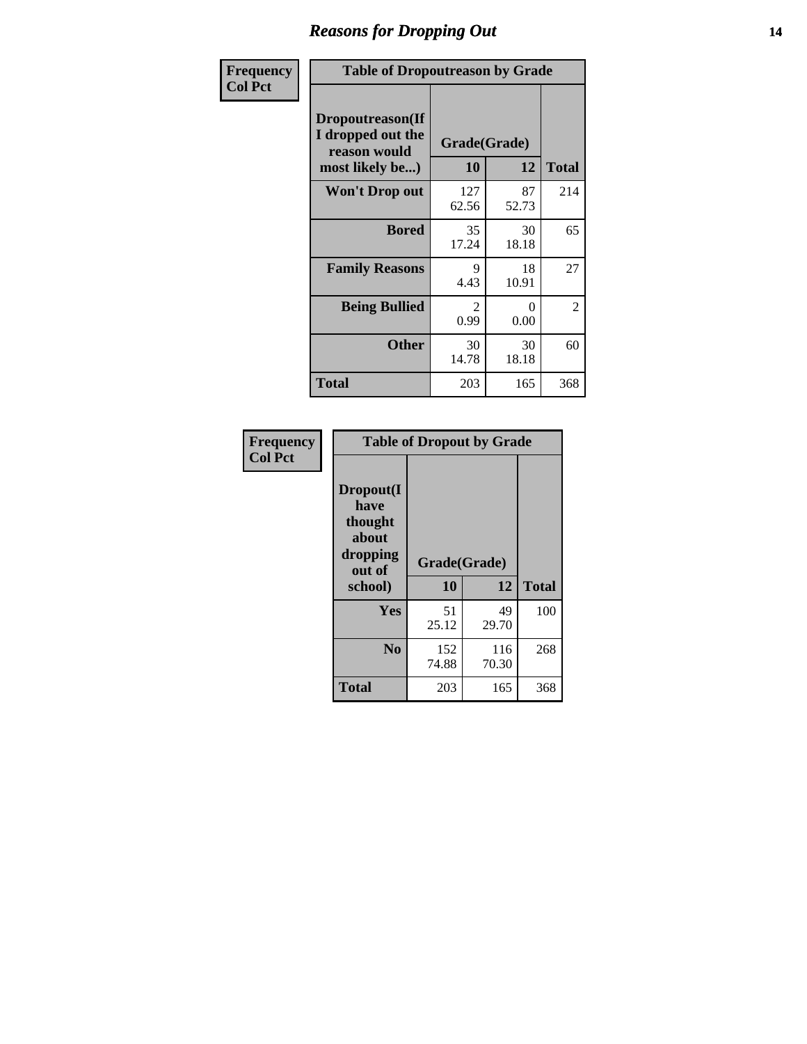# Reasons for Dropping Out

**Frequency**
**Col Pct**

| Table of Dropoutreason by Grade | | | |
|---|---|---|---|
| **Dropoutreason(If I dropped out the reason would most likely be...)** | **Grade(Grade)** | | |
| | **10** | **12** | **Total** |
| **Won't Drop out** | 127<br>62.56 | 87<br>52.73 | 214 |
| **Bored** | 35<br>17.24 | 30<br>18.18 | 65 |
| **Family Reasons** | 9<br>4.43 | 18<br>10.91 | 27 |
| **Being Bullied** | 2<br>0.99 | 0<br>0.00 | 2 |
| **Other** | 30<br>14.78 | 30<br>18.18 | 60 |
| **Total** | 203 | 165 | 368 |

**Frequency**
**Col Pct**

| Table of Dropout by Grade | | | |
|---|---|---|---|
| **Dropout(I have thought about dropping out of school)** | **Grade(Grade)** | | |
| | **10** | **12** | **Total** |
| **Yes** | 51<br>25.12 | 49<br>29.70 | 100 |
| **No** | 152<br>74.88 | 116<br>70.30 | 268 |
| **Total** | 203 | 165 | 368 |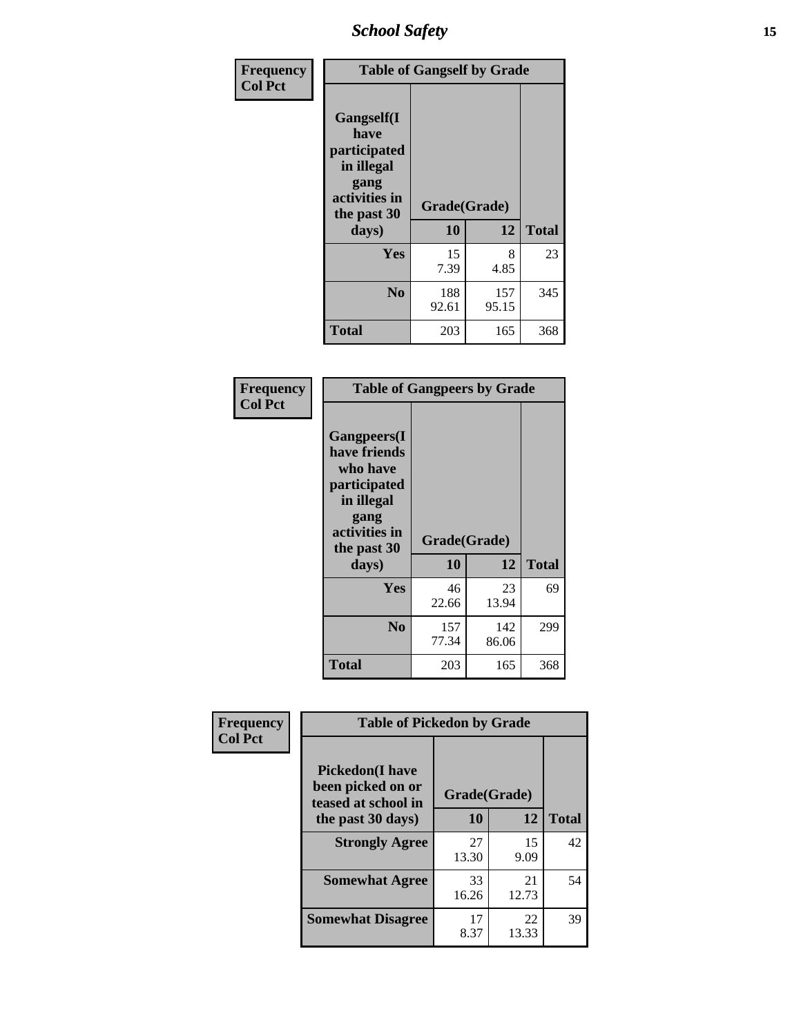| Frequency Col Pct | | | |
|---|---|---|---|

**Table of Gangself by Grade**

| Gangself(I have participated in illegal gang activities in the past 30 days) | Grade(Grade) 10 | 12 | Total |
|---|---|---|---|
| Yes | 15<br>7.39 | 8<br>4.85 | 23 |
| No | 188<br>92.61 | 157<br>95.15 | 345 |
| Total | 203 | 165 | 368 |

| Frequency Col Pct | | | |
|---|---|---|---|

**Table of Gangpeers by Grade**

| Gangpeers(I have friends who have participated in illegal gang activities in the past 30 days) | Grade(Grade) 10 | 12 | Total |
|---|---|---|---|
| Yes | 46<br>22.66 | 23<br>13.94 | 69 |
| No | 157<br>77.34 | 142<br>86.06 | 299 |
| Total | 203 | 165 | 368 |

| Frequency Col Pct | | | |
|---|---|---|---|

**Table of Pickedon by Grade**

| Pickedon(I have been picked on or teased at school in the past 30 days) | Grade(Grade) 10 | 12 | Total |
|---|---|---|---|
| Strongly Agree | 27<br>13.30 | 15<br>9.09 | 42 |
| Somewhat Agree | 33<br>16.26 | 21<br>12.73 | 54 |
| Somewhat Disagree | 17<br>8.37 | 22<br>13.33 | 39 |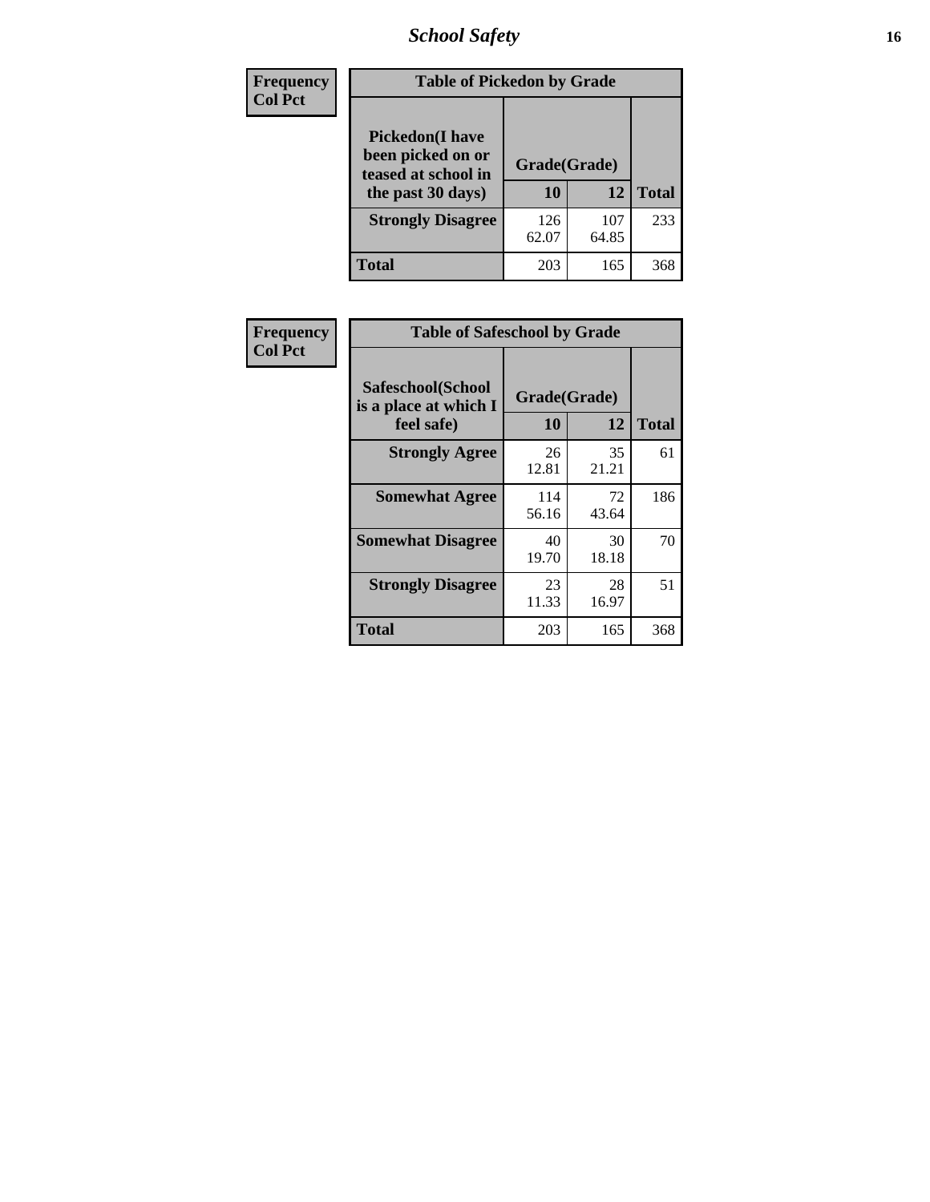| Frequency Col Pct | Table of Pickedon by Grade | | |
|---|---|---|---|
| Pickedon(I have been picked on or teased at school in the past 30 days) | Grade(Grade) | | |
| | 10 | 12 | Total |
| Strongly Disagree | 126<br>62.07 | 107<br>64.85 | 233 |
| Total | 203 | 165 | 368 |

| Frequency Col Pct | Table of Safeschool by Grade | | |
|---|---|---|---|
| Safeschool(School is a place at which I feel safe) | Grade(Grade) | | |
| | 10 | 12 | Total |
| Strongly Agree | 26<br>12.81 | 35<br>21.21 | 61 |
| Somewhat Agree | 114<br>56.16 | 72<br>43.64 | 186 |
| Somewhat Disagree | 40<br>19.70 | 30<br>18.18 | 70 |
| Strongly Disagree | 23<br>11.33 | 28<br>16.97 | 51 |
| Total | 203 | 165 | 368 |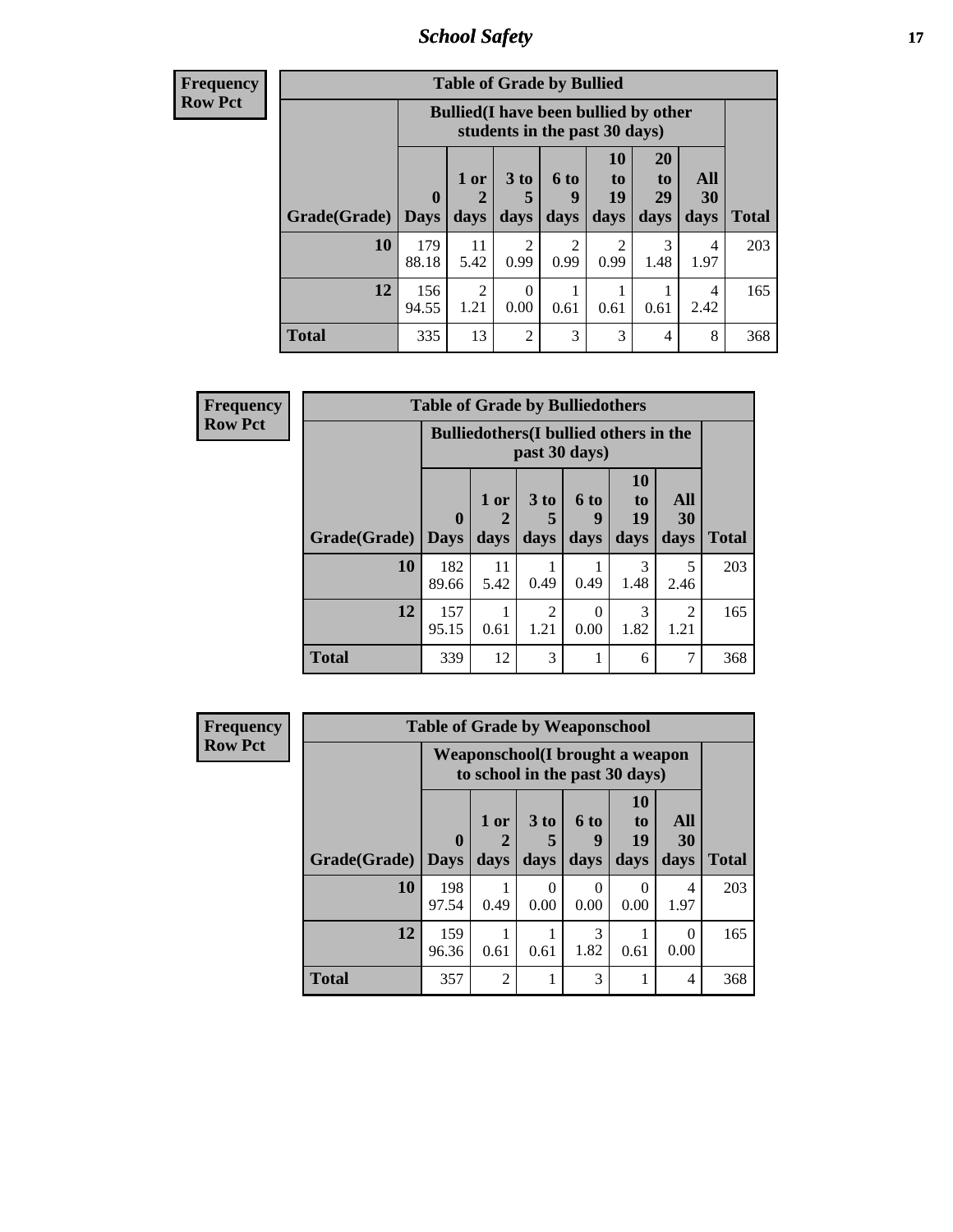| Frequency |
|---|
| Row Pct |

| Table of Grade by Bullied | | | | | | | | |
|---|---|---|---|---|---|---|---|---|
| | Bullied(I have been bullied by other students in the past 30 days) | | | | | | | |
| Grade(Grade) | 0 Days | 1 or 2 days | 3 to 5 days | 6 to 9 days | 10 to 19 days | 20 to 29 days | All 30 days | Total |
| 10 | 179<br>88.18 | 11<br>5.42 | 2<br>0.99 | 2<br>0.99 | 2<br>0.99 | 3<br>1.48 | 4<br>1.97 | 203 |
| 12 | 156<br>94.55 | 2<br>1.21 | 0<br>0.00 | 1<br>0.61 | 1<br>0.61 | 1<br>0.61 | 4<br>2.42 | 165 |
| Total | 335 | 13 | 2 | 3 | 3 | 4 | 8 | 368 |

| Frequency |
|---|
| Row Pct |

| Table of Grade by Bulliedothers | | | | | | | |
|---|---|---|---|---|---|---|---|
| | Bulliedothers(I bullied others in the past 30 days) | | | | | | |
| Grade(Grade) | 0 Days | 1 or 2 days | 3 to 5 days | 6 to 9 days | 10 to 19 days | All 30 days | Total |
| 10 | 182<br>89.66 | 11<br>5.42 | 1<br>0.49 | 1<br>0.49 | 3<br>1.48 | 5<br>2.46 | 203 |
| 12 | 157<br>95.15 | 1<br>0.61 | 2<br>1.21 | 0<br>0.00 | 3<br>1.82 | 2<br>1.21 | 165 |
| Total | 339 | 12 | 3 | 1 | 6 | 7 | 368 |

| Frequency |
|---|
| Row Pct |

| Table of Grade by Weaponschool | | | | | | | |
|---|---|---|---|---|---|---|---|
| | Weaponschool(I brought a weapon to school in the past 30 days) | | | | | | |
| Grade(Grade) | 0 Days | 1 or 2 days | 3 to 5 days | 6 to 9 days | 10 to 19 days | All 30 days | Total |
| 10 | 198<br>97.54 | 1<br>0.49 | 0<br>0.00 | 0<br>0.00 | 0<br>0.00 | 4<br>1.97 | 203 |
| 12 | 159<br>96.36 | 1<br>0.61 | 1<br>0.61 | 3<br>1.82 | 1<br>0.61 | 0<br>0.00 | 165 |
| Total | 357 | 2 | 1 | 3 | 1 | 4 | 368 |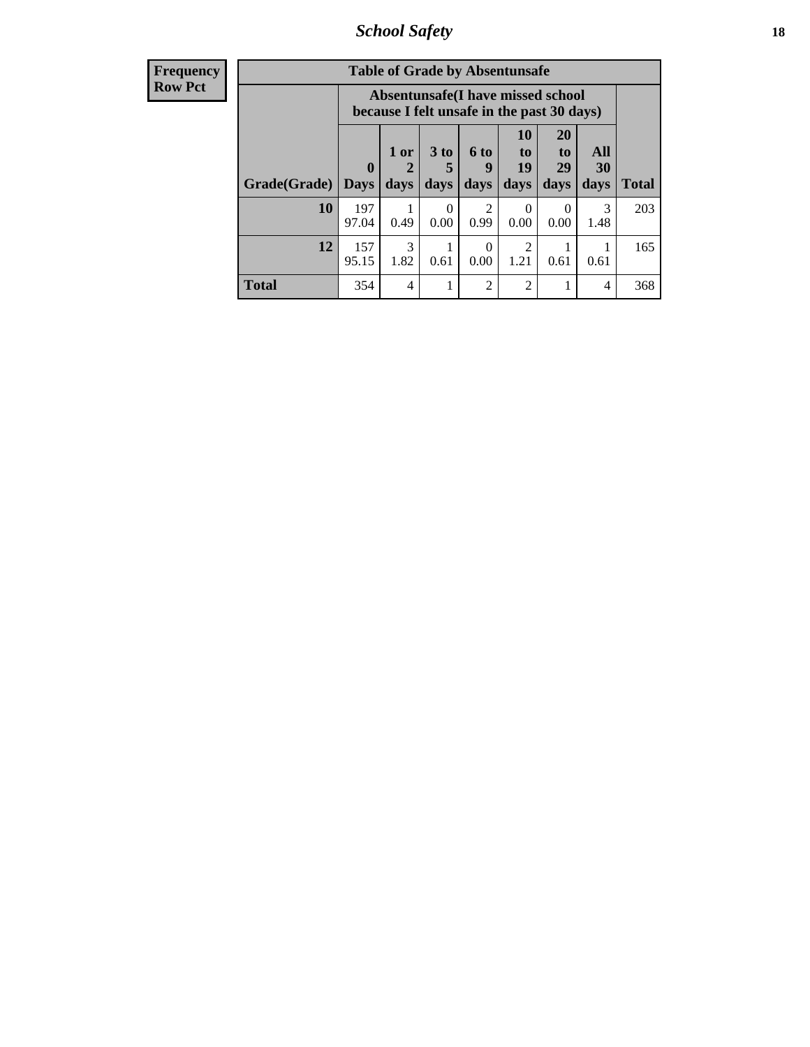| Frequency<br>Row Pct |
|---|

**Table of Grade by Absentunsafe**

| Grade(Grade) | Absentunsafe(I have missed school because I felt unsafe in the past 30 days) | | | | | | | Total |
|---|---|---|---|---|---|---|---|---|
| | 0 Days | 1 or 2 days | 3 to 5 days | 6 to 9 days | 10 to 19 days | 20 to 29 days | All 30 days | |
| **10** | 197<br>97.04 | 1<br>0.49 | 0<br>0.00 | 2<br>0.99 | 0<br>0.00 | 0<br>0.00 | 3<br>1.48 | 203 |
| **12** | 157<br>95.15 | 3<br>1.82 | 1<br>0.61 | 0<br>0.00 | 2<br>1.21 | 1<br>0.61 | 1<br>0.61 | 165 |
| **Total** | 354 | 4 | 1 | 2 | 2 | 1 | 4 | 368 |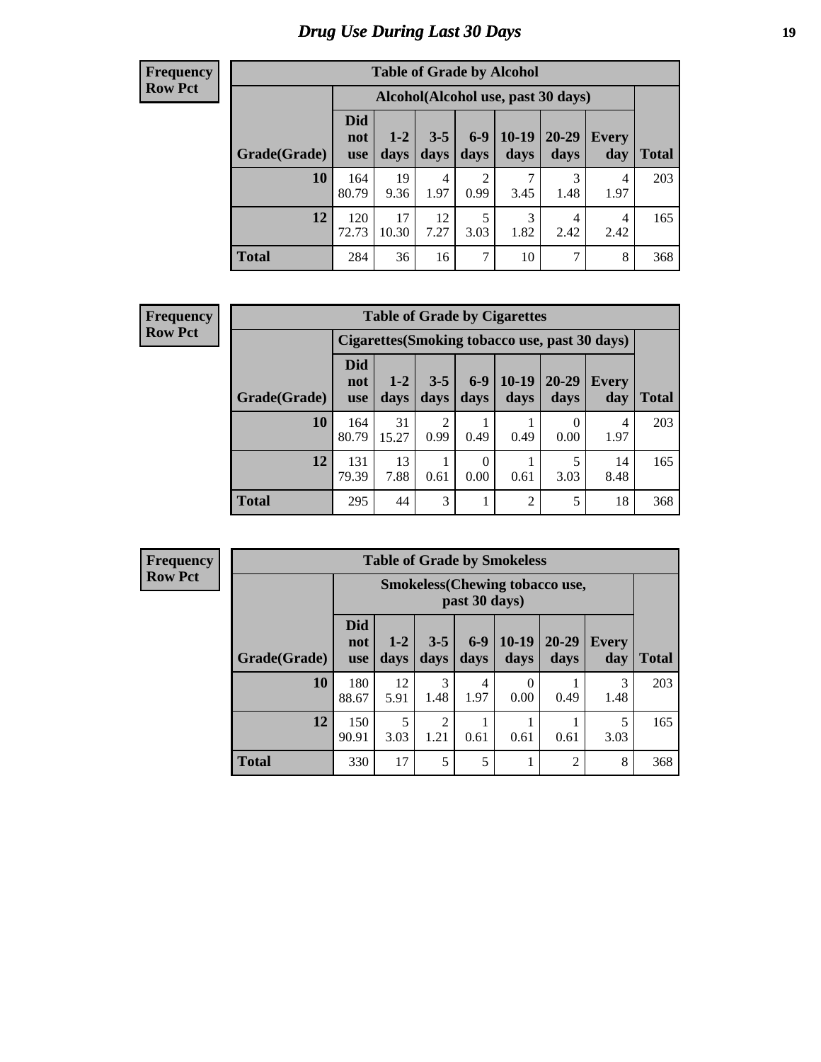# Drug Use During Last 30 Days

**Frequency**
**Row Pct**

| Table of Grade by Alcohol | | | | | | | | |
|---|---|---|---|---|---|---|---|---|
| | Alcohol(Alcohol use, past 30 days) | | | | | | | |
| Grade(Grade) | Did not use | 1-2 days | 3-5 days | 6-9 days | 10-19 days | 20-29 days | Every day | Total |
| 10 | 164<br>80.79 | 19<br>9.36 | 4<br>1.97 | 2<br>0.99 | 7<br>3.45 | 3<br>1.48 | 4<br>1.97 | 203 |
| 12 | 120<br>72.73 | 17<br>10.30 | 12<br>7.27 | 5<br>3.03 | 3<br>1.82 | 4<br>2.42 | 4<br>2.42 | 165 |
| Total | 284 | 36 | 16 | 7 | 10 | 7 | 8 | 368 |

**Frequency**
**Row Pct**

| Table of Grade by Cigarettes | | | | | | | | |
|---|---|---|---|---|---|---|---|---|
| | Cigarettes(Smoking tobacco use, past 30 days) | | | | | | | |
| Grade(Grade) | Did not use | 1-2 days | 3-5 days | 6-9 days | 10-19 days | 20-29 days | Every day | Total |
| 10 | 164<br>80.79 | 31<br>15.27 | 2<br>0.99 | 1<br>0.49 | 1<br>0.49 | 0<br>0.00 | 4<br>1.97 | 203 |
| 12 | 131<br>79.39 | 13<br>7.88 | 1<br>0.61 | 0<br>0.00 | 1<br>0.61 | 5<br>3.03 | 14<br>8.48 | 165 |
| Total | 295 | 44 | 3 | 1 | 2 | 5 | 18 | 368 |

**Frequency**
**Row Pct**

| Table of Grade by Smokeless | | | | | | | | |
|---|---|---|---|---|---|---|---|---|
| | Smokeless(Chewing tobacco use, past 30 days) | | | | | | | |
| Grade(Grade) | Did not use | 1-2 days | 3-5 days | 6-9 days | 10-19 days | 20-29 days | Every day | Total |
| 10 | 180<br>88.67 | 12<br>5.91 | 3<br>1.48 | 4<br>1.97 | 0<br>0.00 | 1<br>0.49 | 3<br>1.48 | 203 |
| 12 | 150<br>90.91 | 5<br>3.03 | 2<br>1.21 | 1<br>0.61 | 1<br>0.61 | 1<br>0.61 | 5<br>3.03 | 165 |
| Total | 330 | 17 | 5 | 5 | 1 | 2 | 8 | 368 |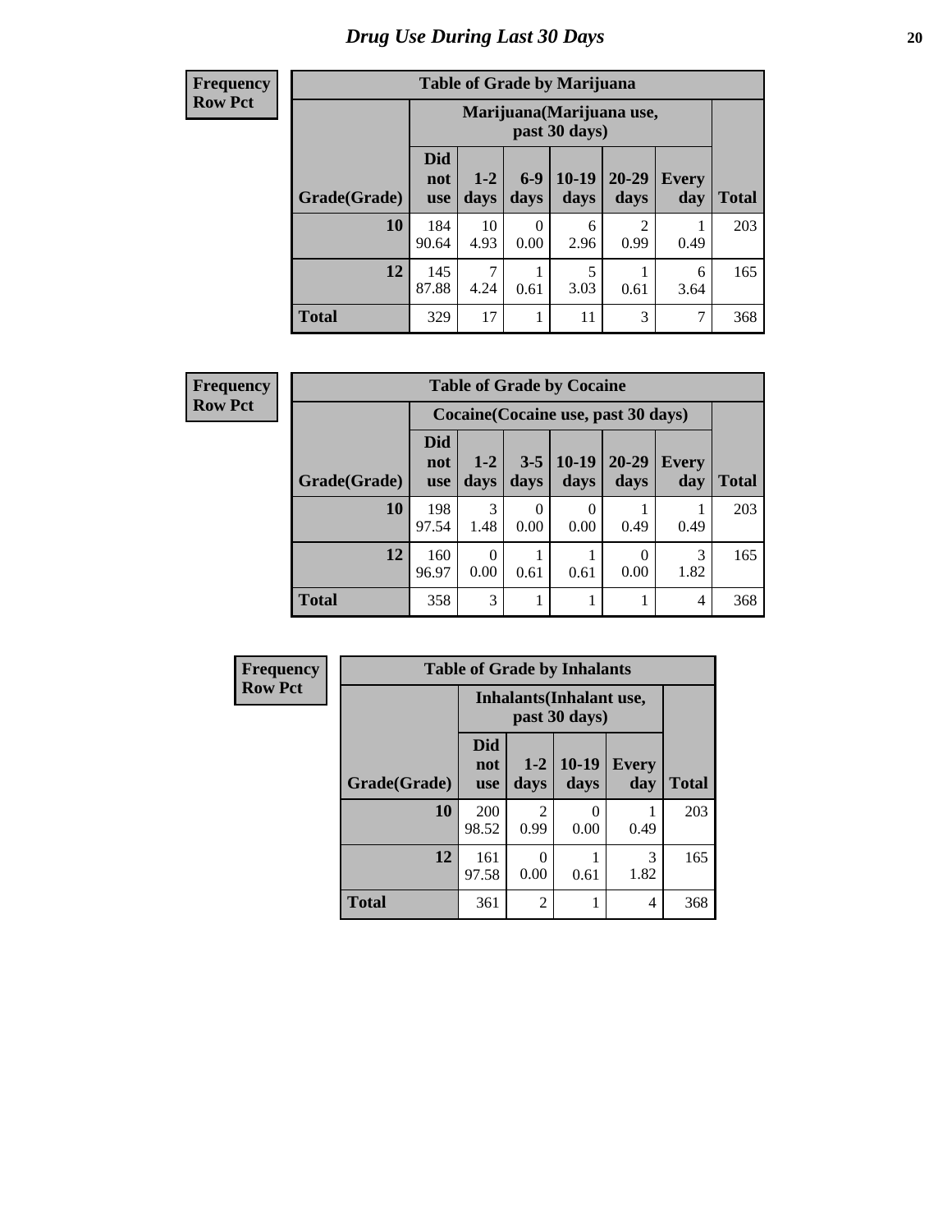# Drug Use During Last 30 Days

**Frequency**
**Row Pct**

**Table of Grade by Marijuana**

| Grade(Grade) | Marijuana(Marijuana use, past 30 days) | | | | | | Total |
|---|---|---|---|---|---|---|---|
| | Did not use | 1-2 days | 6-9 days | 10-19 days | 20-29 days | Every day | |
| **10** | 184<br>90.64 | 10<br>4.93 | 0<br>0.00 | 6<br>2.96 | 2<br>0.99 | 1<br>0.49 | 203 |
| **12** | 145<br>87.88 | 7<br>4.24 | 1<br>0.61 | 5<br>3.03 | 1<br>0.61 | 6<br>3.64 | 165 |
| **Total** | 329 | 17 | 1 | 11 | 3 | 7 | 368 |

**Frequency**
**Row Pct**

**Table of Grade by Cocaine**

| Grade(Grade) | Cocaine(Cocaine use, past 30 days) | | | | | | Total |
|---|---|---|---|---|---|---|---|
| | Did not use | 1-2 days | 3-5 days | 10-19 days | 20-29 days | Every day | |
| **10** | 198<br>97.54 | 3<br>1.48 | 0<br>0.00 | 0<br>0.00 | 1<br>0.49 | 1<br>0.49 | 203 |
| **12** | 160<br>96.97 | 0<br>0.00 | 1<br>0.61 | 1<br>0.61 | 0<br>0.00 | 3<br>1.82 | 165 |
| **Total** | 358 | 3 | 1 | 1 | 1 | 4 | 368 |

**Frequency**
**Row Pct**

**Table of Grade by Inhalants**

| Grade(Grade) | Inhalants(Inhalant use, past 30 days) | | | | Total |
|---|---|---|---|---|---|
| | Did not use | 1-2 days | 10-19 days | Every day | |
| **10** | 200<br>98.52 | 2<br>0.99 | 0<br>0.00 | 1<br>0.49 | 203 |
| **12** | 161<br>97.58 | 0<br>0.00 | 1<br>0.61 | 3<br>1.82 | 165 |
| **Total** | 361 | 2 | 1 | 4 | 368 |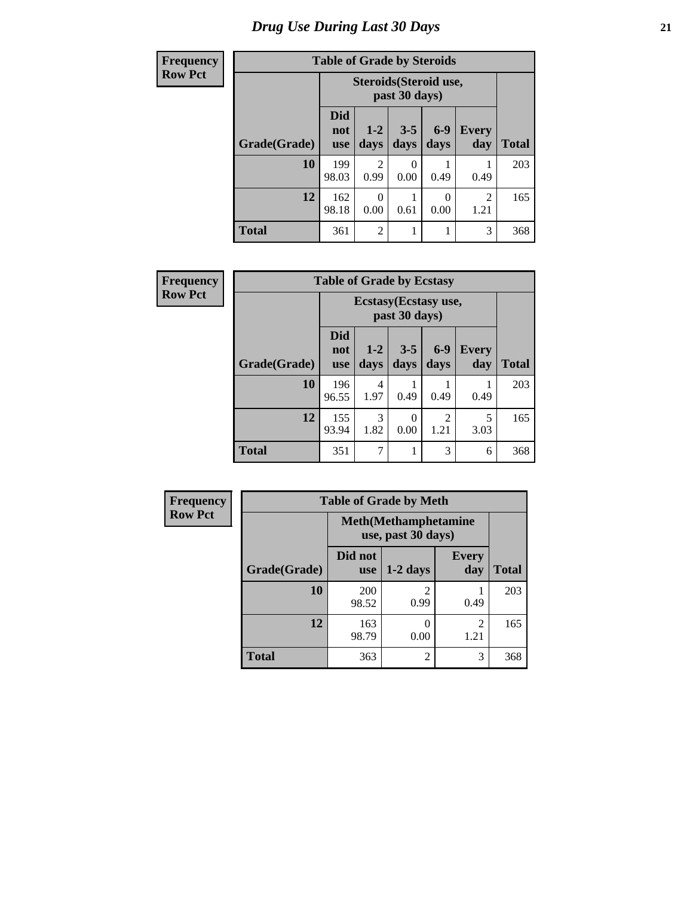# Drug Use During Last 30 Days

**Frequency**
**Row Pct**

**Table of Grade by Steroids**

| Grade(Grade) | Steroids(Steroid use, past 30 days) | | | | | Total |
|---|---|---|---|---|---|---|
| | Did not use | 1-2 days | 3-5 days | 6-9 days | Every day | |
| **10** | 199<br>98.03 | 2<br>0.99 | 0<br>0.00 | 1<br>0.49 | 1<br>0.49 | 203 |
| **12** | 162<br>98.18 | 0<br>0.00 | 1<br>0.61 | 0<br>0.00 | 2<br>1.21 | 165 |
| **Total** | 361 | 2 | 1 | 1 | 3 | 368 |

**Frequency**
**Row Pct**

**Table of Grade by Ecstasy**

| Grade(Grade) | Ecstasy(Ecstasy use, past 30 days) | | | | | Total |
|---|---|---|---|---|---|---|
| | Did not use | 1-2 days | 3-5 days | 6-9 days | Every day | |
| **10** | 196<br>96.55 | 4<br>1.97 | 1<br>0.49 | 1<br>0.49 | 1<br>0.49 | 203 |
| **12** | 155<br>93.94 | 3<br>1.82 | 0<br>0.00 | 2<br>1.21 | 5<br>3.03 | 165 |
| **Total** | 351 | 7 | 1 | 3 | 6 | 368 |

**Frequency**
**Row Pct**

**Table of Grade by Meth**

| Grade(Grade) | Meth(Methamphetamine use, past 30 days) | | | Total |
|---|---|---|---|---|
| | Did not use | 1-2 days | Every day | |
| **10** | 200<br>98.52 | 2<br>0.99 | 1<br>0.49 | 203 |
| **12** | 163<br>98.79 | 0<br>0.00 | 2<br>1.21 | 165 |
| **Total** | 363 | 2 | 3 | 368 |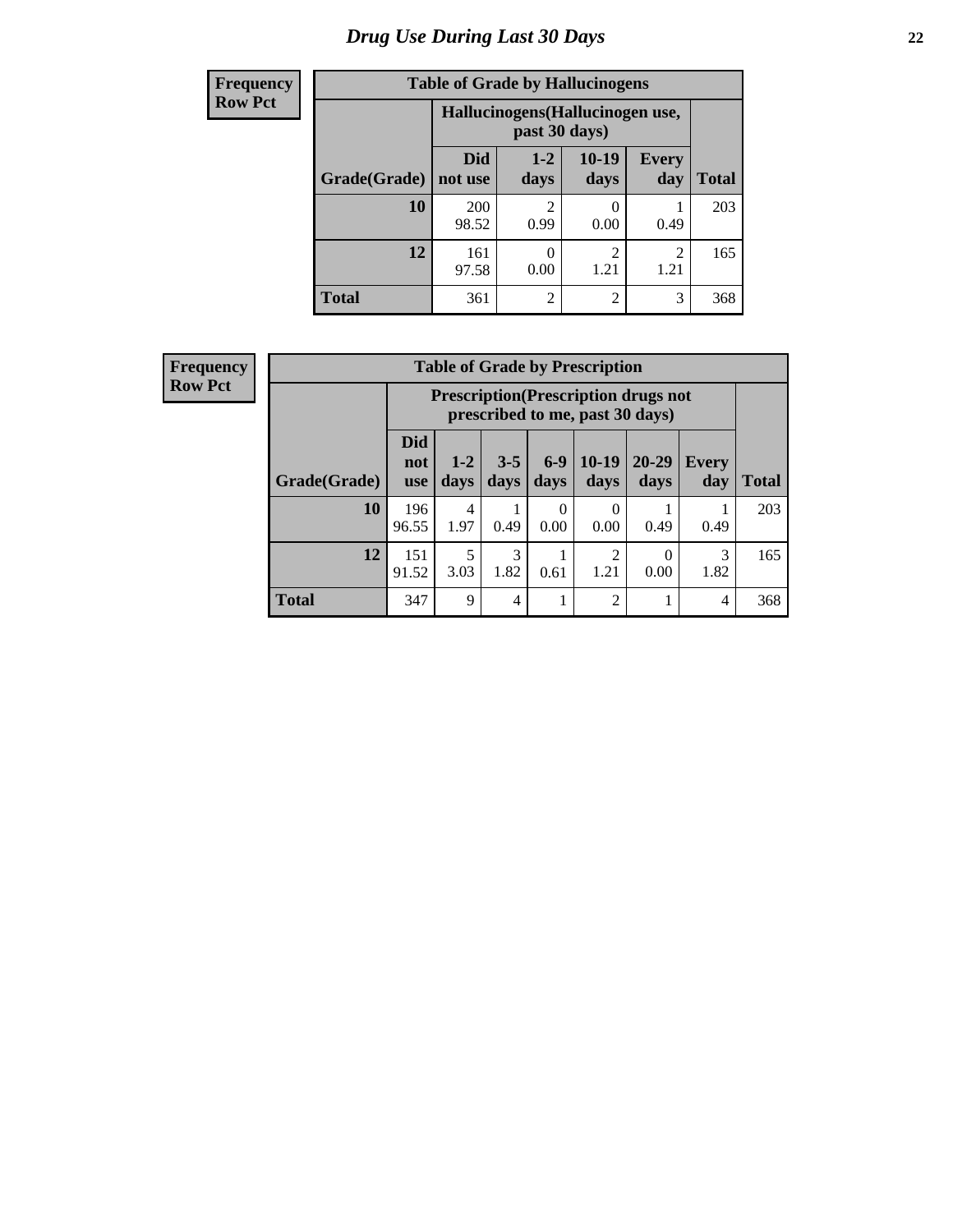# Drug Use During Last 30 Days

**Frequency**
**Row Pct**

| Table of Grade by Hallucinogens | | | | | |
|---|---|---|---|---|---|
| | Hallucinogens(Hallucinogen use, past 30 days) | | | | |
| Grade(Grade) | Did not use | 1-2 days | 10-19 days | Every day | Total |
| 10 | 200<br>98.52 | 2<br>0.99 | 0<br>0.00 | 1<br>0.49 | 203 |
| 12 | 161<br>97.58 | 0<br>0.00 | 2<br>1.21 | 2<br>1.21 | 165 |
| Total | 361 | 2 | 2 | 3 | 368 |

**Frequency**
**Row Pct**

| Table of Grade by Prescription | | | | | | | | |
|---|---|---|---|---|---|---|---|---|
| | Prescription(Prescription drugs not prescribed to me, past 30 days) | | | | | | | |
| Grade(Grade) | Did not use | 1-2 days | 3-5 days | 6-9 days | 10-19 days | 20-29 days | Every day | Total |
| 10 | 196<br>96.55 | 4<br>1.97 | 1<br>0.49 | 0<br>0.00 | 0<br>0.00 | 1<br>0.49 | 1<br>0.49 | 203 |
| 12 | 151<br>91.52 | 5<br>3.03 | 3<br>1.82 | 1<br>0.61 | 2<br>1.21 | 0<br>0.00 | 3<br>1.82 | 165 |
| Total | 347 | 9 | 4 | 1 | 2 | 1 | 4 | 368 |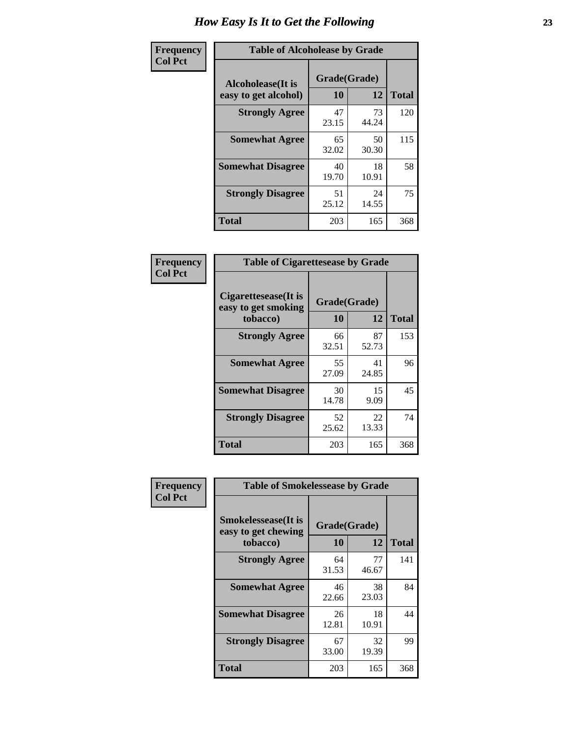# How Easy Is It to Get the Following

**Frequency**
**Col Pct**

| Table of Alcoholease by Grade | | | |
|---|---|---|---|
| Alcoholease(It is easy to get alcohol) | Grade(Grade) | | Total |
| | 10 | 12 | |
| Strongly Agree | 47<br>23.15 | 73<br>44.24 | 120 |
| Somewhat Agree | 65<br>32.02 | 50<br>30.30 | 115 |
| Somewhat Disagree | 40<br>19.70 | 18<br>10.91 | 58 |
| Strongly Disagree | 51<br>25.12 | 24<br>14.55 | 75 |
| Total | 203 | 165 | 368 |

**Frequency**
**Col Pct**

| Table of Cigarettesease by Grade | | | |
|---|---|---|---|
| Cigarettesease(It is easy to get smoking tobacco) | Grade(Grade) | | Total |
| | 10 | 12 | |
| Strongly Agree | 66<br>32.51 | 87<br>52.73 | 153 |
| Somewhat Agree | 55<br>27.09 | 41<br>24.85 | 96 |
| Somewhat Disagree | 30<br>14.78 | 15<br>9.09 | 45 |
| Strongly Disagree | 52<br>25.62 | 22<br>13.33 | 74 |
| Total | 203 | 165 | 368 |

**Frequency**
**Col Pct**

| Table of Smokelessease by Grade | | | |
|---|---|---|---|
| Smokelessease(It is easy to get chewing tobacco) | Grade(Grade) | | Total |
| | 10 | 12 | |
| Strongly Agree | 64<br>31.53 | 77<br>46.67 | 141 |
| Somewhat Agree | 46<br>22.66 | 38<br>23.03 | 84 |
| Somewhat Disagree | 26<br>12.81 | 18<br>10.91 | 44 |
| Strongly Disagree | 67<br>33.00 | 32<br>19.39 | 99 |
| Total | 203 | 165 | 368 |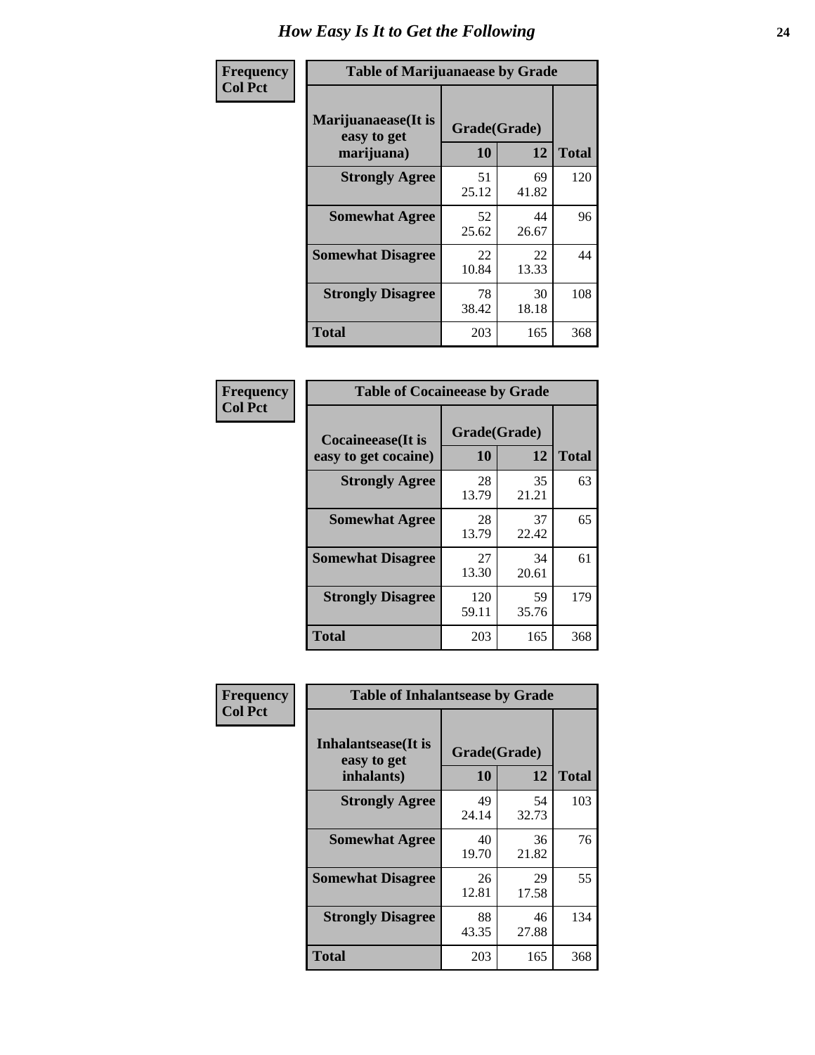# How Easy Is It to Get the Following

**Frequency**
**Col Pct**

| Table of Marijuanaease by Grade | | | |
|---|---|---|---|
| **Marijuanaease(It is easy to get marijuana)** | **Grade(Grade)** | | **Total** |
| | **10** | **12** | |
| **Strongly Agree** | 51<br>25.12 | 69<br>41.82 | 120 |
| **Somewhat Agree** | 52<br>25.62 | 44<br>26.67 | 96 |
| **Somewhat Disagree** | 22<br>10.84 | 22<br>13.33 | 44 |
| **Strongly Disagree** | 78<br>38.42 | 30<br>18.18 | 108 |
| **Total** | 203 | 165 | 368 |

**Frequency**
**Col Pct**

| Table of Cocaineease by Grade | | | |
|---|---|---|---|
| **Cocaineease(It is easy to get cocaine)** | **Grade(Grade)** | | **Total** |
| | **10** | **12** | |
| **Strongly Agree** | 28<br>13.79 | 35<br>21.21 | 63 |
| **Somewhat Agree** | 28<br>13.79 | 37<br>22.42 | 65 |
| **Somewhat Disagree** | 27<br>13.30 | 34<br>20.61 | 61 |
| **Strongly Disagree** | 120<br>59.11 | 59<br>35.76 | 179 |
| **Total** | 203 | 165 | 368 |

**Frequency**
**Col Pct**

| Table of Inhalantsease by Grade | | | |
|---|---|---|---|
| **Inhalantsease(It is easy to get inhalants)** | **Grade(Grade)** | | **Total** |
| | **10** | **12** | |
| **Strongly Agree** | 49<br>24.14 | 54<br>32.73 | 103 |
| **Somewhat Agree** | 40<br>19.70 | 36<br>21.82 | 76 |
| **Somewhat Disagree** | 26<br>12.81 | 29<br>17.58 | 55 |
| **Strongly Disagree** | 88<br>43.35 | 46<br>27.88 | 134 |
| **Total** | 203 | 165 | 368 |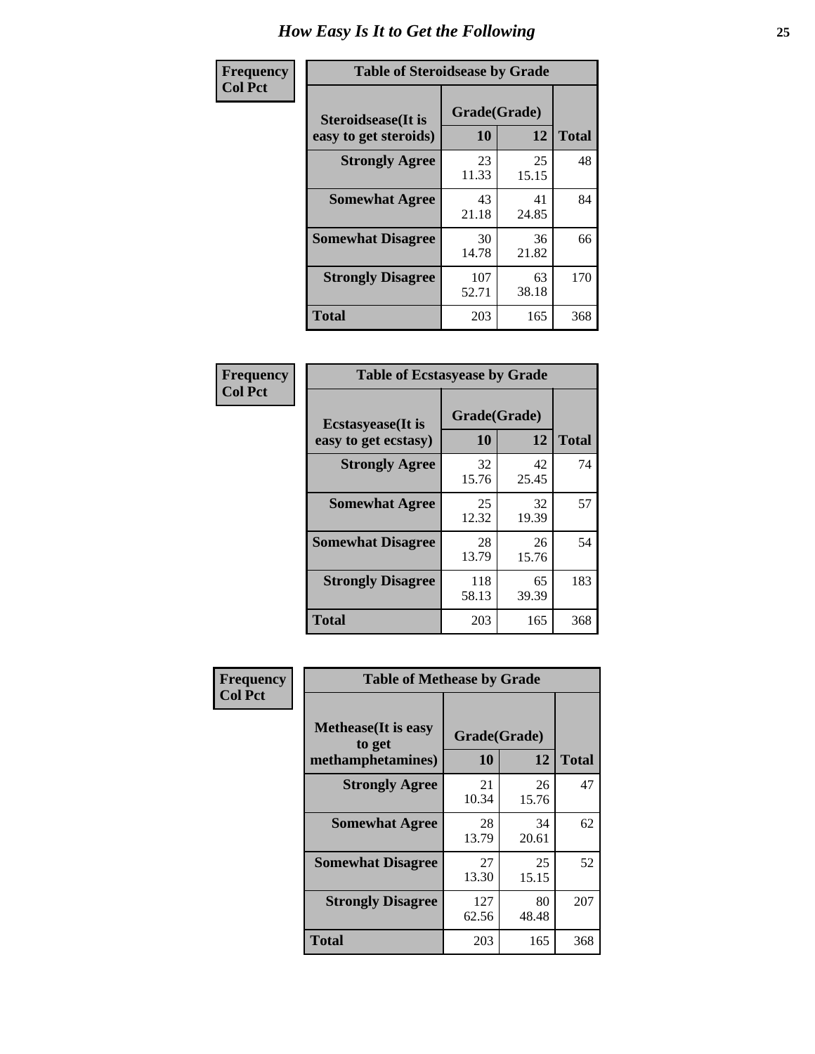# How Easy Is It to Get the Following

**Frequency**
**Col Pct**

| Steroidsease(It is easy to get steroids) | Grade(Grade) 10 | 12 | Total |
|---|---|---|---|
| **Strongly Agree** | 23<br>11.33 | 25<br>15.15 | 48 |
| **Somewhat Agree** | 43<br>21.18 | 41<br>24.85 | 84 |
| **Somewhat Disagree** | 30<br>14.78 | 36<br>21.82 | 66 |
| **Strongly Disagree** | 107<br>52.71 | 63<br>38.18 | 170 |
| **Total** | 203 | 165 | 368 |

Table of Steroidsease by Grade

**Frequency**
**Col Pct**

| Ecstasyease(It is easy to get ecstasy) | Grade(Grade) 10 | 12 | Total |
|---|---|---|---|
| **Strongly Agree** | 32<br>15.76 | 42<br>25.45 | 74 |
| **Somewhat Agree** | 25<br>12.32 | 32<br>19.39 | 57 |
| **Somewhat Disagree** | 28<br>13.79 | 26<br>15.76 | 54 |
| **Strongly Disagree** | 118<br>58.13 | 65<br>39.39 | 183 |
| **Total** | 203 | 165 | 368 |

Table of Ecstasyease by Grade

**Frequency**
**Col Pct**

| Methease(It is easy to get methamphetamines) | Grade(Grade) 10 | 12 | Total |
|---|---|---|---|
| **Strongly Agree** | 21<br>10.34 | 26<br>15.76 | 47 |
| **Somewhat Agree** | 28<br>13.79 | 34<br>20.61 | 62 |
| **Somewhat Disagree** | 27<br>13.30 | 25<br>15.15 | 52 |
| **Strongly Disagree** | 127<br>62.56 | 80<br>48.48 | 207 |
| **Total** | 203 | 165 | 368 |

Table of Methease by Grade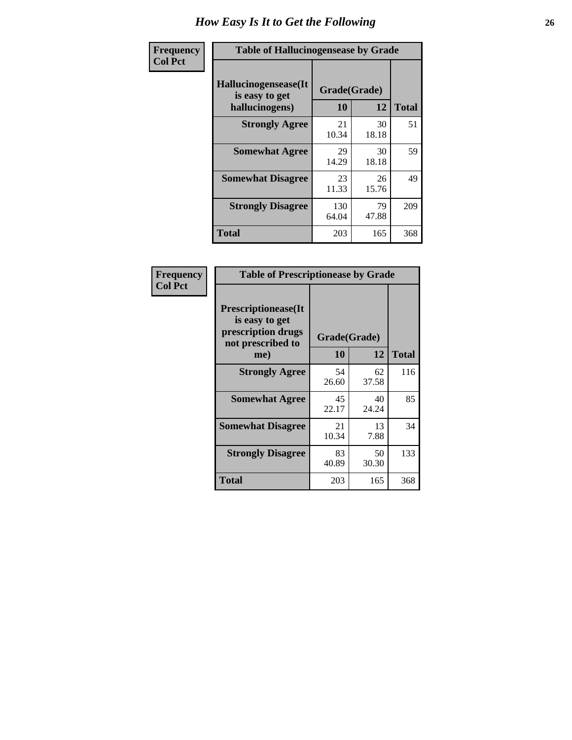# How Easy Is It to Get the Following

**Frequency**
**Col Pct**

| Table of Hallucinogensease by Grade | | | |
|---|---|---|---|
| Hallucinogensease(It is easy to get hallucinogens) | Grade(Grade) | | Total |
| | 10 | 12 | |
| **Strongly Agree** | 21<br>10.34 | 30<br>18.18 | 51 |
| **Somewhat Agree** | 29<br>14.29 | 30<br>18.18 | 59 |
| **Somewhat Disagree** | 23<br>11.33 | 26<br>15.76 | 49 |
| **Strongly Disagree** | 130<br>64.04 | 79<br>47.88 | 209 |
| **Total** | 203 | 165 | 368 |

**Frequency**
**Col Pct**

| Table of Prescriptionease by Grade | | | |
|---|---|---|---|
| Prescriptionease(It is easy to get prescription drugs not prescribed to me) | Grade(Grade) | | Total |
| | 10 | 12 | |
| **Strongly Agree** | 54<br>26.60 | 62<br>37.58 | 116 |
| **Somewhat Agree** | 45<br>22.17 | 40<br>24.24 | 85 |
| **Somewhat Disagree** | 21<br>10.34 | 13<br>7.88 | 34 |
| **Strongly Disagree** | 83<br>40.89 | 50<br>30.30 | 133 |
| **Total** | 203 | 165 | 368 |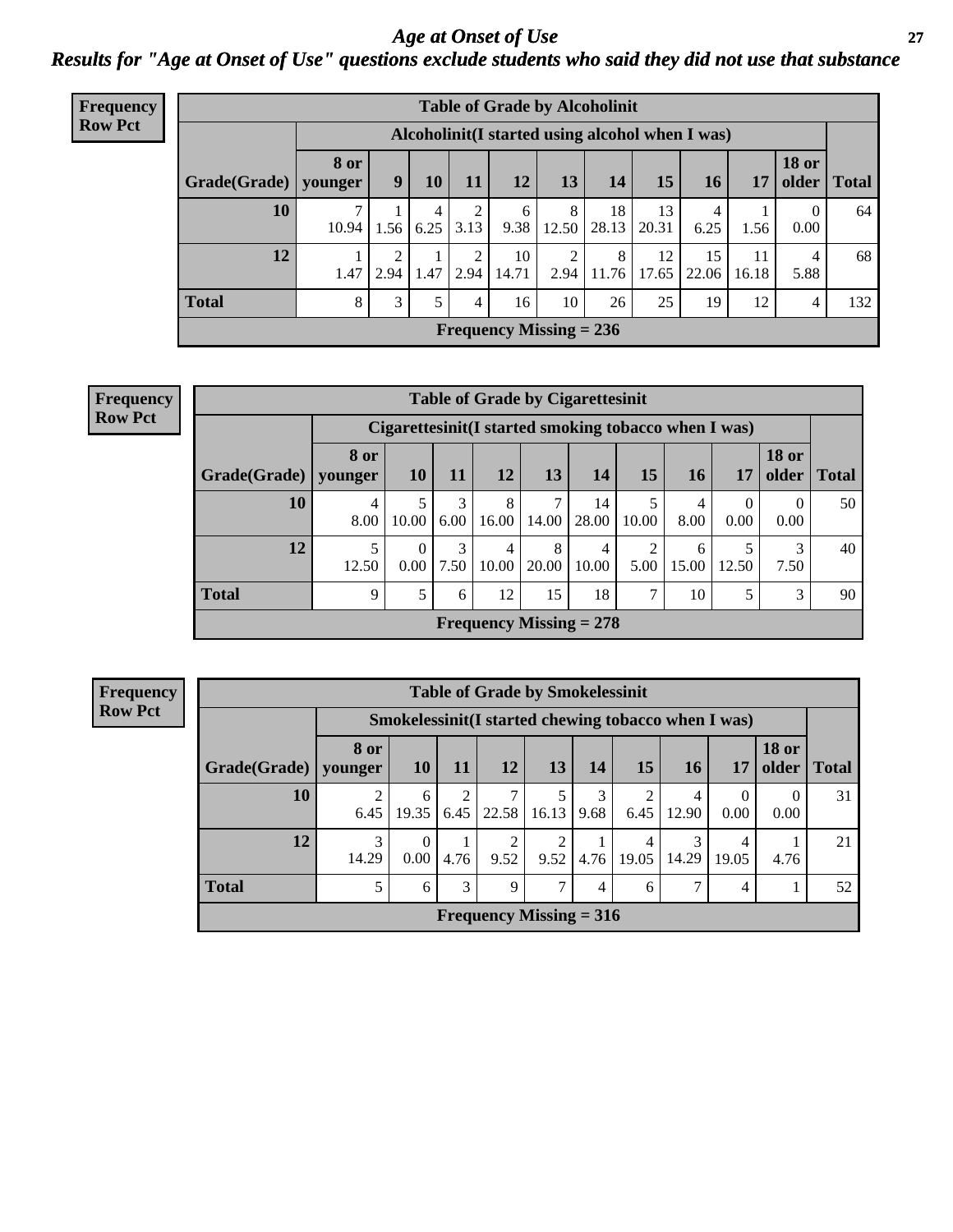# Age at Onset of Use

## Results for "Age at Onset of Use" questions exclude students who said they did not use that substance

**Frequency**
**Row Pct**

**Table of Grade by Alcoholinit**

| Grade(Grade) | Alcoholinit(I started using alcohol when I was) | | | | | | | | | | | Total |
|---|---|---|---|---|---|---|---|---|---|---|---|---|
| | 8 or younger | 9 | 10 | 11 | 12 | 13 | 14 | 15 | 16 | 17 | 18 or older | |
| **10** | 7<br>10.94 | 1<br>1.56 | 4<br>6.25 | 2<br>3.13 | 6<br>9.38 | 8<br>12.50 | 18<br>28.13 | 13<br>20.31 | 4<br>6.25 | 1<br>1.56 | 0<br>0.00 | 64 |
| **12** | 1<br>1.47 | 2<br>2.94 | 1<br>1.47 | 2<br>2.94 | 10<br>14.71 | 2<br>2.94 | 8<br>11.76 | 12<br>17.65 | 15<br>22.06 | 11<br>16.18 | 4<br>5.88 | 68 |
| **Total** | 8 | 3 | 5 | 4 | 16 | 10 | 26 | 25 | 19 | 12 | 4 | 132 |

**Frequency Missing = 236**

**Frequency**
**Row Pct**

**Table of Grade by Cigarettesinit**

| Grade(Grade) | Cigarettesinit(I started smoking tobacco when I was) | | | | | | | | | | Total |
|---|---|---|---|---|---|---|---|---|---|---|---|
| | 8 or younger | 10 | 11 | 12 | 13 | 14 | 15 | 16 | 17 | 18 or older | |
| **10** | 4<br>8.00 | 5<br>10.00 | 3<br>6.00 | 8<br>16.00 | 7<br>14.00 | 14<br>28.00 | 5<br>10.00 | 4<br>8.00 | 0<br>0.00 | 0<br>0.00 | 50 |
| **12** | 5<br>12.50 | 0<br>0.00 | 3<br>7.50 | 4<br>10.00 | 8<br>20.00 | 4<br>10.00 | 2<br>5.00 | 6<br>15.00 | 5<br>12.50 | 3<br>7.50 | 40 |
| **Total** | 9 | 5 | 6 | 12 | 15 | 18 | 7 | 10 | 5 | 3 | 90 |

**Frequency Missing = 278**

**Frequency**
**Row Pct**

**Table of Grade by Smokelessinit**

| Grade(Grade) | Smokelessinit(I started chewing tobacco when I was) | | | | | | | | | | Total |
|---|---|---|---|---|---|---|---|---|---|---|---|
| | 8 or younger | 10 | 11 | 12 | 13 | 14 | 15 | 16 | 17 | 18 or older | |
| **10** | 2<br>6.45 | 6<br>19.35 | 2<br>6.45 | 7<br>22.58 | 5<br>16.13 | 3<br>9.68 | 2<br>6.45 | 4<br>12.90 | 0<br>0.00 | 0<br>0.00 | 31 |
| **12** | 3<br>14.29 | 0<br>0.00 | 1<br>4.76 | 2<br>9.52 | 2<br>9.52 | 1<br>4.76 | 4<br>19.05 | 3<br>14.29 | 4<br>19.05 | 1<br>4.76 | 21 |
| **Total** | 5 | 6 | 3 | 9 | 7 | 4 | 6 | 7 | 4 | 1 | 52 |

**Frequency Missing = 316**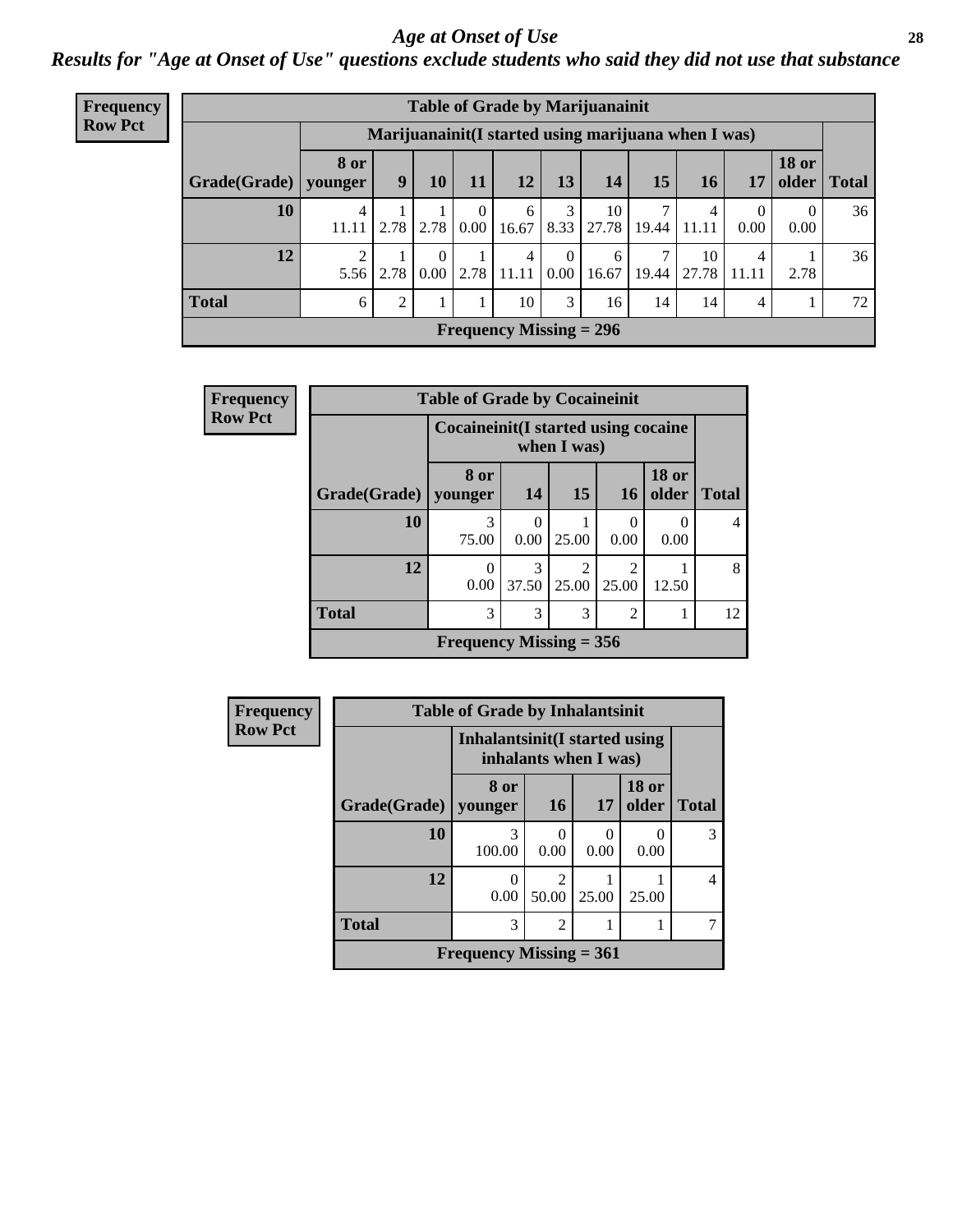## Age at Onset of Use

***Results for "Age at Onset of Use" questions exclude students who said they did not use that substance***

**Frequency**
**Row Pct**

| Table of Grade by Marijuanainit | | | | | | | | | | | | |
|---|---|---|---|---|---|---|---|---|---|---|---|---|
| | Marijuanainit(I started using marijuana when I was) | | | | | | | | | | | |
| Grade(Grade) | 8 or younger | 9 | 10 | 11 | 12 | 13 | 14 | 15 | 16 | 17 | 18 or older | Total |
| 10 | 4<br>11.11 | 1<br>2.78 | 1<br>2.78 | 0<br>0.00 | 6<br>16.67 | 3<br>8.33 | 10<br>27.78 | 7<br>19.44 | 4<br>11.11 | 0<br>0.00 | 0<br>0.00 | 36 |
| 12 | 2<br>5.56 | 1<br>2.78 | 0<br>0.00 | 1<br>2.78 | 4<br>11.11 | 0<br>0.00 | 6<br>16.67 | 7<br>19.44 | 10<br>27.78 | 4<br>11.11 | 1<br>2.78 | 36 |
| Total | 6 | 2 | 1 | 1 | 10 | 3 | 16 | 14 | 14 | 4 | 1 | 72 |
| Frequency Missing = 296 | | | | | | | | | | | | |

**Frequency**
**Row Pct**

| Table of Grade by Cocaineinit | | | | | | |
|---|---|---|---|---|---|---|
| | Cocaineinit(I started using cocaine when I was) | | | | | |
| Grade(Grade) | 8 or younger | 14 | 15 | 16 | 18 or older | Total |
| 10 | 3<br>75.00 | 0<br>0.00 | 1<br>25.00 | 0<br>0.00 | 0<br>0.00 | 4 |
| 12 | 0<br>0.00 | 3<br>37.50 | 2<br>25.00 | 2<br>25.00 | 1<br>12.50 | 8 |
| Total | 3 | 3 | 3 | 2 | 1 | 12 |
| Frequency Missing = 356 | | | | | | |

**Frequency**
**Row Pct**

| Table of Grade by Inhalantsinit | | | | | |
|---|---|---|---|---|---|
| | Inhalantsinit(I started using inhalants when I was) | | | | |
| Grade(Grade) | 8 or younger | 16 | 17 | 18 or older | Total |
| 10 | 3<br>100.00 | 0<br>0.00 | 0<br>0.00 | 0<br>0.00 | 3 |
| 12 | 0<br>0.00 | 2<br>50.00 | 1<br>25.00 | 1<br>25.00 | 4 |
| Total | 3 | 2 | 1 | 1 | 7 |
| Frequency Missing = 361 | | | | | |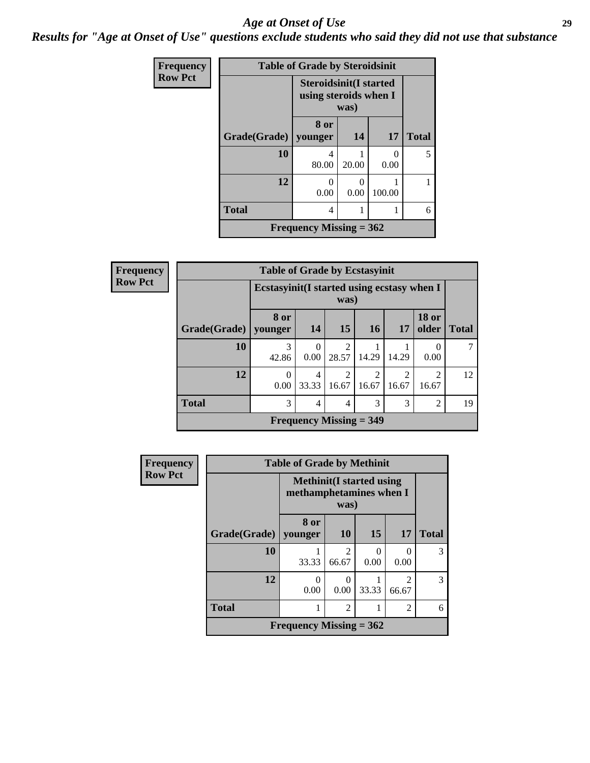# *Age at Onset of Use*

***Results for "Age at Onset of Use" questions exclude students who said they did not use that substance***

**Frequency**
**Row Pct**

**Table of Grade by Steroidsinit**

| Grade(Grade) | Steroidsinit(I started using steroids when I was) | | | Total |
|---|---|---|---|---|
| | 8 or younger | 14 | 17 | |
| **10** | 4<br>80.00 | 1<br>20.00 | 0<br>0.00 | 5 |
| **12** | 0<br>0.00 | 0<br>0.00 | 1<br>100.00 | 1 |
| **Total** | 4 | 1 | 1 | 6 |

**Frequency Missing = 362**

**Frequency**
**Row Pct**

**Table of Grade by Ecstasyinit**

| Grade(Grade) | Ecstasyinit(I started using ecstasy when I was) | | | | | | Total |
|---|---|---|---|---|---|---|---|
| | 8 or younger | 14 | 15 | 16 | 17 | 18 or older | |
| **10** | 3<br>42.86 | 0<br>0.00 | 2<br>28.57 | 1<br>14.29 | 1<br>14.29 | 0<br>0.00 | 7 |
| **12** | 0<br>0.00 | 4<br>33.33 | 2<br>16.67 | 2<br>16.67 | 2<br>16.67 | 2<br>16.67 | 12 |
| **Total** | 3 | 4 | 4 | 3 | 3 | 2 | 19 |

**Frequency Missing = 349**

**Frequency**
**Row Pct**

**Table of Grade by Methinit**

| Grade(Grade) | Methinit(I started using methamphetamines when I was) | | | | Total |
|---|---|---|---|---|---|
| | 8 or younger | 10 | 15 | 17 | |
| **10** | 1<br>33.33 | 2<br>66.67 | 0<br>0.00 | 0<br>0.00 | 3 |
| **12** | 0<br>0.00 | 0<br>0.00 | 1<br>33.33 | 2<br>66.67 | 3 |
| **Total** | 1 | 2 | 1 | 2 | 6 |

**Frequency Missing = 362**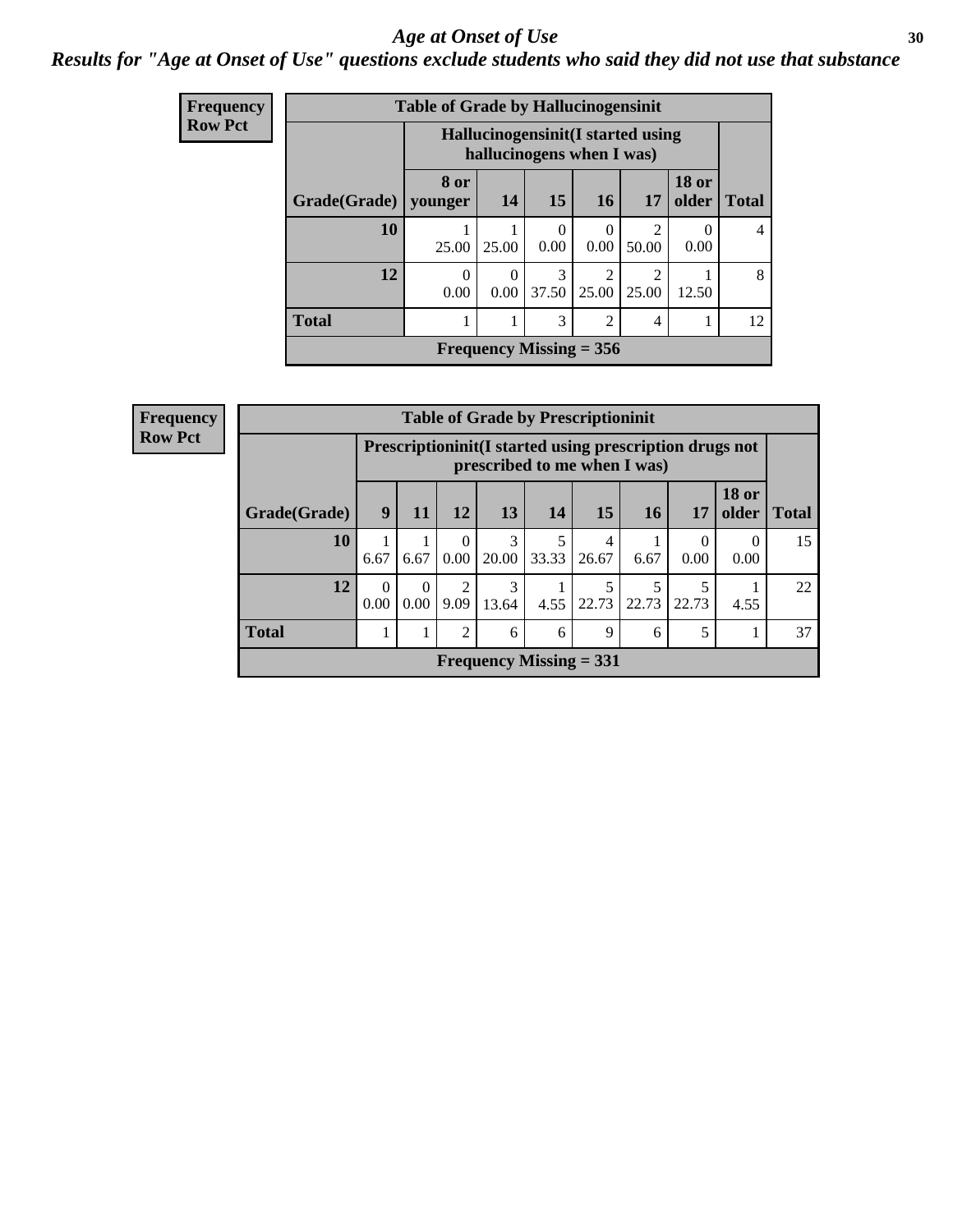# Age at Onset of Use

*Results for "Age at Onset of Use" questions exclude students who said they did not use that substance*

**Frequency / Row Pct**

**Table of Grade by Hallucinogensinit**

| Grade(Grade) | Hallucinogensinit(I started using hallucinogens when I was) | | | | | | Total |
|---|---|---|---|---|---|---|---|
| | 8 or younger | 14 | 15 | 16 | 17 | 18 or older | |
| 10 | 1<br>25.00 | 1<br>25.00 | 0<br>0.00 | 0<br>0.00 | 2<br>50.00 | 0<br>0.00 | 4 |
| 12 | 0<br>0.00 | 0<br>0.00 | 3<br>37.50 | 2<br>25.00 | 2<br>25.00 | 1<br>12.50 | 8 |
| Total | 1 | 1 | 3 | 2 | 4 | 1 | 12 |

Frequency Missing = 356

**Frequency / Row Pct**

**Table of Grade by Prescriptioninit**

| Grade(Grade) | Prescriptioninit(I started using prescription drugs not prescribed to me when I was) | | | | | | | | | Total |
|---|---|---|---|---|---|---|---|---|---|---|
| | 9 | 11 | 12 | 13 | 14 | 15 | 16 | 17 | 18 or older | |
| 10 | 1<br>6.67 | 1<br>6.67 | 0<br>0.00 | 3<br>20.00 | 5<br>33.33 | 4<br>26.67 | 1<br>6.67 | 0<br>0.00 | 0<br>0.00 | 15 |
| 12 | 0<br>0.00 | 0<br>0.00 | 2<br>9.09 | 3<br>13.64 | 1<br>4.55 | 5<br>22.73 | 5<br>22.73 | 5<br>22.73 | 1<br>4.55 | 22 |
| Total | 1 | 1 | 2 | 6 | 6 | 9 | 6 | 5 | 1 | 37 |

Frequency Missing = 331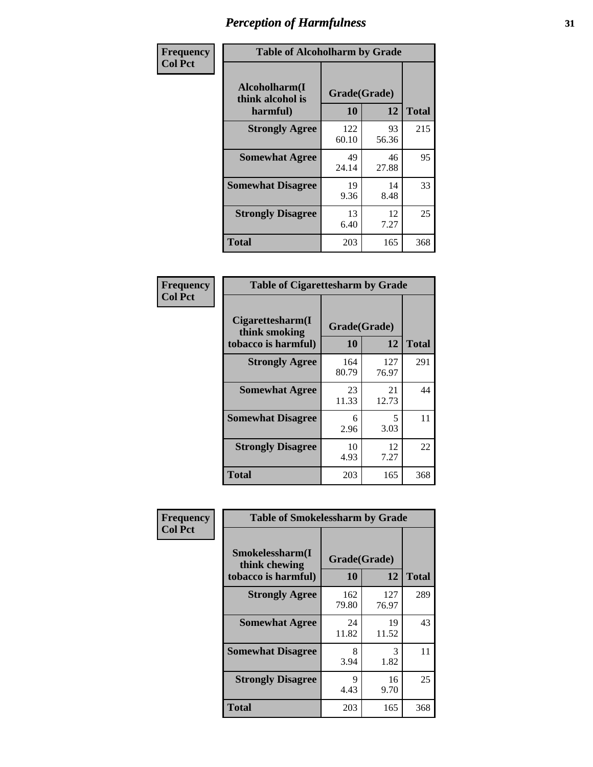# Perception of Harmfulness

| Frequency<br>Col Pct | Table of Alcoholharm by Grade | | |
|---|---|---|---|
| Alcoholharm(I think alcohol is harmful) | Grade(Grade) | | |
| | 10 | 12 | Total |
| Strongly Agree | 122<br>60.10 | 93<br>56.36 | 215 |
| Somewhat Agree | 49<br>24.14 | 46<br>27.88 | 95 |
| Somewhat Disagree | 19<br>9.36 | 14<br>8.48 | 33 |
| Strongly Disagree | 13<br>6.40 | 12<br>7.27 | 25 |
| Total | 203 | 165 | 368 |

| Frequency<br>Col Pct | Table of Cigarettesharm by Grade | | |
|---|---|---|---|
| Cigarettesharm(I think smoking tobacco is harmful) | Grade(Grade) | | |
| | 10 | 12 | Total |
| Strongly Agree | 164<br>80.79 | 127<br>76.97 | 291 |
| Somewhat Agree | 23<br>11.33 | 21<br>12.73 | 44 |
| Somewhat Disagree | 6<br>2.96 | 5<br>3.03 | 11 |
| Strongly Disagree | 10<br>4.93 | 12<br>7.27 | 22 |
| Total | 203 | 165 | 368 |

| Frequency<br>Col Pct | Table of Smokelessharm by Grade | | |
|---|---|---|---|
| Smokelessharm(I think chewing tobacco is harmful) | Grade(Grade) | | |
| | 10 | 12 | Total |
| Strongly Agree | 162<br>79.80 | 127<br>76.97 | 289 |
| Somewhat Agree | 24<br>11.82 | 19<br>11.52 | 43 |
| Somewhat Disagree | 8<br>3.94 | 3<br>1.82 | 11 |
| Strongly Disagree | 9<br>4.43 | 16<br>9.70 | 25 |
| Total | 203 | 165 | 368 |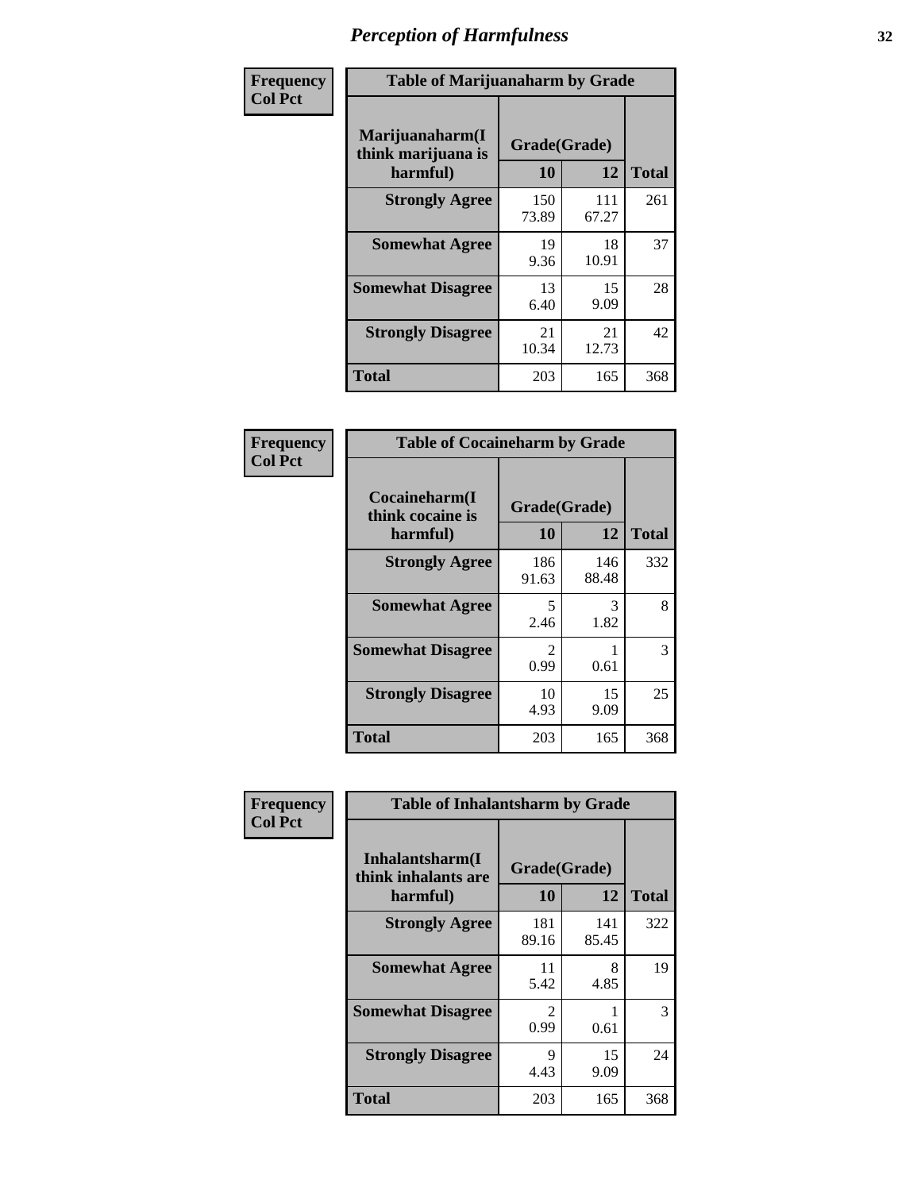# Perception of Harmfulness

**Frequency**
**Col Pct**

| Table of Marijuanaharm by Grade | | | |
|---|---|---|---|
| Marijuanaharm(I think marijuana is harmful) | Grade(Grade) | | |
| | 10 | 12 | Total |
| Strongly Agree | 150<br>73.89 | 111<br>67.27 | 261 |
| Somewhat Agree | 19<br>9.36 | 18<br>10.91 | 37 |
| Somewhat Disagree | 13<br>6.40 | 15<br>9.09 | 28 |
| Strongly Disagree | 21<br>10.34 | 21<br>12.73 | 42 |
| Total | 203 | 165 | 368 |

**Frequency**
**Col Pct**

| Table of Cocaineharm by Grade | | | |
|---|---|---|---|
| Cocaineharm(I think cocaine is harmful) | Grade(Grade) | | |
| | 10 | 12 | Total |
| Strongly Agree | 186<br>91.63 | 146<br>88.48 | 332 |
| Somewhat Agree | 5<br>2.46 | 3<br>1.82 | 8 |
| Somewhat Disagree | 2<br>0.99 | 1<br>0.61 | 3 |
| Strongly Disagree | 10<br>4.93 | 15<br>9.09 | 25 |
| Total | 203 | 165 | 368 |

**Frequency**
**Col Pct**

| Table of Inhalantsharm by Grade | | | |
|---|---|---|---|
| Inhalantsharm(I think inhalants are harmful) | Grade(Grade) | | |
| | 10 | 12 | Total |
| Strongly Agree | 181<br>89.16 | 141<br>85.45 | 322 |
| Somewhat Agree | 11<br>5.42 | 8<br>4.85 | 19 |
| Somewhat Disagree | 2<br>0.99 | 1<br>0.61 | 3 |
| Strongly Disagree | 9<br>4.43 | 15<br>9.09 | 24 |
| Total | 203 | 165 | 368 |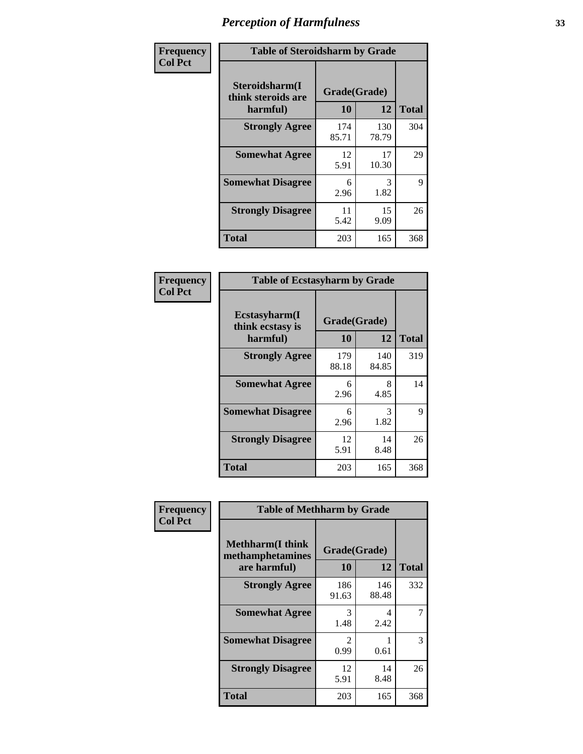# Perception of Harmfulness

**Frequency**
**Col Pct**

**Table of Steroidsharm by Grade**

| Steroidsharm(I think steroids are harmful) | Grade(Grade) 10 | 12 | Total |
|---|---|---|---|
| **Strongly Agree** | 174<br>85.71 | 130<br>78.79 | 304 |
| **Somewhat Agree** | 12<br>5.91 | 17<br>10.30 | 29 |
| **Somewhat Disagree** | 6<br>2.96 | 3<br>1.82 | 9 |
| **Strongly Disagree** | 11<br>5.42 | 15<br>9.09 | 26 |
| **Total** | 203 | 165 | 368 |

**Frequency**
**Col Pct**

**Table of Ecstasyharm by Grade**

| Ecstasyharm(I think ecstasy is harmful) | Grade(Grade) 10 | 12 | Total |
|---|---|---|---|
| **Strongly Agree** | 179<br>88.18 | 140<br>84.85 | 319 |
| **Somewhat Agree** | 6<br>2.96 | 8<br>4.85 | 14 |
| **Somewhat Disagree** | 6<br>2.96 | 3<br>1.82 | 9 |
| **Strongly Disagree** | 12<br>5.91 | 14<br>8.48 | 26 |
| **Total** | 203 | 165 | 368 |

**Frequency**
**Col Pct**

**Table of Methharm by Grade**

| Methharm(I think methamphetamines are harmful) | Grade(Grade) 10 | 12 | Total |
|---|---|---|---|
| **Strongly Agree** | 186<br>91.63 | 146<br>88.48 | 332 |
| **Somewhat Agree** | 3<br>1.48 | 4<br>2.42 | 7 |
| **Somewhat Disagree** | 2<br>0.99 | 1<br>0.61 | 3 |
| **Strongly Disagree** | 12<br>5.91 | 14<br>8.48 | 26 |
| **Total** | 203 | 165 | 368 |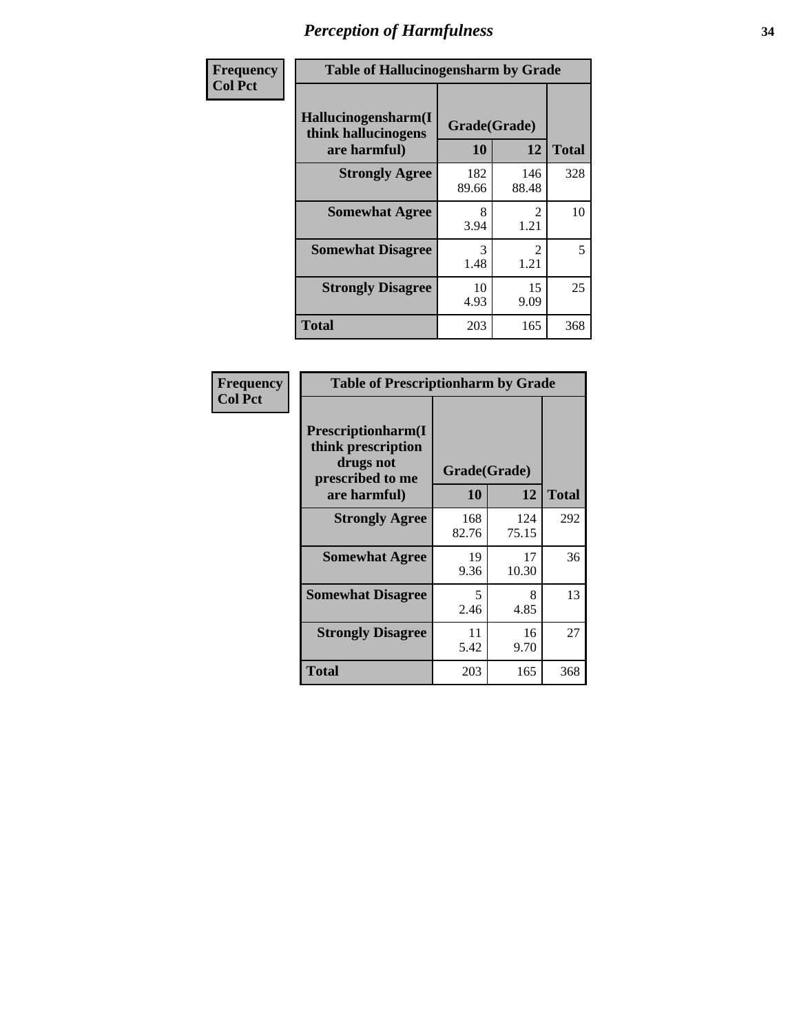# Perception of Harmfulness

| Frequency<br>Col Pct | Table of Hallucinogensharm by Grade | | |
|---|---|---|---|
| Hallucinogensharm(I think hallucinogens are harmful) | Grade(Grade) | | Total |
| | 10 | 12 | |
| Strongly Agree | 182<br>89.66 | 146<br>88.48 | 328 |
| Somewhat Agree | 8<br>3.94 | 2<br>1.21 | 10 |
| Somewhat Disagree | 3<br>1.48 | 2<br>1.21 | 5 |
| Strongly Disagree | 10<br>4.93 | 15<br>9.09 | 25 |
| Total | 203 | 165 | 368 |

| Frequency<br>Col Pct | Table of Prescriptionharm by Grade | | |
|---|---|---|---|
| Prescriptionharm(I think prescription drugs not prescribed to me are harmful) | Grade(Grade) | | Total |
| | 10 | 12 | |
| Strongly Agree | 168<br>82.76 | 124<br>75.15 | 292 |
| Somewhat Agree | 19<br>9.36 | 17<br>10.30 | 36 |
| Somewhat Disagree | 5<br>2.46 | 8<br>4.85 | 13 |
| Strongly Disagree | 11<br>5.42 | 16<br>9.70 | 27 |
| Total | 203 | 165 | 368 |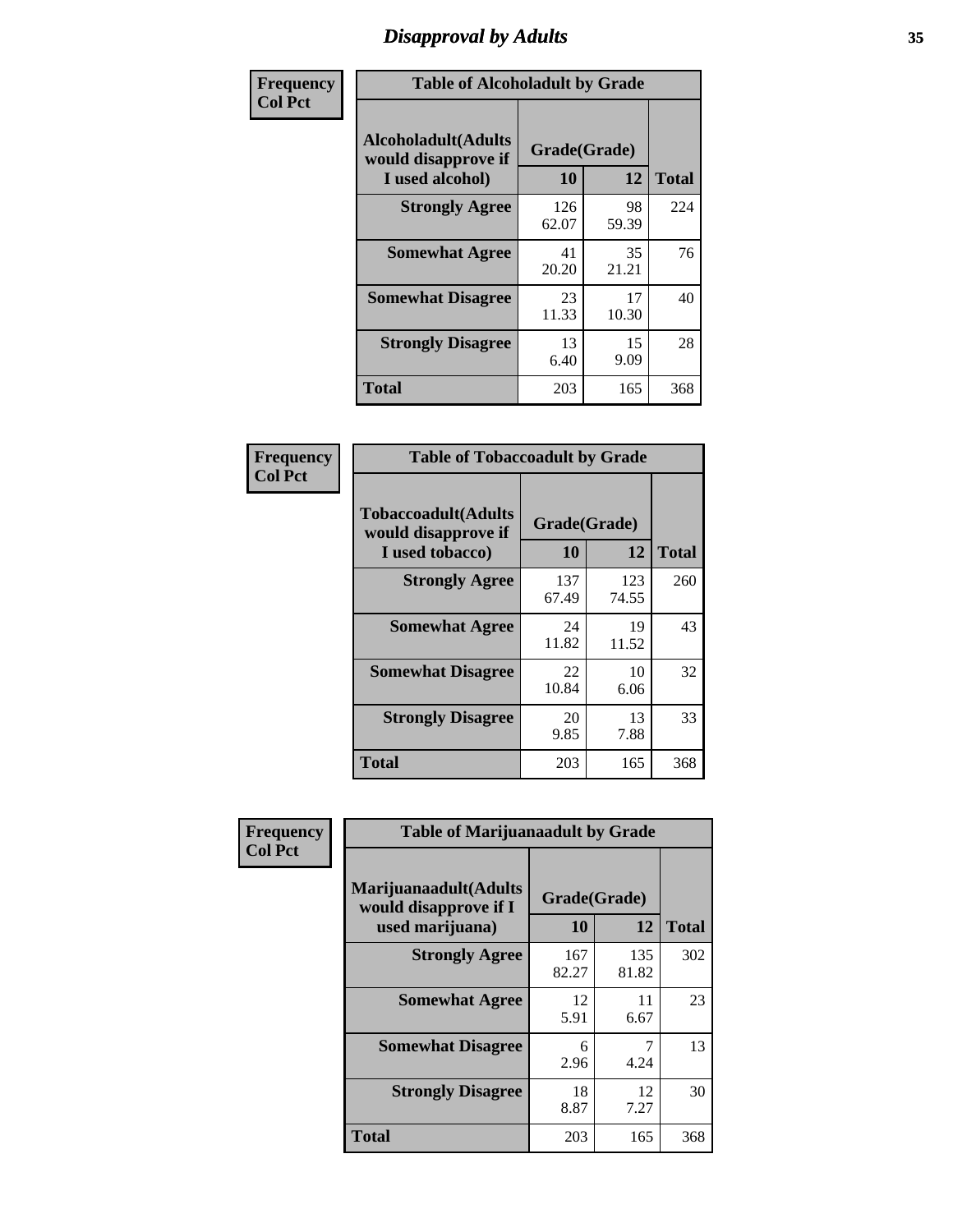# Disapproval by Adults

**Frequency**
**Col Pct**

**Table of Alcoholadult by Grade**

| Alcoholadult(Adults would disapprove if I used alcohol) | Grade(Grade) 10 | 12 | Total |
|---|---|---|---|
| **Strongly Agree** | 126<br>62.07 | 98<br>59.39 | 224 |
| **Somewhat Agree** | 41<br>20.20 | 35<br>21.21 | 76 |
| **Somewhat Disagree** | 23<br>11.33 | 17<br>10.30 | 40 |
| **Strongly Disagree** | 13<br>6.40 | 15<br>9.09 | 28 |
| **Total** | 203 | 165 | 368 |

**Frequency**
**Col Pct**

**Table of Tobaccoadult by Grade**

| Tobaccoadult(Adults would disapprove if I used tobacco) | Grade(Grade) 10 | 12 | Total |
|---|---|---|---|
| **Strongly Agree** | 137<br>67.49 | 123<br>74.55 | 260 |
| **Somewhat Agree** | 24<br>11.82 | 19<br>11.52 | 43 |
| **Somewhat Disagree** | 22<br>10.84 | 10<br>6.06 | 32 |
| **Strongly Disagree** | 20<br>9.85 | 13<br>7.88 | 33 |
| **Total** | 203 | 165 | 368 |

**Frequency**
**Col Pct**

**Table of Marijuanaadult by Grade**

| Marijuanaadult(Adults would disapprove if I used marijuana) | Grade(Grade) 10 | 12 | Total |
|---|---|---|---|
| **Strongly Agree** | 167<br>82.27 | 135<br>81.82 | 302 |
| **Somewhat Agree** | 12<br>5.91 | 11<br>6.67 | 23 |
| **Somewhat Disagree** | 6<br>2.96 | 7<br>4.24 | 13 |
| **Strongly Disagree** | 18<br>8.87 | 12<br>7.27 | 30 |
| **Total** | 203 | 165 | 368 |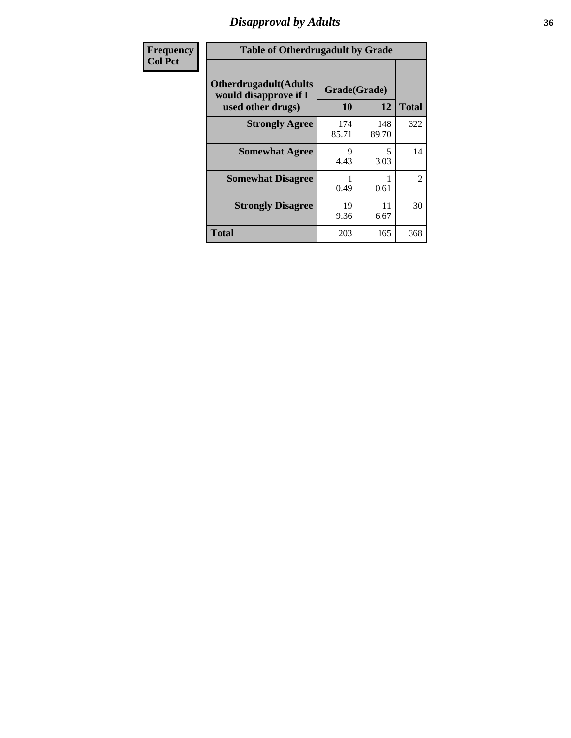## Disapproval by Adults

| Frequency<br>Col Pct | | | |
|---|---|---|---|

**Table of Otherdrugadult by Grade**

| Otherdrugadult(Adults would disapprove if I used other drugs) | Grade(Grade) 10 | 12 | Total |
|---|---|---|---|
| **Strongly Agree** | 174<br>85.71 | 148<br>89.70 | 322 |
| **Somewhat Agree** | 9<br>4.43 | 5<br>3.03 | 14 |
| **Somewhat Disagree** | 1<br>0.49 | 1<br>0.61 | 2 |
| **Strongly Disagree** | 19<br>9.36 | 11<br>6.67 | 30 |
| **Total** | 203 | 165 | 368 |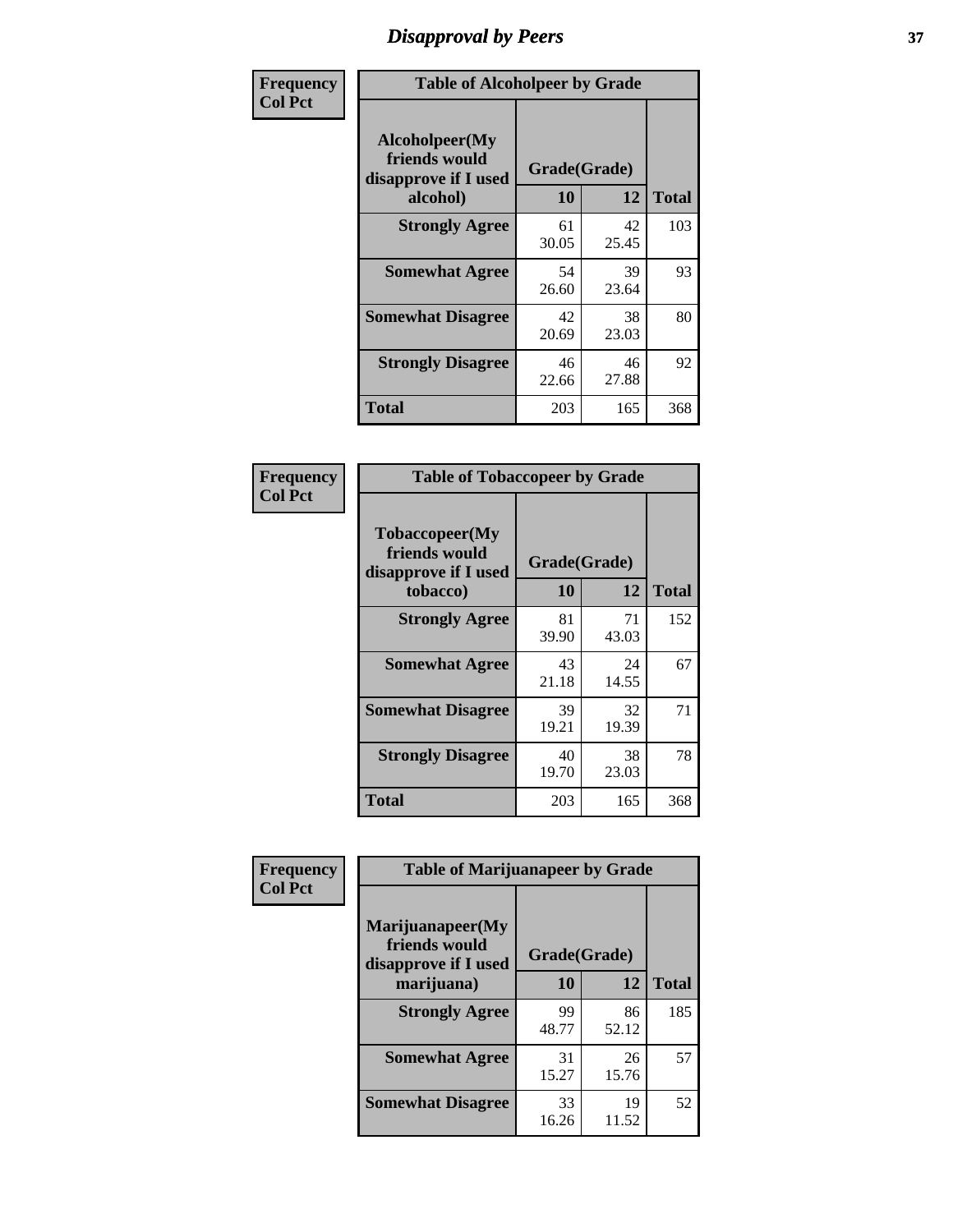# Disapproval by Peers

Frequency
Col Pct

| Alcoholpeer(My friends would disapprove if I used alcohol) | Grade(Grade) 10 | 12 | Total |
|---|---|---|---|
| **Strongly Agree** | 61<br>30.05 | 42<br>25.45 | 103 |
| **Somewhat Agree** | 54<br>26.60 | 39<br>23.64 | 93 |
| **Somewhat Disagree** | 42<br>20.69 | 38<br>23.03 | 80 |
| **Strongly Disagree** | 46<br>22.66 | 46<br>27.88 | 92 |
| **Total** | 203 | 165 | 368 |

Table of Alcoholpeer by Grade

Frequency
Col Pct

| Tobaccopeer(My friends would disapprove if I used tobacco) | Grade(Grade) 10 | 12 | Total |
|---|---|---|---|
| **Strongly Agree** | 81<br>39.90 | 71<br>43.03 | 152 |
| **Somewhat Agree** | 43<br>21.18 | 24<br>14.55 | 67 |
| **Somewhat Disagree** | 39<br>19.21 | 32<br>19.39 | 71 |
| **Strongly Disagree** | 40<br>19.70 | 38<br>23.03 | 78 |
| **Total** | 203 | 165 | 368 |

Table of Tobaccopeer by Grade

Frequency
Col Pct

| Marijuanapeer(My friends would disapprove if I used marijuana) | Grade(Grade) 10 | 12 | Total |
|---|---|---|---|
| **Strongly Agree** | 99<br>48.77 | 86<br>52.12 | 185 |
| **Somewhat Agree** | 31<br>15.27 | 26<br>15.76 | 57 |
| **Somewhat Disagree** | 33<br>16.26 | 19<br>11.52 | 52 |

Table of Marijuanapeer by Grade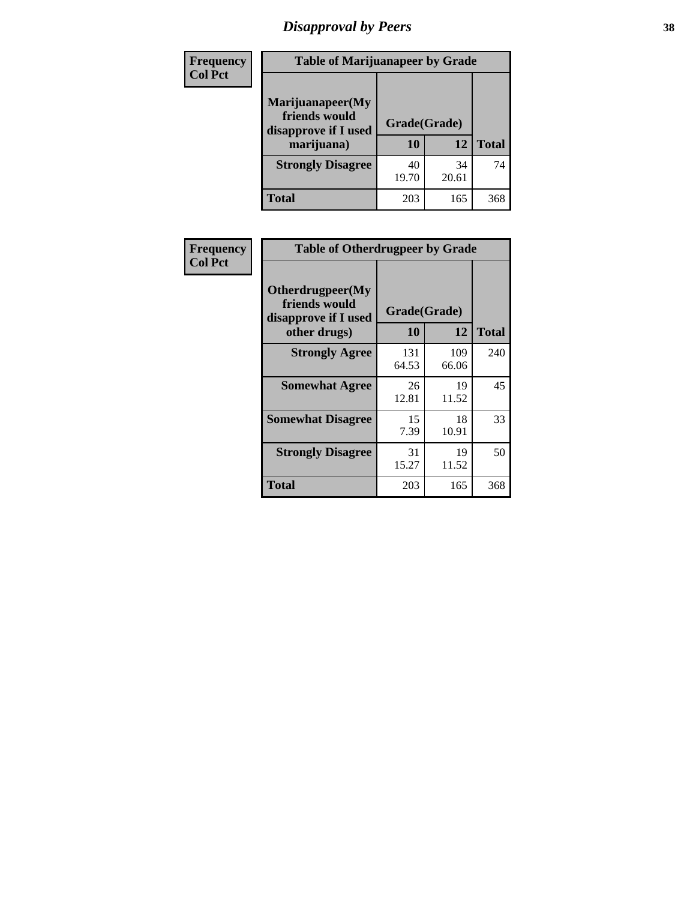# Disapproval by Peers

| Frequency<br>Col Pct | Table of Marijuanapeer by Grade | | |
|---|---|---|---|
| Marijuanapeer(My friends would disapprove if I used marijuana) | Grade(Grade) | | |
| | 10 | 12 | Total |
| Strongly Disagree | 40<br>19.70 | 34<br>20.61 | 74 |
| Total | 203 | 165 | 368 |

| Frequency<br>Col Pct | Table of Otherdrugpeer by Grade | | |
|---|---|---|---|
| Otherdrugpeer(My friends would disapprove if I used other drugs) | Grade(Grade) | | |
| | 10 | 12 | Total |
| Strongly Agree | 131<br>64.53 | 109<br>66.06 | 240 |
| Somewhat Agree | 26<br>12.81 | 19<br>11.52 | 45 |
| Somewhat Disagree | 15<br>7.39 | 18<br>10.91 | 33 |
| Strongly Disagree | 31<br>15.27 | 19<br>11.52 | 50 |
| Total | 203 | 165 | 368 |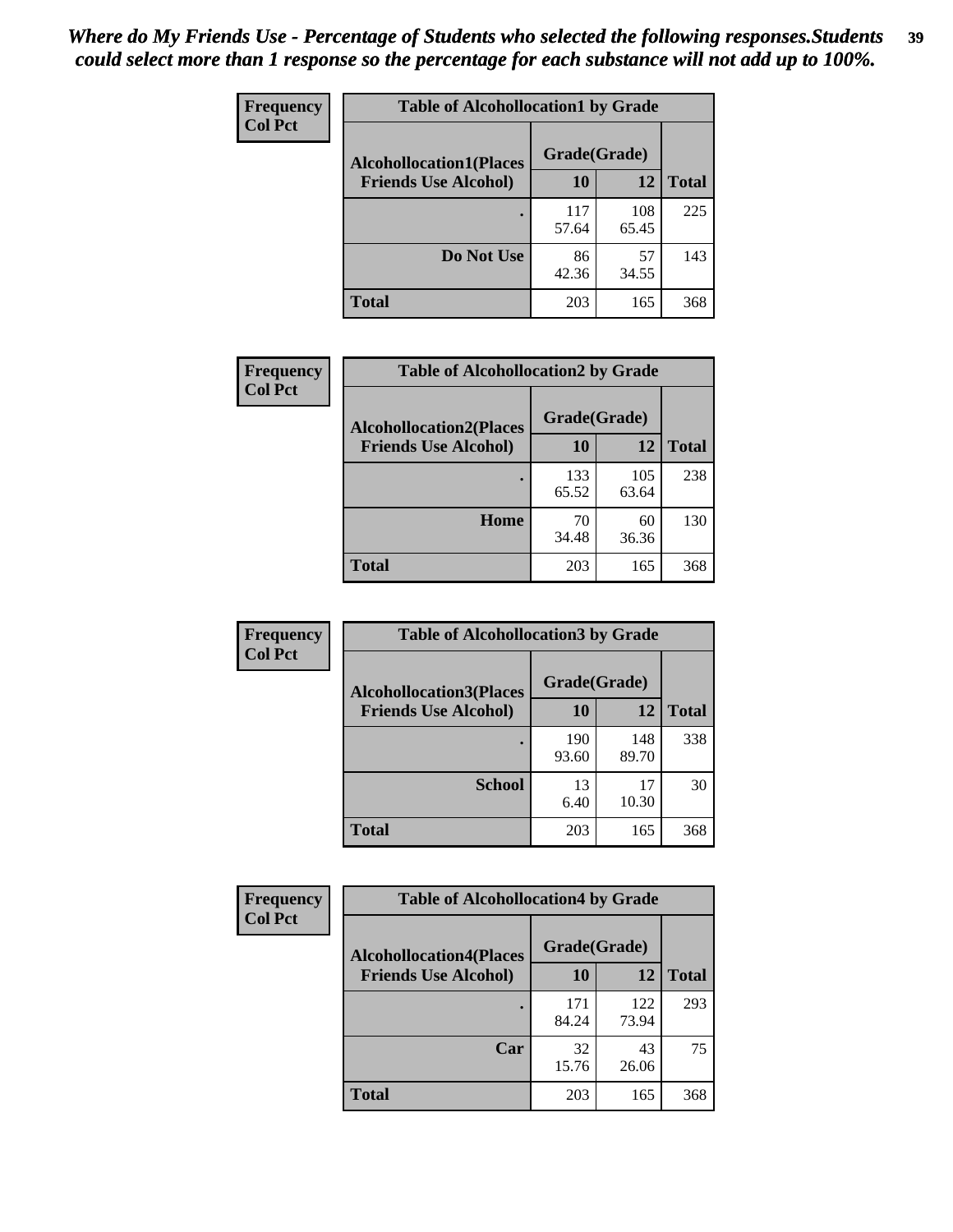*Where do My Friends Use - Percentage of Students who selected the following responses.Students could select more than 1 response so the percentage for each substance will not add up to 100%.*

**Frequency**
**Col Pct**

| Table of Alcohollocation1 by Grade | | | |
|---|---|---|---|
| **Alcohollocation1(Places Friends Use Alcohol)** | **Grade(Grade)** | | **Total** |
| | **10** | **12** | |
| **.** | 117<br>57.64 | 108<br>65.45 | 225 |
| **Do Not Use** | 86<br>42.36 | 57<br>34.55 | 143 |
| **Total** | 203 | 165 | 368 |

**Frequency**
**Col Pct**

| Table of Alcohollocation2 by Grade | | | |
|---|---|---|---|
| **Alcohollocation2(Places Friends Use Alcohol)** | **Grade(Grade)** | | **Total** |
| | **10** | **12** | |
| **.** | 133<br>65.52 | 105<br>63.64 | 238 |
| **Home** | 70<br>34.48 | 60<br>36.36 | 130 |
| **Total** | 203 | 165 | 368 |

**Frequency**
**Col Pct**

| Table of Alcohollocation3 by Grade | | | |
|---|---|---|---|
| **Alcohollocation3(Places Friends Use Alcohol)** | **Grade(Grade)** | | **Total** |
| | **10** | **12** | |
| **.** | 190<br>93.60 | 148<br>89.70 | 338 |
| **School** | 13<br>6.40 | 17<br>10.30 | 30 |
| **Total** | 203 | 165 | 368 |

**Frequency**
**Col Pct**

| Table of Alcohollocation4 by Grade | | | |
|---|---|---|---|
| **Alcohollocation4(Places Friends Use Alcohol)** | **Grade(Grade)** | | **Total** |
| | **10** | **12** | |
| **.** | 171<br>84.24 | 122<br>73.94 | 293 |
| **Car** | 32<br>15.76 | 43<br>26.06 | 75 |
| **Total** | 203 | 165 | 368 |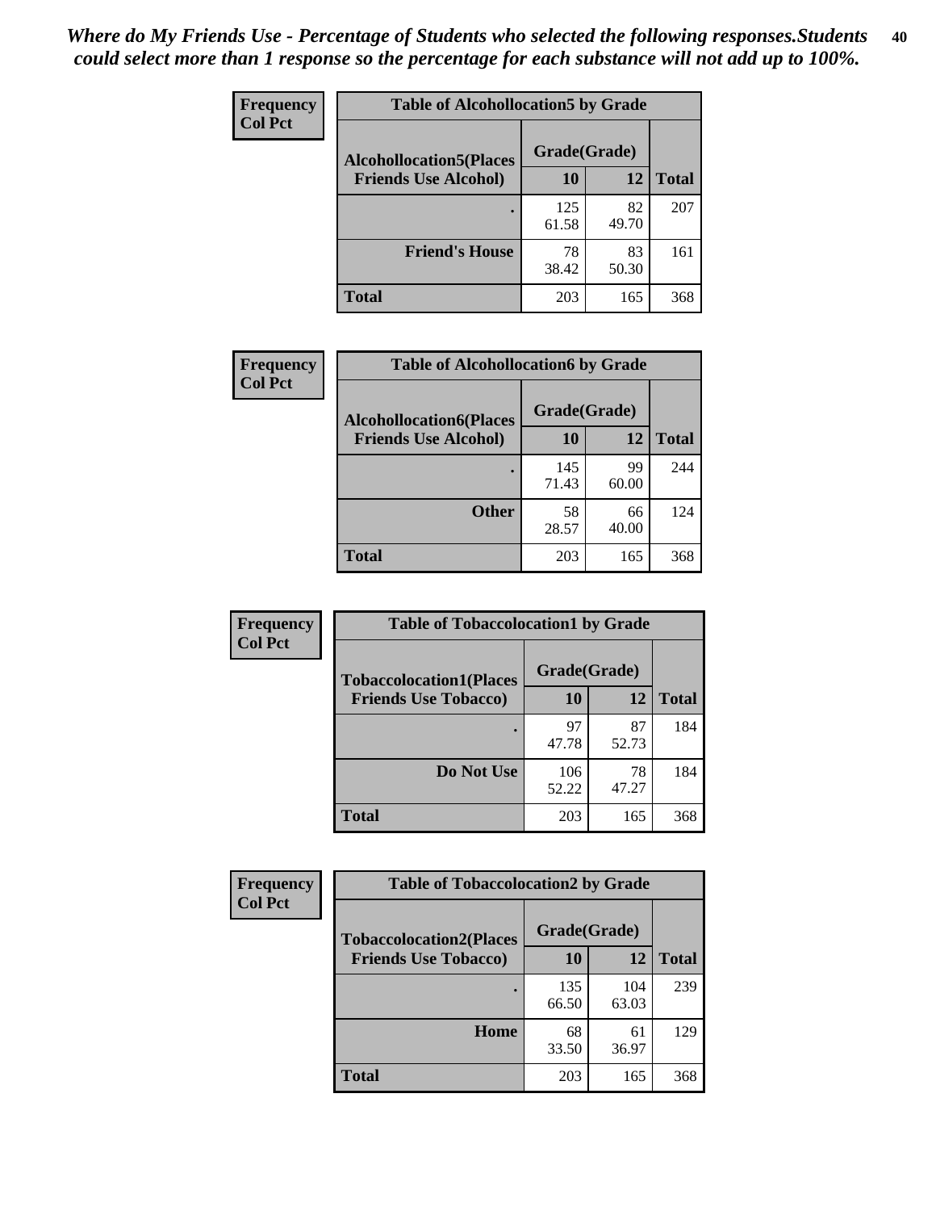*Where do My Friends Use - Percentage of Students who selected the following responses.Students could select more than 1 response so the percentage for each substance will not add up to 100%.*

**Frequency / Col Pct**

**Table of Alcohollocation5 by Grade**

| Alcohollocation5(Places Friends Use Alcohol) | Grade(Grade) 10 | 12 | Total |
|---|---|---|---|
| . | 125<br>61.58 | 82<br>49.70 | 207 |
| Friend's House | 78<br>38.42 | 83<br>50.30 | 161 |
| Total | 203 | 165 | 368 |

**Frequency / Col Pct**

**Table of Alcohollocation6 by Grade**

| Alcohollocation6(Places Friends Use Alcohol) | Grade(Grade) 10 | 12 | Total |
|---|---|---|---|
| . | 145<br>71.43 | 99<br>60.00 | 244 |
| Other | 58<br>28.57 | 66<br>40.00 | 124 |
| Total | 203 | 165 | 368 |

**Frequency / Col Pct**

**Table of Tobaccolocation1 by Grade**

| Tobaccolocation1(Places Friends Use Tobacco) | Grade(Grade) 10 | 12 | Total |
|---|---|---|---|
| . | 97<br>47.78 | 87<br>52.73 | 184 |
| Do Not Use | 106<br>52.22 | 78<br>47.27 | 184 |
| Total | 203 | 165 | 368 |

**Frequency / Col Pct**

**Table of Tobaccolocation2 by Grade**

| Tobaccolocation2(Places Friends Use Tobacco) | Grade(Grade) 10 | 12 | Total |
|---|---|---|---|
| . | 135<br>66.50 | 104<br>63.03 | 239 |
| Home | 68<br>33.50 | 61<br>36.97 | 129 |
| Total | 203 | 165 | 368 |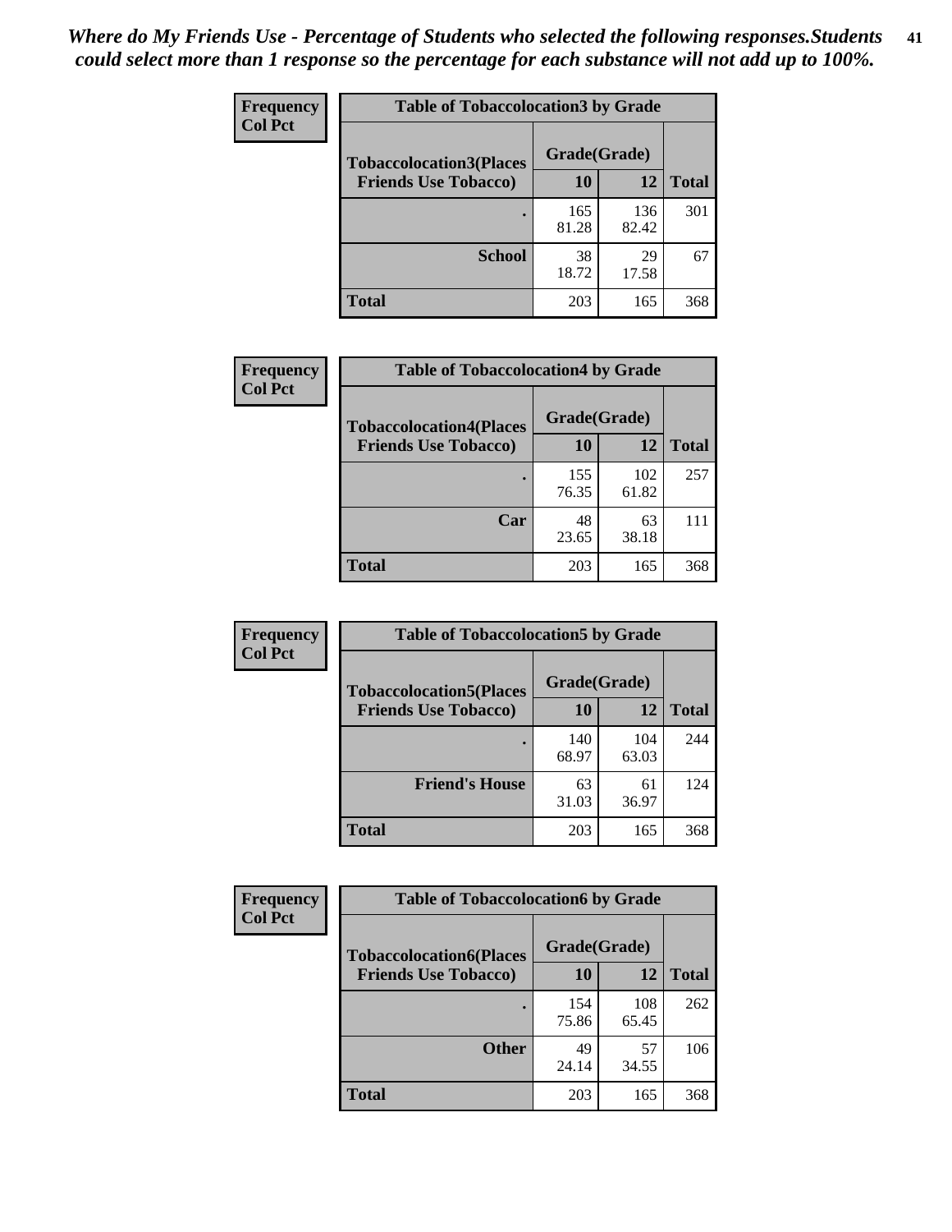*Where do My Friends Use - Percentage of Students who selected the following responses.Students could select more than 1 response so the percentage for each substance will not add up to 100%.*

**Frequency**
**Col Pct**

| Table of Tobaccolocation3 by Grade | | | |
|---|---|---|---|
| **Tobaccolocation3(Places Friends Use Tobacco)** | **Grade(Grade)** | | **Total** |
| | **10** | **12** | |
| **.** | 165<br>81.28 | 136<br>82.42 | 301 |
| **School** | 38<br>18.72 | 29<br>17.58 | 67 |
| **Total** | 203 | 165 | 368 |

**Frequency**
**Col Pct**

| Table of Tobaccolocation4 by Grade | | | |
|---|---|---|---|
| **Tobaccolocation4(Places Friends Use Tobacco)** | **Grade(Grade)** | | **Total** |
| | **10** | **12** | |
| **.** | 155<br>76.35 | 102<br>61.82 | 257 |
| **Car** | 48<br>23.65 | 63<br>38.18 | 111 |
| **Total** | 203 | 165 | 368 |

**Frequency**
**Col Pct**

| Table of Tobaccolocation5 by Grade | | | |
|---|---|---|---|
| **Tobaccolocation5(Places Friends Use Tobacco)** | **Grade(Grade)** | | **Total** |
| | **10** | **12** | |
| **.** | 140<br>68.97 | 104<br>63.03 | 244 |
| **Friend's House** | 63<br>31.03 | 61<br>36.97 | 124 |
| **Total** | 203 | 165 | 368 |

**Frequency**
**Col Pct**

| Table of Tobaccolocation6 by Grade | | | |
|---|---|---|---|
| **Tobaccolocation6(Places Friends Use Tobacco)** | **Grade(Grade)** | | **Total** |
| | **10** | **12** | |
| **.** | 154<br>75.86 | 108<br>65.45 | 262 |
| **Other** | 49<br>24.14 | 57<br>34.55 | 106 |
| **Total** | 203 | 165 | 368 |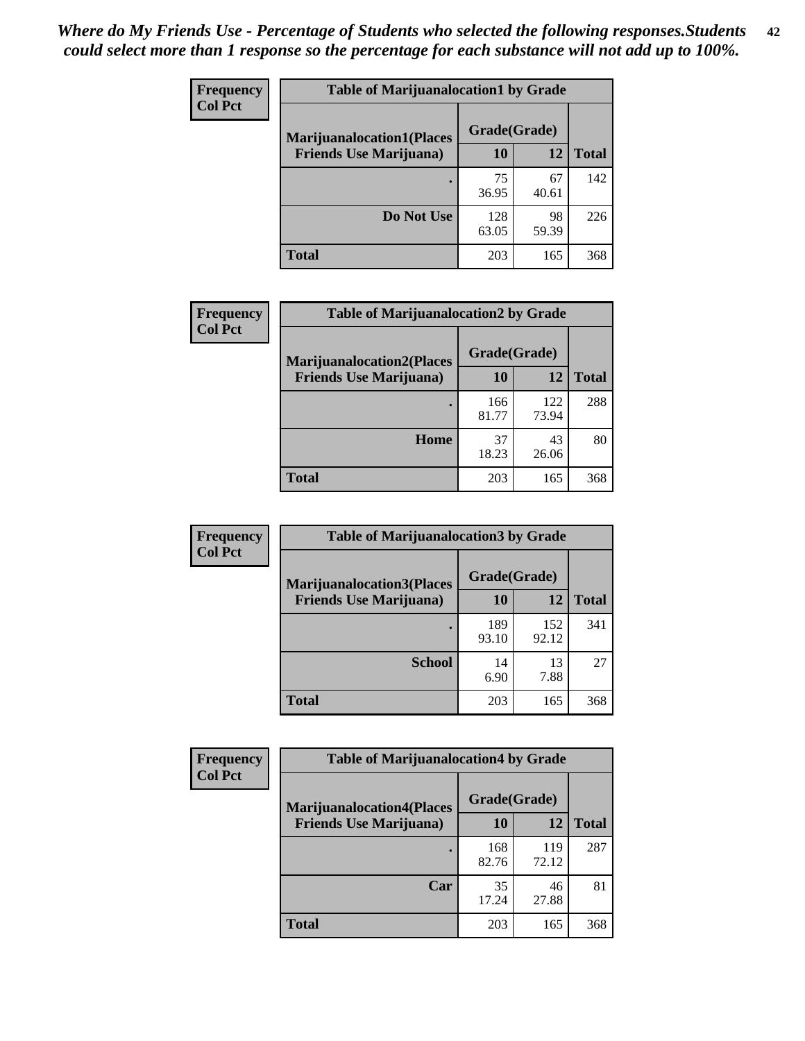*Where do My Friends Use - Percentage of Students who selected the following responses.Students could select more than 1 response so the percentage for each substance will not add up to 100%.*

**Frequency / Col Pct**

**Table of Marijuanalocation1 by Grade**

| Marijuanalocation1(Places Friends Use Marijuana) | Grade(Grade) 10 | 12 | Total |
|---|---|---|---|
| . | 75<br>36.95 | 67<br>40.61 | 142 |
| Do Not Use | 128<br>63.05 | 98<br>59.39 | 226 |
| Total | 203 | 165 | 368 |

**Frequency / Col Pct**

**Table of Marijuanalocation2 by Grade**

| Marijuanalocation2(Places Friends Use Marijuana) | Grade(Grade) 10 | 12 | Total |
|---|---|---|---|
| . | 166<br>81.77 | 122<br>73.94 | 288 |
| Home | 37<br>18.23 | 43<br>26.06 | 80 |
| Total | 203 | 165 | 368 |

**Frequency / Col Pct**

**Table of Marijuanalocation3 by Grade**

| Marijuanalocation3(Places Friends Use Marijuana) | Grade(Grade) 10 | 12 | Total |
|---|---|---|---|
| . | 189<br>93.10 | 152<br>92.12 | 341 |
| School | 14<br>6.90 | 13<br>7.88 | 27 |
| Total | 203 | 165 | 368 |

**Frequency / Col Pct**

**Table of Marijuanalocation4 by Grade**

| Marijuanalocation4(Places Friends Use Marijuana) | Grade(Grade) 10 | 12 | Total |
|---|---|---|---|
| . | 168<br>82.76 | 119<br>72.12 | 287 |
| Car | 35<br>17.24 | 46<br>27.88 | 81 |
| Total | 203 | 165 | 368 |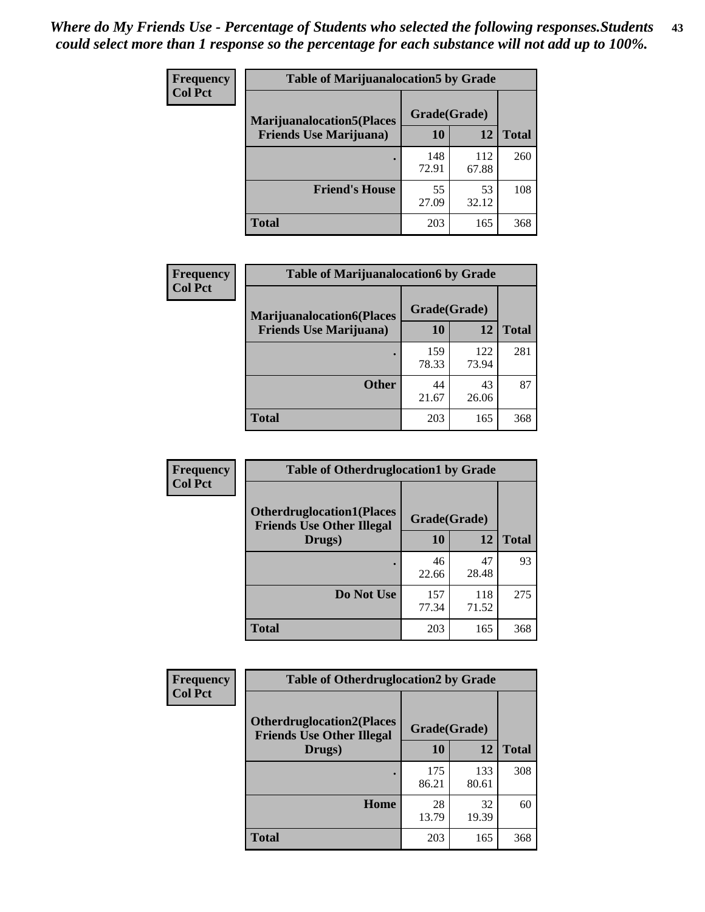*Where do My Friends Use - Percentage of Students who selected the following responses.Students could select more than 1 response so the percentage for each substance will not add up to 100%.*

**Frequency / Col Pct**

| Table of Marijuanalocation5 by Grade | | | |
|---|---|---|---|
| Marijuanalocation5(Places Friends Use Marijuana) | Grade(Grade) | | |
| | 10 | 12 | Total |
| . | 148<br>72.91 | 112<br>67.88 | 260 |
| Friend's House | 55<br>27.09 | 53<br>32.12 | 108 |
| Total | 203 | 165 | 368 |

**Frequency / Col Pct**

| Table of Marijuanalocation6 by Grade | | | |
|---|---|---|---|
| Marijuanalocation6(Places Friends Use Marijuana) | Grade(Grade) | | |
| | 10 | 12 | Total |
| . | 159<br>78.33 | 122<br>73.94 | 281 |
| Other | 44<br>21.67 | 43<br>26.06 | 87 |
| Total | 203 | 165 | 368 |

**Frequency / Col Pct**

| Table of Otherdruglocation1 by Grade | | | |
|---|---|---|---|
| Otherdruglocation1(Places Friends Use Other Illegal Drugs) | Grade(Grade) | | |
| | 10 | 12 | Total |
| . | 46<br>22.66 | 47<br>28.48 | 93 |
| Do Not Use | 157<br>77.34 | 118<br>71.52 | 275 |
| Total | 203 | 165 | 368 |

**Frequency / Col Pct**

| Table of Otherdruglocation2 by Grade | | | |
|---|---|---|---|
| Otherdruglocation2(Places Friends Use Other Illegal Drugs) | Grade(Grade) | | |
| | 10 | 12 | Total |
| . | 175<br>86.21 | 133<br>80.61 | 308 |
| Home | 28<br>13.79 | 32<br>19.39 | 60 |
| Total | 203 | 165 | 368 |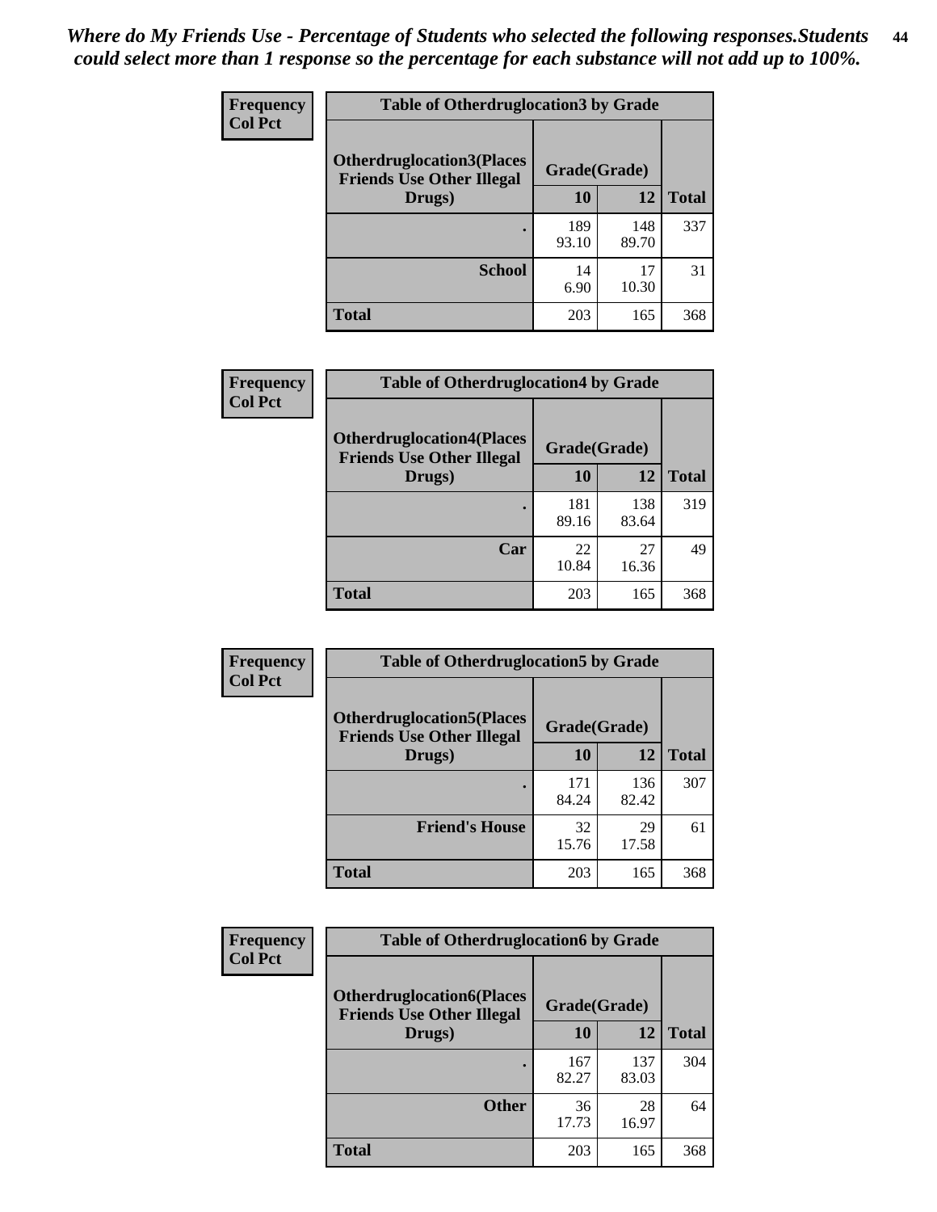*Where do My Friends Use - Percentage of Students who selected the following responses.Students could select more than 1 response so the percentage for each substance will not add up to 100%.*

**Frequency**
**Col Pct**

| Table of Otherdruglocation3 by Grade | | | |
|---|---|---|---|
| **Otherdruglocation3(Places Friends Use Other Illegal Drugs)** | **Grade(Grade)** | | |
| | **10** | **12** | **Total** |
| **.** | 189<br>93.10 | 148<br>89.70 | 337 |
| **School** | 14<br>6.90 | 17<br>10.30 | 31 |
| **Total** | 203 | 165 | 368 |

**Frequency**
**Col Pct**

| Table of Otherdruglocation4 by Grade | | | |
|---|---|---|---|
| **Otherdruglocation4(Places Friends Use Other Illegal Drugs)** | **Grade(Grade)** | | |
| | **10** | **12** | **Total** |
| **.** | 181<br>89.16 | 138<br>83.64 | 319 |
| **Car** | 22<br>10.84 | 27<br>16.36 | 49 |
| **Total** | 203 | 165 | 368 |

**Frequency**
**Col Pct**

| Table of Otherdruglocation5 by Grade | | | |
|---|---|---|---|
| **Otherdruglocation5(Places Friends Use Other Illegal Drugs)** | **Grade(Grade)** | | |
| | **10** | **12** | **Total** |
| **.** | 171<br>84.24 | 136<br>82.42 | 307 |
| **Friend's House** | 32<br>15.76 | 29<br>17.58 | 61 |
| **Total** | 203 | 165 | 368 |

**Frequency**
**Col Pct**

| Table of Otherdruglocation6 by Grade | | | |
|---|---|---|---|
| **Otherdruglocation6(Places Friends Use Other Illegal Drugs)** | **Grade(Grade)** | | |
| | **10** | **12** | **Total** |
| **.** | 167<br>82.27 | 137<br>83.03 | 304 |
| **Other** | 36<br>17.73 | 28<br>16.97 | 64 |
| **Total** | 203 | 165 | 368 |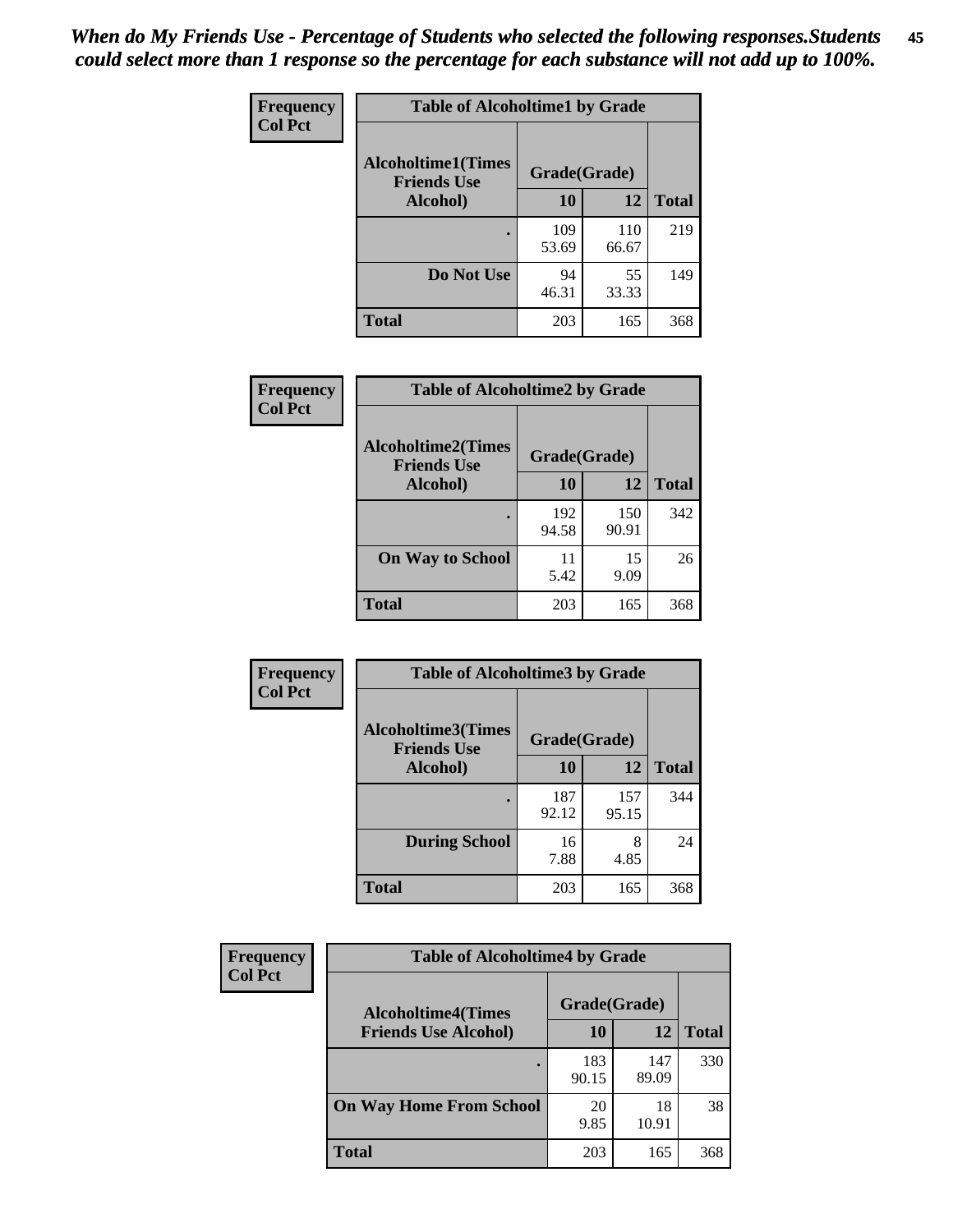*When do My Friends Use - Percentage of Students who selected the following responses.Students could select more than 1 response so the percentage for each substance will not add up to 100%.*

**Table of Alcoholtime1 by Grade**

| Frequency / Col Pct — Alcoholtime1(Times Friends Use Alcohol) | Grade(Grade) 10 | 12 | Total |
|---|---|---|---|
| . | 109<br>53.69 | 110<br>66.67 | 219 |
| Do Not Use | 94<br>46.31 | 55<br>33.33 | 149 |
| Total | 203 | 165 | 368 |

**Table of Alcoholtime2 by Grade**

| Frequency / Col Pct — Alcoholtime2(Times Friends Use Alcohol) | Grade(Grade) 10 | 12 | Total |
|---|---|---|---|
| . | 192<br>94.58 | 150<br>90.91 | 342 |
| On Way to School | 11<br>5.42 | 15<br>9.09 | 26 |
| Total | 203 | 165 | 368 |

**Table of Alcoholtime3 by Grade**

| Frequency / Col Pct — Alcoholtime3(Times Friends Use Alcohol) | Grade(Grade) 10 | 12 | Total |
|---|---|---|---|
| . | 187<br>92.12 | 157<br>95.15 | 344 |
| During School | 16<br>7.88 | 8<br>4.85 | 24 |
| Total | 203 | 165 | 368 |

**Table of Alcoholtime4 by Grade**

| Frequency / Col Pct — Alcoholtime4(Times Friends Use Alcohol) | Grade(Grade) 10 | 12 | Total |
|---|---|---|---|
| . | 183<br>90.15 | 147<br>89.09 | 330 |
| On Way Home From School | 20<br>9.85 | 18<br>10.91 | 38 |
| Total | 203 | 165 | 368 |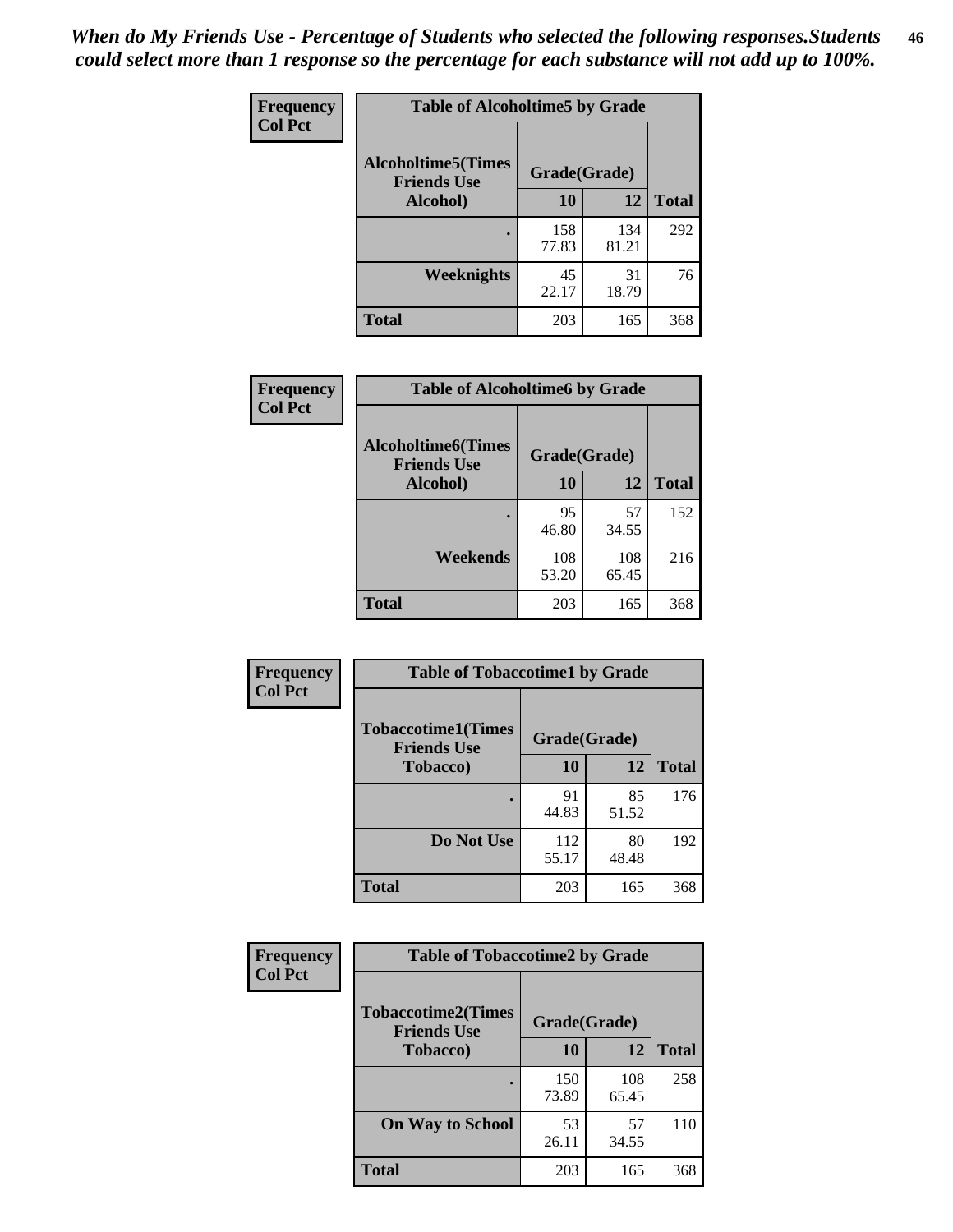*When do My Friends Use - Percentage of Students who selected the following responses.Students could select more than 1 response so the percentage for each substance will not add up to 100%.*

**Frequency**
**Col Pct**

| Table of Alcoholtime5 by Grade | | | |
|---|---|---|---|
| **Alcoholtime5(Times Friends Use Alcohol)** | **Grade(Grade)** | | |
| | **10** | **12** | **Total** |
| **.** | 158<br>77.83 | 134<br>81.21 | 292 |
| **Weeknights** | 45<br>22.17 | 31<br>18.79 | 76 |
| **Total** | 203 | 165 | 368 |

**Frequency**
**Col Pct**

| Table of Alcoholtime6 by Grade | | | |
|---|---|---|---|
| **Alcoholtime6(Times Friends Use Alcohol)** | **Grade(Grade)** | | |
| | **10** | **12** | **Total** |
| **.** | 95<br>46.80 | 57<br>34.55 | 152 |
| **Weekends** | 108<br>53.20 | 108<br>65.45 | 216 |
| **Total** | 203 | 165 | 368 |

**Frequency**
**Col Pct**

| Table of Tobaccotime1 by Grade | | | |
|---|---|---|---|
| **Tobaccotime1(Times Friends Use Tobacco)** | **Grade(Grade)** | | |
| | **10** | **12** | **Total** |
| **.** | 91<br>44.83 | 85<br>51.52 | 176 |
| **Do Not Use** | 112<br>55.17 | 80<br>48.48 | 192 |
| **Total** | 203 | 165 | 368 |

**Frequency**
**Col Pct**

| Table of Tobaccotime2 by Grade | | | |
|---|---|---|---|
| **Tobaccotime2(Times Friends Use Tobacco)** | **Grade(Grade)** | | |
| | **10** | **12** | **Total** |
| **.** | 150<br>73.89 | 108<br>65.45 | 258 |
| **On Way to School** | 53<br>26.11 | 57<br>34.55 | 110 |
| **Total** | 203 | 165 | 368 |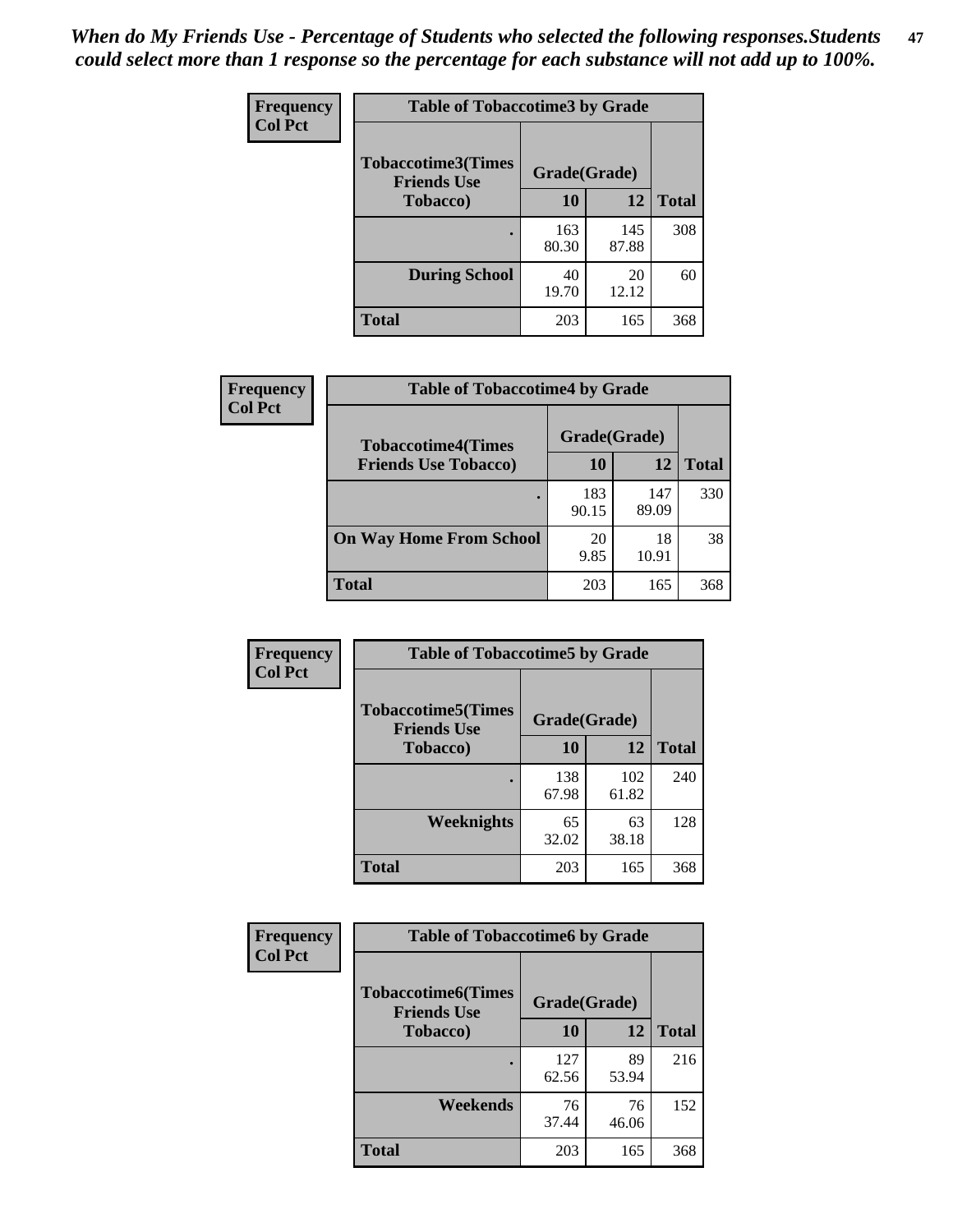*When do My Friends Use - Percentage of Students who selected the following responses.Students could select more than 1 response so the percentage for each substance will not add up to 100%.*

**Frequency**
**Col Pct**

| Table of Tobaccotime3 by Grade | | | |
|---|---|---|---|
| **Tobaccotime3(Times Friends Use Tobacco)** | **Grade(Grade)** | | |
| | **10** | **12** | **Total** |
| **.** | 163<br>80.30 | 145<br>87.88 | 308 |
| **During School** | 40<br>19.70 | 20<br>12.12 | 60 |
| **Total** | 203 | 165 | 368 |

**Frequency**
**Col Pct**

| Table of Tobaccotime4 by Grade | | | |
|---|---|---|---|
| **Tobaccotime4(Times Friends Use Tobacco)** | **Grade(Grade)** | | |
| | **10** | **12** | **Total** |
| **.** | 183<br>90.15 | 147<br>89.09 | 330 |
| **On Way Home From School** | 20<br>9.85 | 18<br>10.91 | 38 |
| **Total** | 203 | 165 | 368 |

**Frequency**
**Col Pct**

| Table of Tobaccotime5 by Grade | | | |
|---|---|---|---|
| **Tobaccotime5(Times Friends Use Tobacco)** | **Grade(Grade)** | | |
| | **10** | **12** | **Total** |
| **.** | 138<br>67.98 | 102<br>61.82 | 240 |
| **Weeknights** | 65<br>32.02 | 63<br>38.18 | 128 |
| **Total** | 203 | 165 | 368 |

**Frequency**
**Col Pct**

| Table of Tobaccotime6 by Grade | | | |
|---|---|---|---|
| **Tobaccotime6(Times Friends Use Tobacco)** | **Grade(Grade)** | | |
| | **10** | **12** | **Total** |
| **.** | 127<br>62.56 | 89<br>53.94 | 216 |
| **Weekends** | 76<br>37.44 | 76<br>46.06 | 152 |
| **Total** | 203 | 165 | 368 |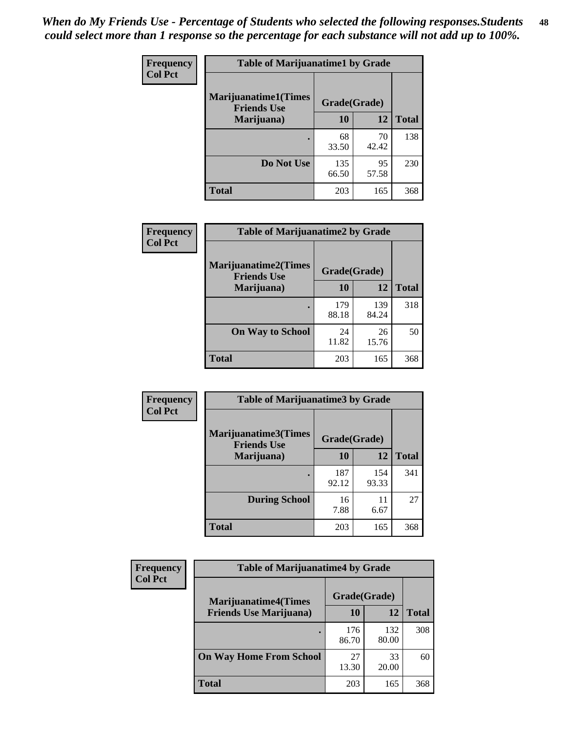*When do My Friends Use - Percentage of Students who selected the following responses.Students could select more than 1 response so the percentage for each substance will not add up to 100%.*

**Frequency**
**Col Pct**

| Table of Marijuanatime1 by Grade | | | |
|---|---|---|---|
| Marijuanatime1(Times Friends Use Marijuana) | Grade(Grade) | | |
| | 10 | 12 | Total |
| . | 68<br>33.50 | 70<br>42.42 | 138 |
| Do Not Use | 135<br>66.50 | 95<br>57.58 | 230 |
| Total | 203 | 165 | 368 |

**Frequency**
**Col Pct**

| Table of Marijuanatime2 by Grade | | | |
|---|---|---|---|
| Marijuanatime2(Times Friends Use Marijuana) | Grade(Grade) | | |
| | 10 | 12 | Total |
| . | 179<br>88.18 | 139<br>84.24 | 318 |
| On Way to School | 24<br>11.82 | 26<br>15.76 | 50 |
| Total | 203 | 165 | 368 |

**Frequency**
**Col Pct**

| Table of Marijuanatime3 by Grade | | | |
|---|---|---|---|
| Marijuanatime3(Times Friends Use Marijuana) | Grade(Grade) | | |
| | 10 | 12 | Total |
| . | 187<br>92.12 | 154<br>93.33 | 341 |
| During School | 16<br>7.88 | 11<br>6.67 | 27 |
| Total | 203 | 165 | 368 |

**Frequency**
**Col Pct**

| Table of Marijuanatime4 by Grade | | | |
|---|---|---|---|
| Marijuanatime4(Times Friends Use Marijuana) | Grade(Grade) | | |
| | 10 | 12 | Total |
| . | 176<br>86.70 | 132<br>80.00 | 308 |
| On Way Home From School | 27<br>13.30 | 33<br>20.00 | 60 |
| Total | 203 | 165 | 368 |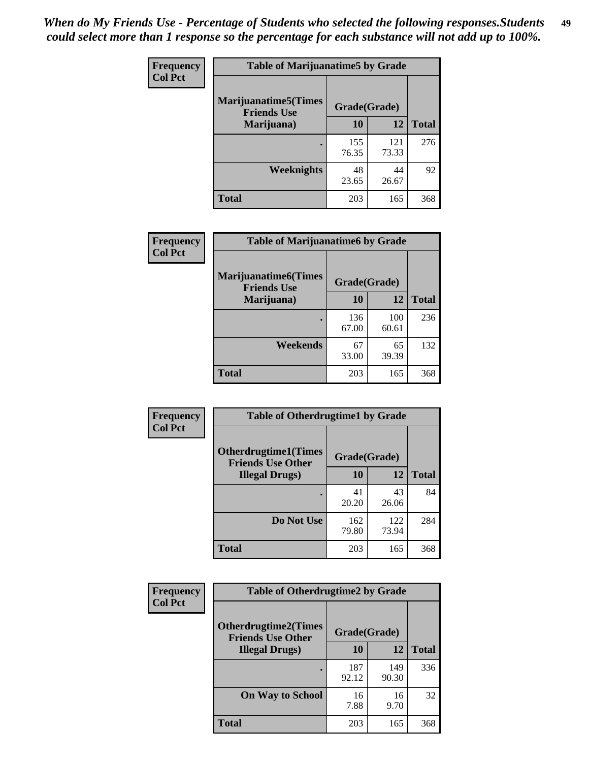*When do My Friends Use - Percentage of Students who selected the following responses.Students could select more than 1 response so the percentage for each substance will not add up to 100%.*

**Frequency**
**Col Pct**

**Table of Marijuanatime5 by Grade**

| Marijuanatime5(Times Friends Use Marijuana) | Grade(Grade) | | |
|---|---|---|---|
| | **10** | **12** | **Total** |
| **.** | 155<br>76.35 | 121<br>73.33 | 276 |
| **Weeknights** | 48<br>23.65 | 44<br>26.67 | 92 |
| **Total** | 203 | 165 | 368 |

**Frequency**
**Col Pct**

**Table of Marijuanatime6 by Grade**

| Marijuanatime6(Times Friends Use Marijuana) | Grade(Grade) | | |
|---|---|---|---|
| | **10** | **12** | **Total** |
| **.** | 136<br>67.00 | 100<br>60.61 | 236 |
| **Weekends** | 67<br>33.00 | 65<br>39.39 | 132 |
| **Total** | 203 | 165 | 368 |

**Frequency**
**Col Pct**

**Table of Otherdrugtime1 by Grade**

| Otherdrugtime1(Times Friends Use Other Illegal Drugs) | Grade(Grade) | | |
|---|---|---|---|
| | **10** | **12** | **Total** |
| **.** | 41<br>20.20 | 43<br>26.06 | 84 |
| **Do Not Use** | 162<br>79.80 | 122<br>73.94 | 284 |
| **Total** | 203 | 165 | 368 |

**Frequency**
**Col Pct**

**Table of Otherdrugtime2 by Grade**

| Otherdrugtime2(Times Friends Use Other Illegal Drugs) | Grade(Grade) | | |
|---|---|---|---|
| | **10** | **12** | **Total** |
| **.** | 187<br>92.12 | 149<br>90.30 | 336 |
| **On Way to School** | 16<br>7.88 | 16<br>9.70 | 32 |
| **Total** | 203 | 165 | 368 |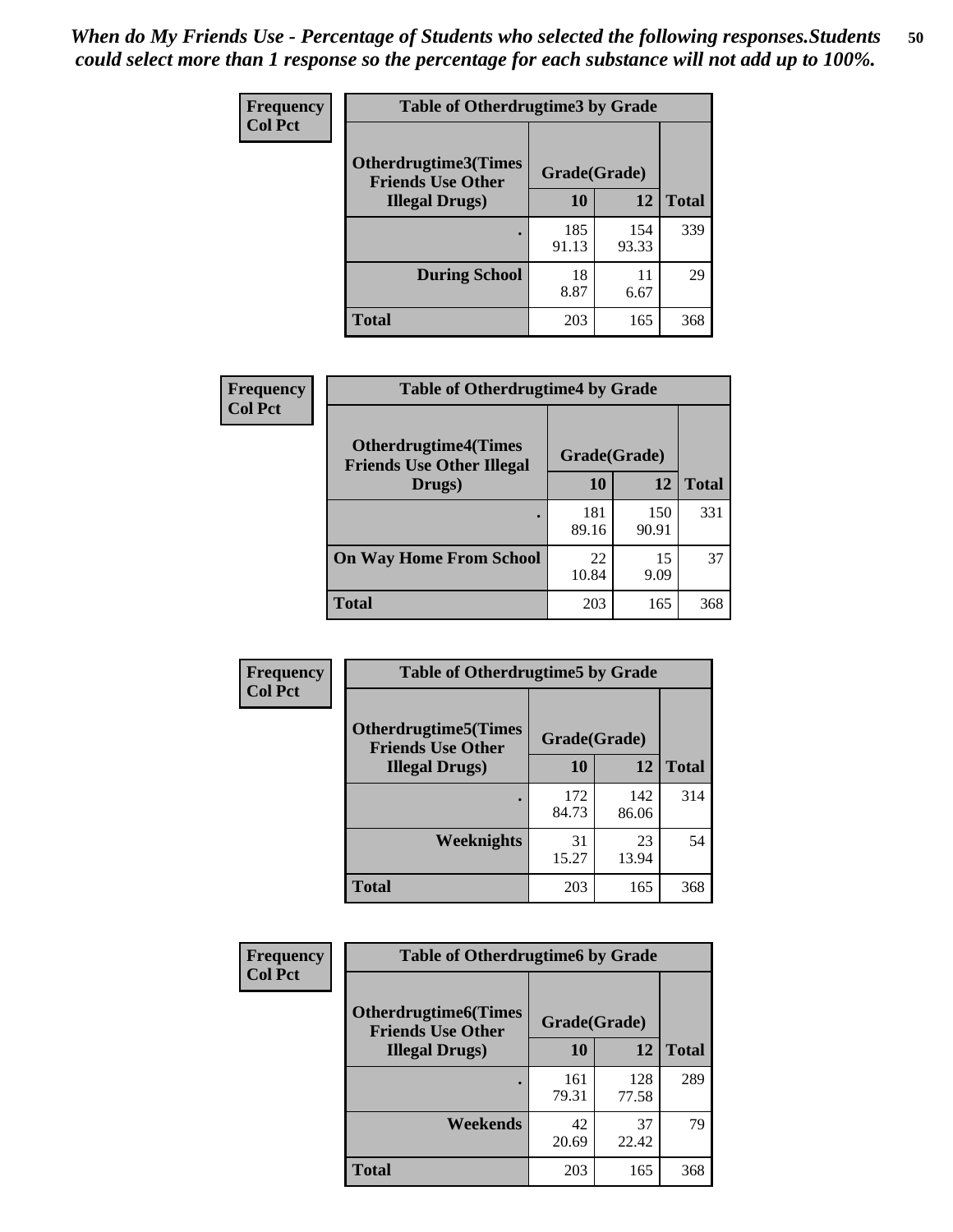*When do My Friends Use - Percentage of Students who selected the following responses.Students could select more than 1 response so the percentage for each substance will not add up to 100%.*

**Frequency**
**Col Pct**

| Table of Otherdrugtime3 by Grade | | | |
|---|---|---|---|
| **Otherdrugtime3(Times Friends Use Other Illegal Drugs)** | **Grade(Grade)** | | |
| | **10** | **12** | **Total** |
| **.** | 185<br>91.13 | 154<br>93.33 | 339 |
| **During School** | 18<br>8.87 | 11<br>6.67 | 29 |
| **Total** | 203 | 165 | 368 |

**Frequency**
**Col Pct**

| Table of Otherdrugtime4 by Grade | | | |
|---|---|---|---|
| **Otherdrugtime4(Times Friends Use Other Illegal Drugs)** | **Grade(Grade)** | | |
| | **10** | **12** | **Total** |
| **.** | 181<br>89.16 | 150<br>90.91 | 331 |
| **On Way Home From School** | 22<br>10.84 | 15<br>9.09 | 37 |
| **Total** | 203 | 165 | 368 |

**Frequency**
**Col Pct**

| Table of Otherdrugtime5 by Grade | | | |
|---|---|---|---|
| **Otherdrugtime5(Times Friends Use Other Illegal Drugs)** | **Grade(Grade)** | | |
| | **10** | **12** | **Total** |
| **.** | 172<br>84.73 | 142<br>86.06 | 314 |
| **Weeknights** | 31<br>15.27 | 23<br>13.94 | 54 |
| **Total** | 203 | 165 | 368 |

**Frequency**
**Col Pct**

| Table of Otherdrugtime6 by Grade | | | |
|---|---|---|---|
| **Otherdrugtime6(Times Friends Use Other Illegal Drugs)** | **Grade(Grade)** | | |
| | **10** | **12** | **Total** |
| **.** | 161<br>79.31 | 128<br>77.58 | 289 |
| **Weekends** | 42<br>20.69 | 37<br>22.42 | 79 |
| **Total** | 203 | 165 | 368 |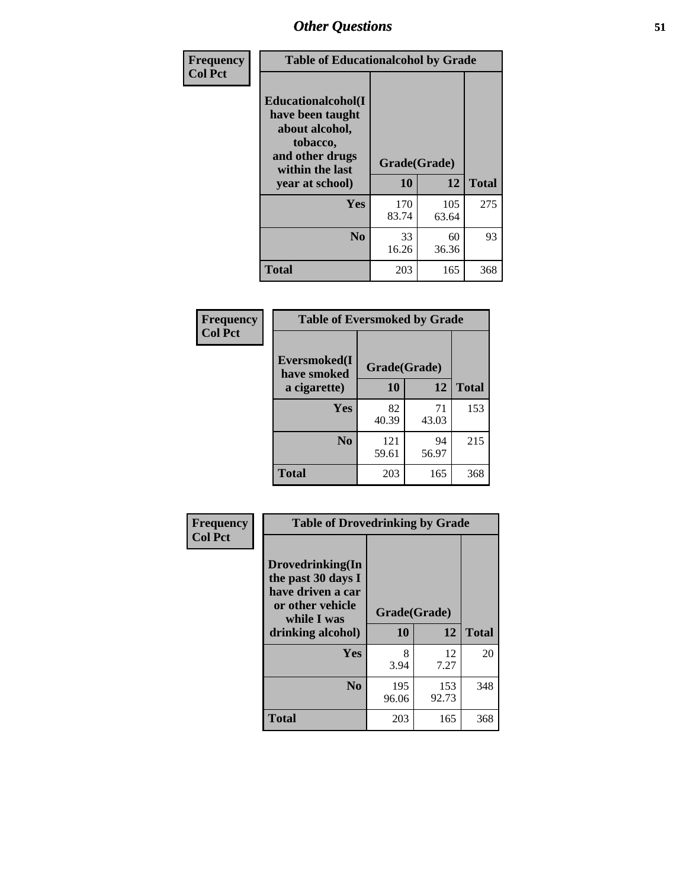## Other Questions

**Frequency / Col Pct**

| Table of Educationalalcohol by Grade | | | |
|---|---|---|---|
| **Educationalalcohol(I have been taught about alcohol, tobacco, and other drugs within the last year at school)** | **Grade(Grade)** | | |
| | **10** | **12** | **Total** |
| **Yes** | 170<br>83.74 | 105<br>63.64 | 275 |
| **No** | 33<br>16.26 | 60<br>36.36 | 93 |
| **Total** | 203 | 165 | 368 |

**Frequency / Col Pct**

| Table of Eversmoked by Grade | | | |
|---|---|---|---|
| **Eversmoked(I have smoked a cigarette)** | **Grade(Grade)** | | |
| | **10** | **12** | **Total** |
| **Yes** | 82<br>40.39 | 71<br>43.03 | 153 |
| **No** | 121<br>59.61 | 94<br>56.97 | 215 |
| **Total** | 203 | 165 | 368 |

**Frequency / Col Pct**

| Table of Drovedrinking by Grade | | | |
|---|---|---|---|
| **Drovedrinking(In the past 30 days I have driven a car or other vehicle while I was drinking alcohol)** | **Grade(Grade)** | | |
| | **10** | **12** | **Total** |
| **Yes** | 8<br>3.94 | 12<br>7.27 | 20 |
| **No** | 195<br>96.06 | 153<br>92.73 | 348 |
| **Total** | 203 | 165 | 368 |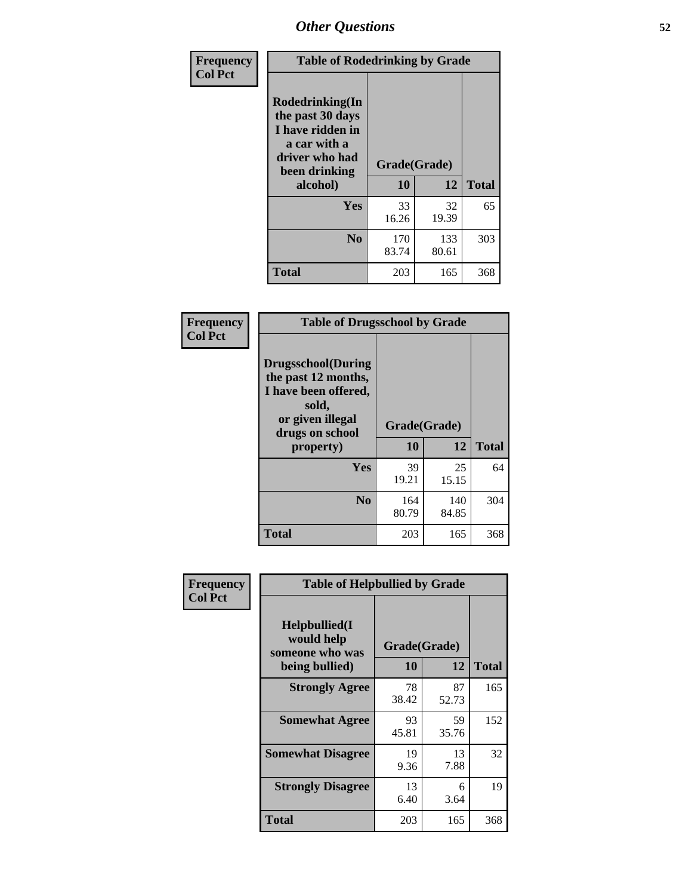*Other Questions*

| Frequency Col Pct | Table of Rodedrinking by Grade | | |
|---|---|---|---|
| Rodedrinking(In the past 30 days I have ridden in a car with a driver who had been drinking alcohol) | Grade(Grade) 10 | 12 | Total |
| Yes | 33<br>16.26 | 32<br>19.39 | 65 |
| No | 170<br>83.74 | 133<br>80.61 | 303 |
| Total | 203 | 165 | 368 |

| Frequency Col Pct | Table of Drugsschool by Grade | | |
|---|---|---|---|
| Drugsschool(During the past 12 months, I have been offered, sold, or given illegal drugs on school property) | Grade(Grade) 10 | 12 | Total |
| Yes | 39<br>19.21 | 25<br>15.15 | 64 |
| No | 164<br>80.79 | 140<br>84.85 | 304 |
| Total | 203 | 165 | 368 |

| Frequency Col Pct | Table of Helpbullied by Grade | | |
|---|---|---|---|
| Helpbullied(I would help someone who was being bullied) | Grade(Grade) 10 | 12 | Total |
| Strongly Agree | 78<br>38.42 | 87<br>52.73 | 165 |
| Somewhat Agree | 93<br>45.81 | 59<br>35.76 | 152 |
| Somewhat Disagree | 19<br>9.36 | 13<br>7.88 | 32 |
| Strongly Disagree | 13<br>6.40 | 6<br>3.64 | 19 |
| Total | 203 | 165 | 368 |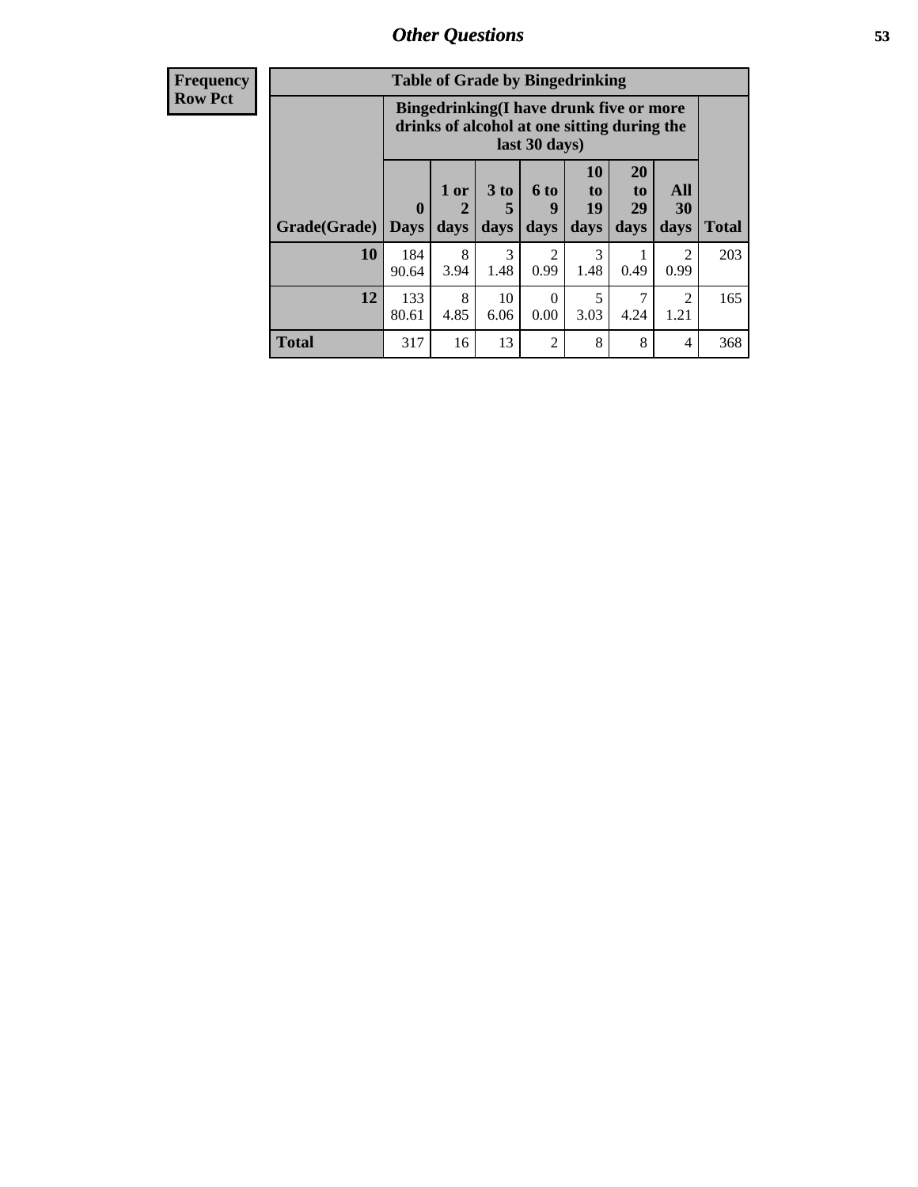**Frequency**
**Row Pct**

| Table of Grade by Bingedrinking | | | | | | | | |
|---|---|---|---|---|---|---|---|---|
| | Bingedrinking(I have drunk five or more drinks of alcohol at one sitting during the last 30 days) | | | | | | | |
| Grade(Grade) | 0 Days | 1 or 2 days | 3 to 5 days | 6 to 9 days | 10 to 19 days | 20 to 29 days | All 30 days | Total |
| **10** | 184<br>90.64 | 8<br>3.94 | 3<br>1.48 | 2<br>0.99 | 3<br>1.48 | 1<br>0.49 | 2<br>0.99 | 203 |
| **12** | 133<br>80.61 | 8<br>4.85 | 10<br>6.06 | 0<br>0.00 | 5<br>3.03 | 7<br>4.24 | 2<br>1.21 | 165 |
| **Total** | 317 | 16 | 13 | 2 | 8 | 8 | 4 | 368 |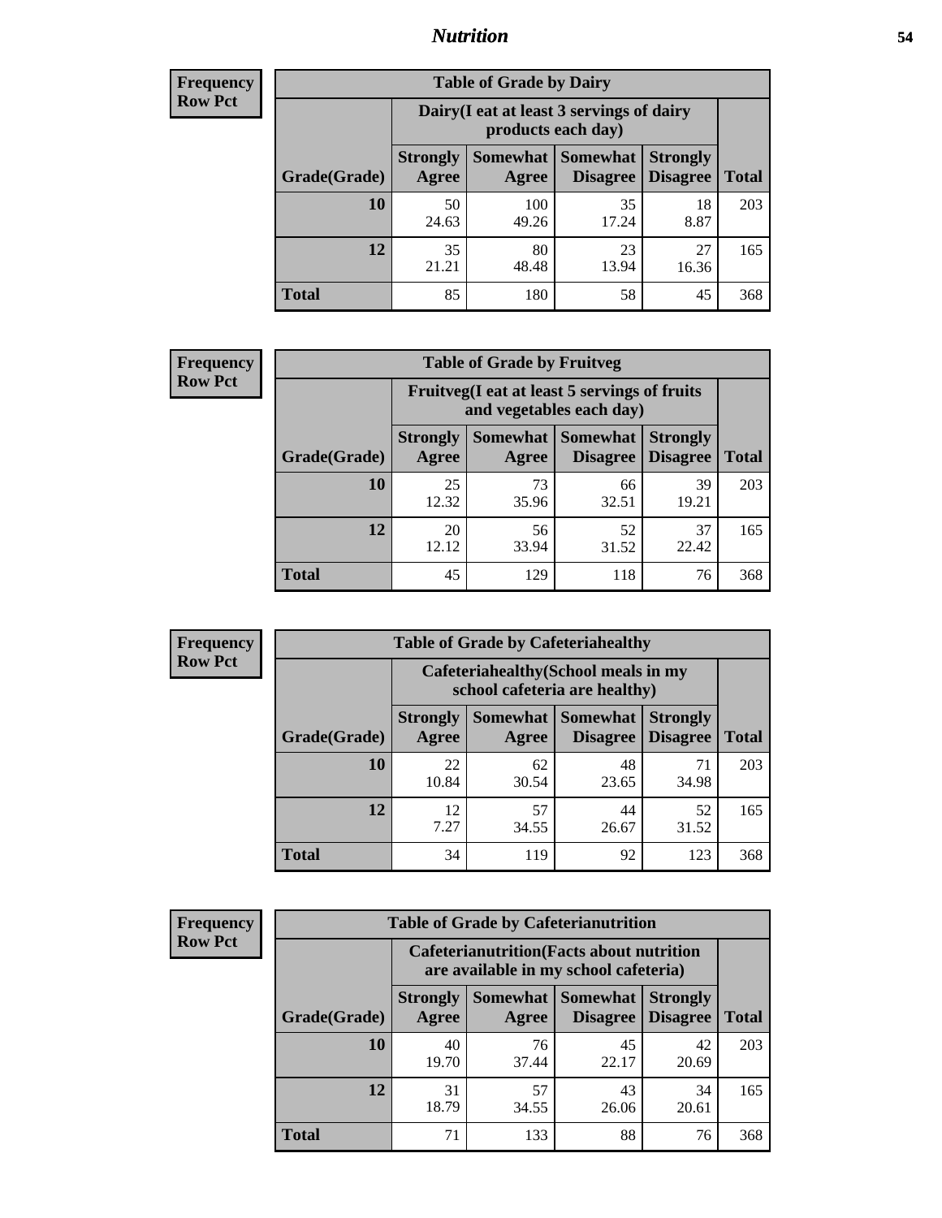## Nutrition

**Frequency**
**Row Pct**

| Table of Grade by Dairy | | | | | |
|---|---|---|---|---|---|
| | Dairy(I eat at least 3 servings of dairy products each day) | | | | |
| Grade(Grade) | Strongly Agree | Somewhat Agree | Somewhat Disagree | Strongly Disagree | Total |
| **10** | 50<br>24.63 | 100<br>49.26 | 35<br>17.24 | 18<br>8.87 | 203 |
| **12** | 35<br>21.21 | 80<br>48.48 | 23<br>13.94 | 27<br>16.36 | 165 |
| **Total** | 85 | 180 | 58 | 45 | 368 |

**Frequency**
**Row Pct**

| Table of Grade by Fruitveg | | | | | |
|---|---|---|---|---|---|
| | Fruitveg(I eat at least 5 servings of fruits and vegetables each day) | | | | |
| Grade(Grade) | Strongly Agree | Somewhat Agree | Somewhat Disagree | Strongly Disagree | Total |
| **10** | 25<br>12.32 | 73<br>35.96 | 66<br>32.51 | 39<br>19.21 | 203 |
| **12** | 20<br>12.12 | 56<br>33.94 | 52<br>31.52 | 37<br>22.42 | 165 |
| **Total** | 45 | 129 | 118 | 76 | 368 |

**Frequency**
**Row Pct**

| Table of Grade by Cafeteriahealthy | | | | | |
|---|---|---|---|---|---|
| | Cafeteriahealthy(School meals in my school cafeteria are healthy) | | | | |
| Grade(Grade) | Strongly Agree | Somewhat Agree | Somewhat Disagree | Strongly Disagree | Total |
| **10** | 22<br>10.84 | 62<br>30.54 | 48<br>23.65 | 71<br>34.98 | 203 |
| **12** | 12<br>7.27 | 57<br>34.55 | 44<br>26.67 | 52<br>31.52 | 165 |
| **Total** | 34 | 119 | 92 | 123 | 368 |

**Frequency**
**Row Pct**

| Table of Grade by Cafeterianutrition | | | | | |
|---|---|---|---|---|---|
| | Cafeterianutrition(Facts about nutrition are available in my school cafeteria) | | | | |
| Grade(Grade) | Strongly Agree | Somewhat Agree | Somewhat Disagree | Strongly Disagree | Total |
| **10** | 40<br>19.70 | 76<br>37.44 | 45<br>22.17 | 42<br>20.69 | 203 |
| **12** | 31<br>18.79 | 57<br>34.55 | 43<br>26.06 | 34<br>20.61 | 165 |
| **Total** | 71 | 133 | 88 | 76 | 368 |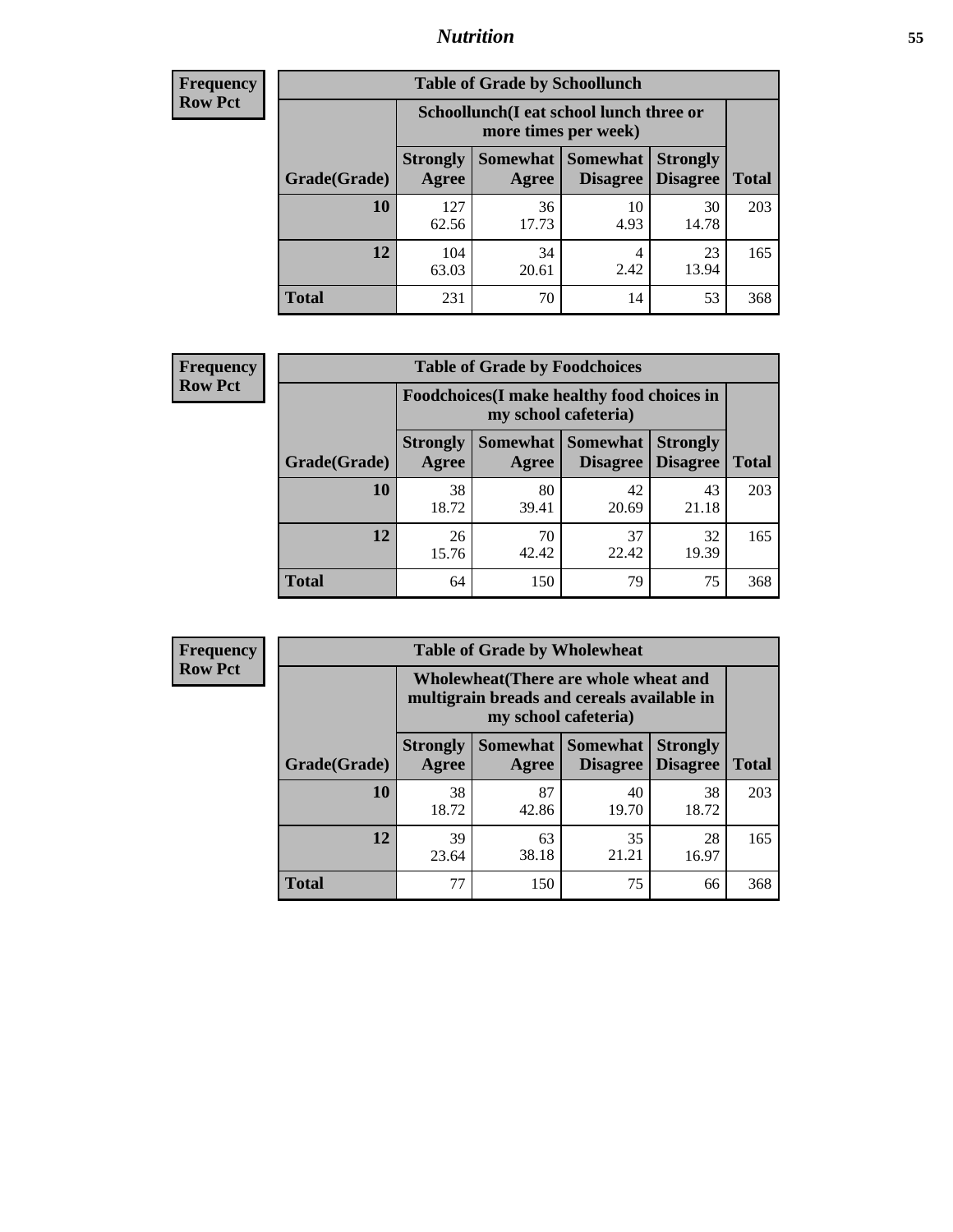**Frequency**
**Row Pct**

| Table of Grade by Schoollunch | | | | | |
|---|---|---|---|---|---|
| | Schoollunch(I eat school lunch three or more times per week) | | | | |
| Grade(Grade) | Strongly Agree | Somewhat Agree | Somewhat Disagree | Strongly Disagree | Total |
| **10** | 127<br>62.56 | 36<br>17.73 | 10<br>4.93 | 30<br>14.78 | 203 |
| **12** | 104<br>63.03 | 34<br>20.61 | 4<br>2.42 | 23<br>13.94 | 165 |
| **Total** | 231 | 70 | 14 | 53 | 368 |

**Frequency**
**Row Pct**

| Table of Grade by Foodchoices | | | | | |
|---|---|---|---|---|---|
| | Foodchoices(I make healthy food choices in my school cafeteria) | | | | |
| Grade(Grade) | Strongly Agree | Somewhat Agree | Somewhat Disagree | Strongly Disagree | Total |
| **10** | 38<br>18.72 | 80<br>39.41 | 42<br>20.69 | 43<br>21.18 | 203 |
| **12** | 26<br>15.76 | 70<br>42.42 | 37<br>22.42 | 32<br>19.39 | 165 |
| **Total** | 64 | 150 | 79 | 75 | 368 |

**Frequency**
**Row Pct**

| Table of Grade by Wholewheat | | | | | |
|---|---|---|---|---|---|
| | Wholewheat(There are whole wheat and multigrain breads and cereals available in my school cafeteria) | | | | |
| Grade(Grade) | Strongly Agree | Somewhat Agree | Somewhat Disagree | Strongly Disagree | Total |
| **10** | 38<br>18.72 | 87<br>42.86 | 40<br>19.70 | 38<br>18.72 | 203 |
| **12** | 39<br>23.64 | 63<br>38.18 | 35<br>21.21 | 28<br>16.97 | 165 |
| **Total** | 77 | 150 | 75 | 66 | 368 |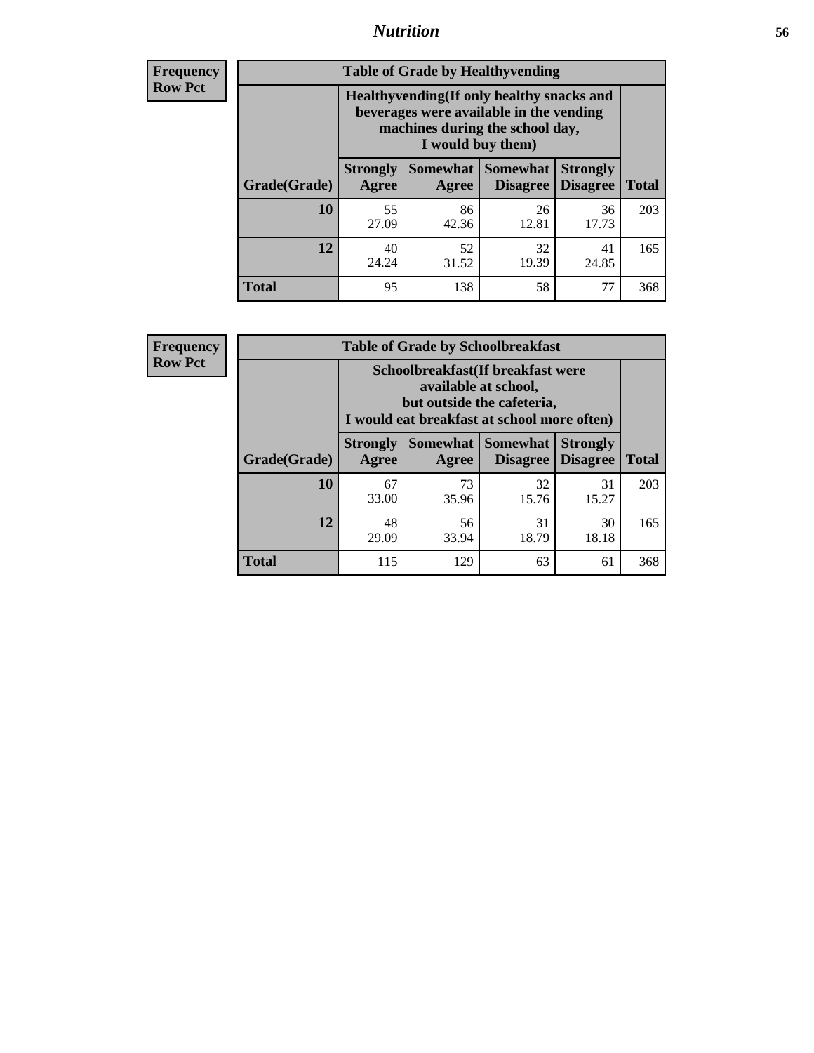| Frequency<br>Row Pct | Table of Grade by Healthyvending | | | | |
|---|---|---|---|---|---|
| | Healthyvending(If only healthy snacks and beverages were available in the vending machines during the school day, I would buy them) | | | | |
| Grade(Grade) | Strongly Agree | Somewhat Agree | Somewhat Disagree | Strongly Disagree | Total |
| 10 | 55<br>27.09 | 86<br>42.36 | 26<br>12.81 | 36<br>17.73 | 203 |
| 12 | 40<br>24.24 | 52<br>31.52 | 32<br>19.39 | 41<br>24.85 | 165 |
| Total | 95 | 138 | 58 | 77 | 368 |

| Frequency<br>Row Pct | Table of Grade by Schoolbreakfast | | | | |
|---|---|---|---|---|---|
| | Schoolbreakfast(If breakfast were available at school, but outside the cafeteria, I would eat breakfast at school more often) | | | | |
| Grade(Grade) | Strongly Agree | Somewhat Agree | Somewhat Disagree | Strongly Disagree | Total |
| 10 | 67<br>33.00 | 73<br>35.96 | 32<br>15.76 | 31<br>15.27 | 203 |
| 12 | 48<br>29.09 | 56<br>33.94 | 31<br>18.79 | 30<br>18.18 | 165 |
| Total | 115 | 129 | 63 | 61 | 368 |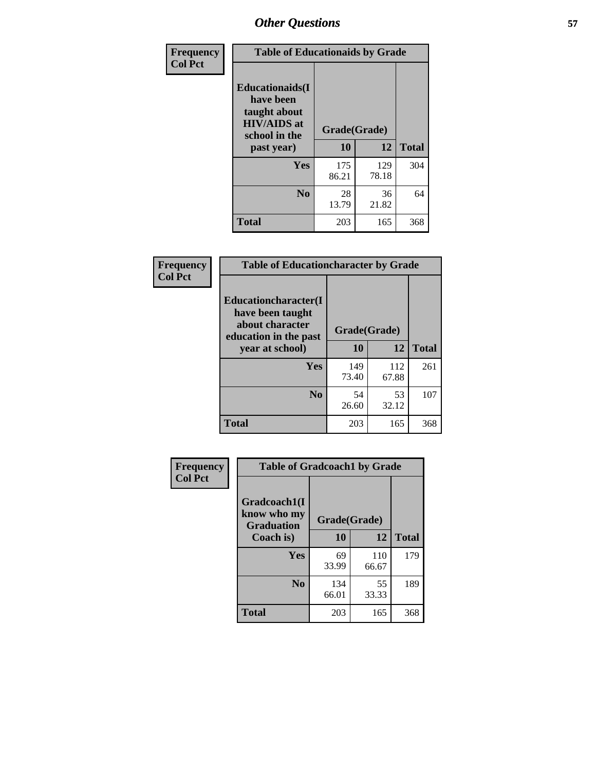## Other Questions

**Frequency**
**Col Pct**

**Table of Educationaids by Grade**

| Educationaids(I have been taught about HIV/AIDS at school in the past year) | Grade(Grade) | | Total |
|---|---|---|---|
| | 10 | 12 | |
| Yes | 175<br>86.21 | 129<br>78.18 | 304 |
| No | 28<br>13.79 | 36<br>21.82 | 64 |
| Total | 203 | 165 | 368 |

**Frequency**
**Col Pct**

**Table of Educationcharacter by Grade**

| Educationcharacter(I have been taught about character education in the past year at school) | Grade(Grade) | | Total |
|---|---|---|---|
| | 10 | 12 | |
| Yes | 149<br>73.40 | 112<br>67.88 | 261 |
| No | 54<br>26.60 | 53<br>32.12 | 107 |
| Total | 203 | 165 | 368 |

**Frequency**
**Col Pct**

**Table of Gradcoach1 by Grade**

| Gradcoach1(I know who my Graduation Coach is) | Grade(Grade) | | Total |
|---|---|---|---|
| | 10 | 12 | |
| Yes | 69<br>33.99 | 110<br>66.67 | 179 |
| No | 134<br>66.01 | 55<br>33.33 | 189 |
| Total | 203 | 165 | 368 |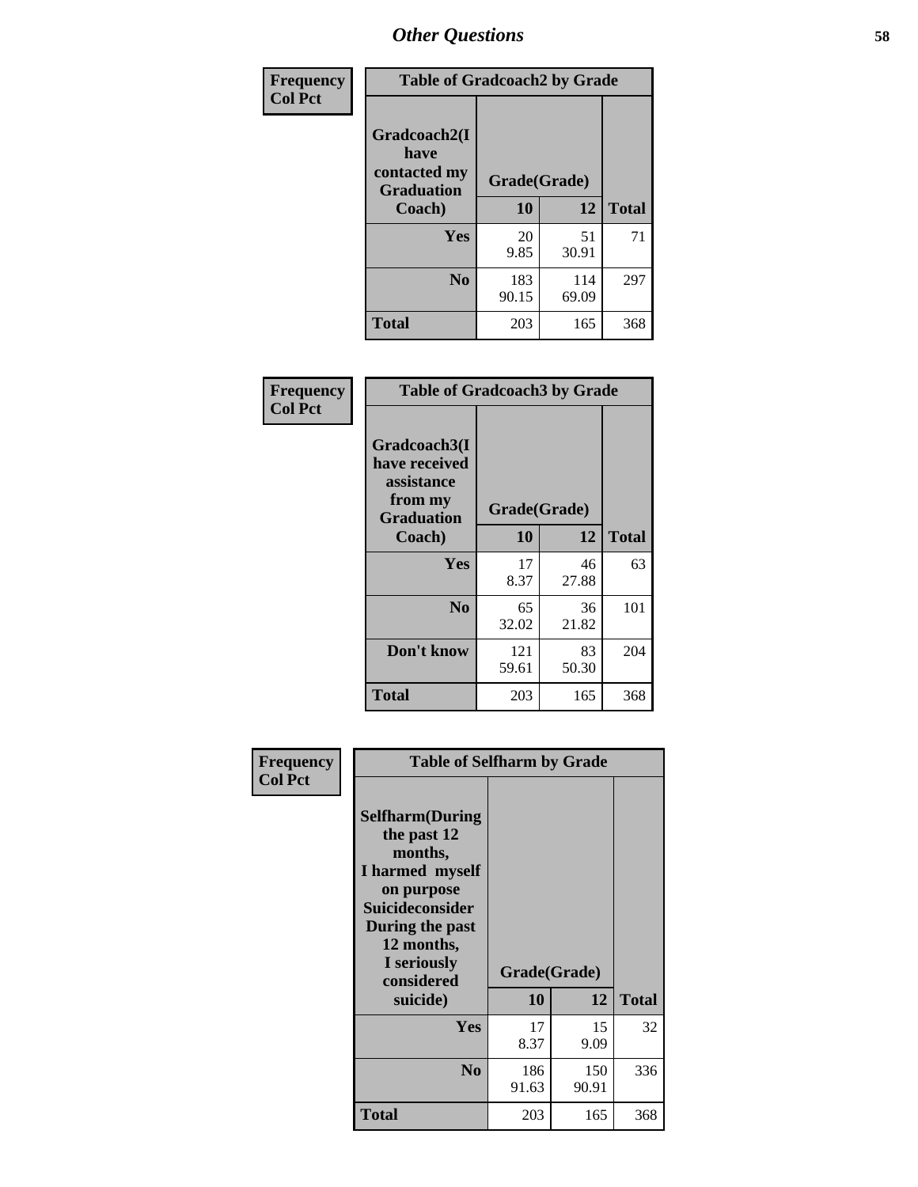# Other Questions

Frequency
Col Pct

| Table of Gradcoach2 by Grade | | | |
|---|---|---|---|
| Gradcoach2(I have contacted my Graduation Coach) | Grade(Grade) | | |
| | 10 | 12 | Total |
| Yes | 20<br>9.85 | 51<br>30.91 | 71 |
| No | 183<br>90.15 | 114<br>69.09 | 297 |
| Total | 203 | 165 | 368 |

Frequency
Col Pct

| Table of Gradcoach3 by Grade | | | |
|---|---|---|---|
| Gradcoach3(I have received assistance from my Graduation Coach) | Grade(Grade) | | |
| | 10 | 12 | Total |
| Yes | 17<br>8.37 | 46<br>27.88 | 63 |
| No | 65<br>32.02 | 36<br>21.82 | 101 |
| Don't know | 121<br>59.61 | 83<br>50.30 | 204 |
| Total | 203 | 165 | 368 |

Frequency
Col Pct

| Table of Selfharm by Grade | | | |
|---|---|---|---|
| Selfharm(During the past 12 months, I harmed myself on purpose Suicideconsider During the past 12 months, I seriously considered suicide) | Grade(Grade) | | |
| | 10 | 12 | Total |
| Yes | 17<br>8.37 | 15<br>9.09 | 32 |
| No | 186<br>91.63 | 150<br>90.91 | 336 |
| Total | 203 | 165 | 368 |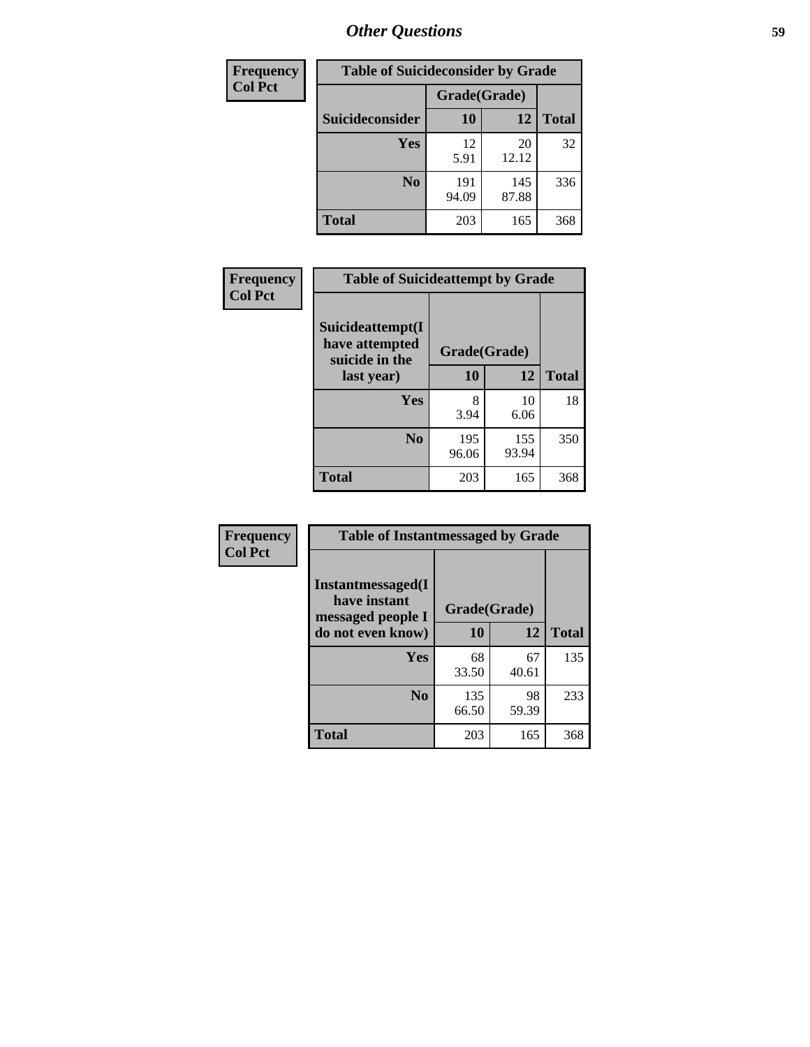## Other Questions

| Frequency Col Pct | Table of Suicideconsider by Grade | | |
|---|---|---|---|
| | Grade(Grade) | | |
| Suicideconsider | 10 | 12 | Total |
| Yes | 12<br>5.91 | 20<br>12.12 | 32 |
| No | 191<br>94.09 | 145<br>87.88 | 336 |
| Total | 203 | 165 | 368 |

| Frequency Col Pct | Table of Suicideattempt by Grade | | |
|---|---|---|---|
| Suicideattempt(I have attempted suicide in the last year) | Grade(Grade) | | |
| | 10 | 12 | Total |
| Yes | 8<br>3.94 | 10<br>6.06 | 18 |
| No | 195<br>96.06 | 155<br>93.94 | 350 |
| Total | 203 | 165 | 368 |

| Frequency Col Pct | Table of Instantmessaged by Grade | | |
|---|---|---|---|
| Instantmessaged(I have instant messaged people I do not even know) | Grade(Grade) | | |
| | 10 | 12 | Total |
| Yes | 68<br>33.50 | 67<br>40.61 | 135 |
| No | 135<br>66.50 | 98<br>59.39 | 233 |
| Total | 203 | 165 | 368 |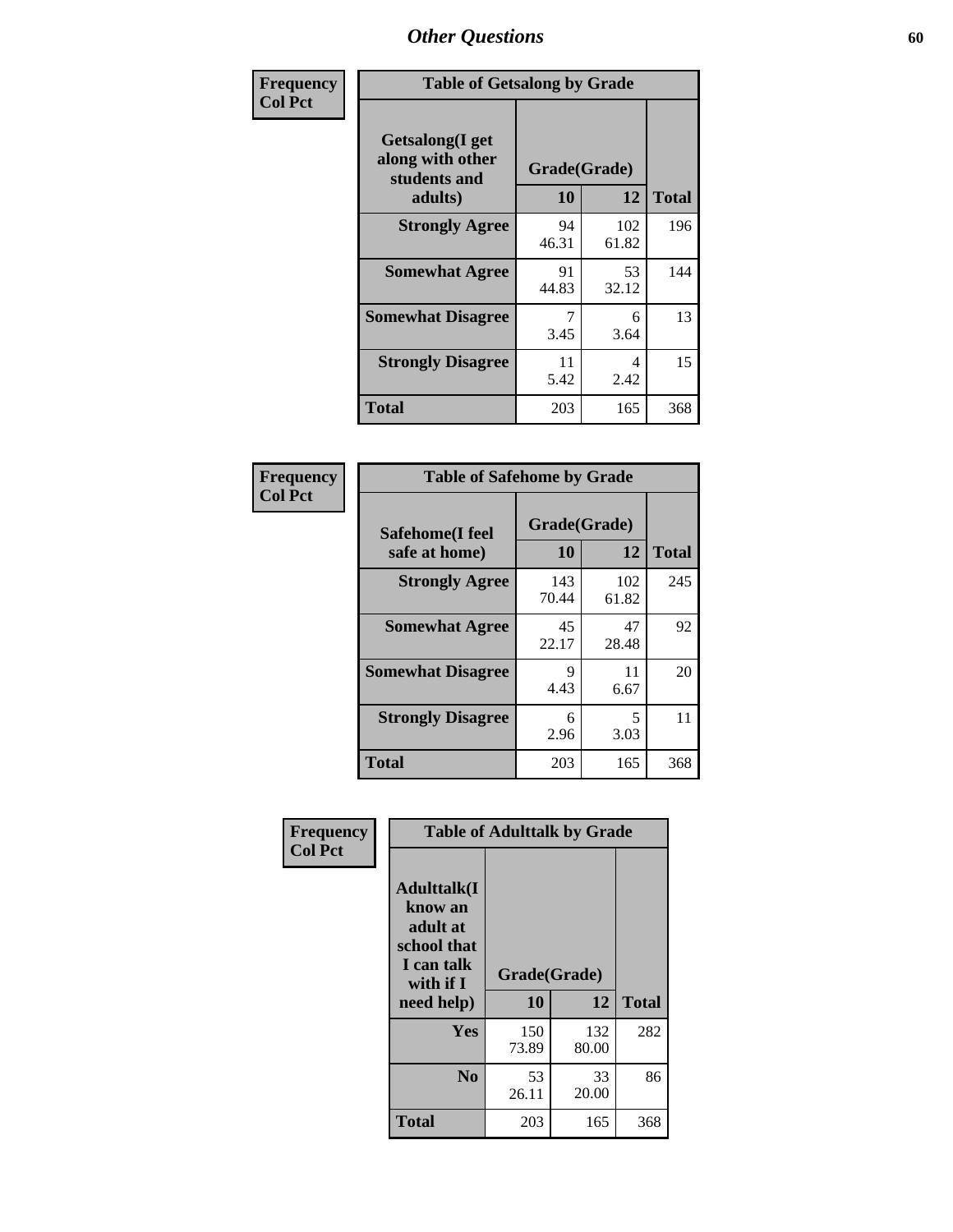# Other Questions

**Frequency**
**Col Pct**

| Table of Getsalong by Grade | | | |
|---|---|---|---|
| Getsalong(I get along with other students and adults) | Grade(Grade) | | |
| | 10 | 12 | Total |
| **Strongly Agree** | 94<br>46.31 | 102<br>61.82 | 196 |
| **Somewhat Agree** | 91<br>44.83 | 53<br>32.12 | 144 |
| **Somewhat Disagree** | 7<br>3.45 | 6<br>3.64 | 13 |
| **Strongly Disagree** | 11<br>5.42 | 4<br>2.42 | 15 |
| **Total** | 203 | 165 | 368 |

**Frequency**
**Col Pct**

| Table of Safehome by Grade | | | |
|---|---|---|---|
| Safehome(I feel safe at home) | Grade(Grade) | | |
| | 10 | 12 | Total |
| **Strongly Agree** | 143<br>70.44 | 102<br>61.82 | 245 |
| **Somewhat Agree** | 45<br>22.17 | 47<br>28.48 | 92 |
| **Somewhat Disagree** | 9<br>4.43 | 11<br>6.67 | 20 |
| **Strongly Disagree** | 6<br>2.96 | 5<br>3.03 | 11 |
| **Total** | 203 | 165 | 368 |

**Frequency**
**Col Pct**

| Table of Adulttalk by Grade | | | |
|---|---|---|---|
| Adulttalk(I know an adult at school that I can talk with if I need help) | Grade(Grade) | | |
| | 10 | 12 | Total |
| **Yes** | 150<br>73.89 | 132<br>80.00 | 282 |
| **No** | 53<br>26.11 | 33<br>20.00 | 86 |
| **Total** | 203 | 165 | 368 |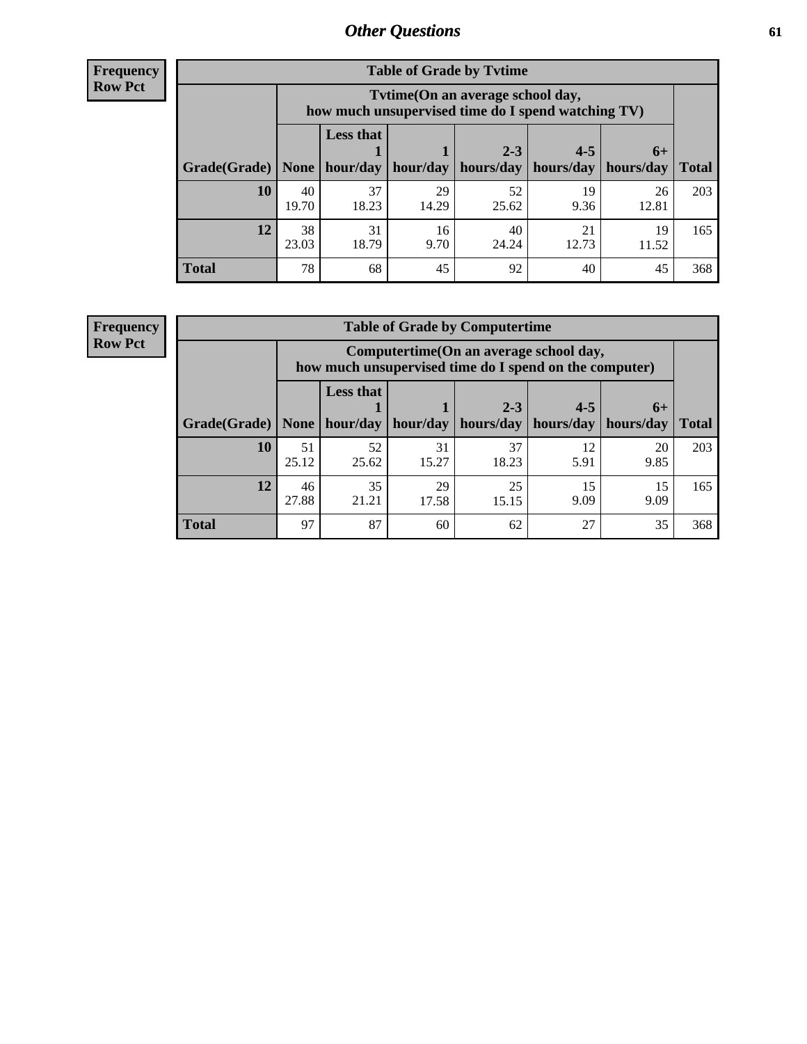# Other Questions

**Frequency**
**Row Pct**

**Table of Grade by Tvtime**

| Grade(Grade) | Tvtime(On an average school day, how much unsupervised time do I spend watching TV) None | Less that 1 hour/day | 1 hour/day | 2-3 hours/day | 4-5 hours/day | 6+ hours/day | Total |
|---|---|---|---|---|---|---|---|
| **10** | 40<br>19.70 | 37<br>18.23 | 29<br>14.29 | 52<br>25.62 | 19<br>9.36 | 26<br>12.81 | 203 |
| **12** | 38<br>23.03 | 31<br>18.79 | 16<br>9.70 | 40<br>24.24 | 21<br>12.73 | 19<br>11.52 | 165 |
| **Total** | 78 | 68 | 45 | 92 | 40 | 45 | 368 |

**Frequency**
**Row Pct**

**Table of Grade by Computertime**

| Grade(Grade) | Computertime(On an average school day, how much unsupervised time do I spend on the computer) None | Less that 1 hour/day | 1 hour/day | 2-3 hours/day | 4-5 hours/day | 6+ hours/day | Total |
|---|---|---|---|---|---|---|---|
| **10** | 51<br>25.12 | 52<br>25.62 | 31<br>15.27 | 37<br>18.23 | 12<br>5.91 | 20<br>9.85 | 203 |
| **12** | 46<br>27.88 | 35<br>21.21 | 29<br>17.58 | 25<br>15.15 | 15<br>9.09 | 15<br>9.09 | 165 |
| **Total** | 97 | 87 | 60 | 62 | 27 | 35 | 368 |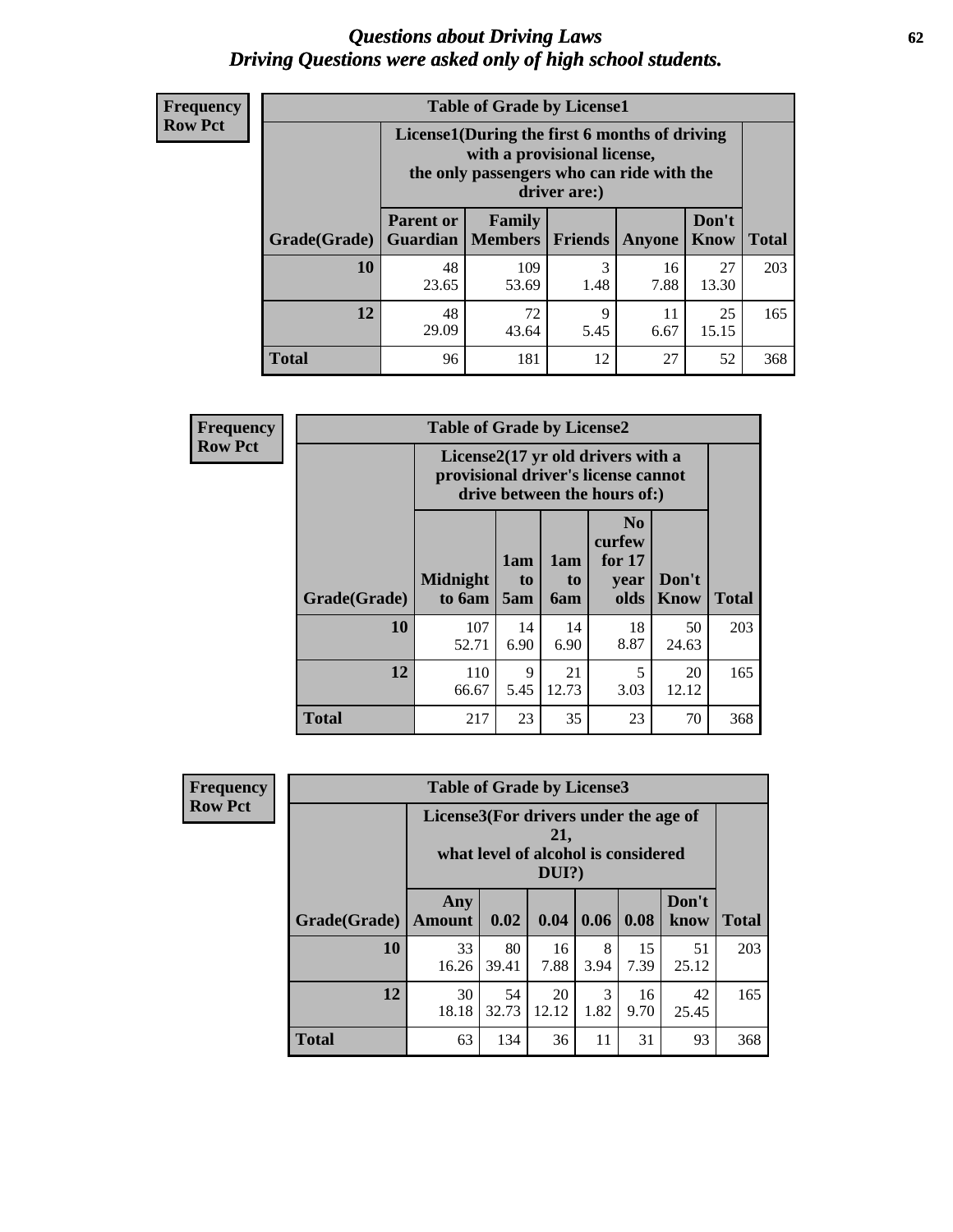# *Questions about Driving Laws*
# *Driving Questions were asked only of high school students.*

**Frequency**
**Row Pct**

**Table of Grade by License1**

| Grade(Grade) | License1(During the first 6 months of driving with a provisional license, the only passengers who can ride with the driver are:) | | | | | Total |
|---|---|---|---|---|---|---|
| | Parent or Guardian | Family Members | Friends | Anyone | Don't Know | |
| **10** | 48<br>23.65 | 109<br>53.69 | 3<br>1.48 | 16<br>7.88 | 27<br>13.30 | 203 |
| **12** | 48<br>29.09 | 72<br>43.64 | 9<br>5.45 | 11<br>6.67 | 25<br>15.15 | 165 |
| **Total** | 96 | 181 | 12 | 27 | 52 | 368 |

**Frequency**
**Row Pct**

**Table of Grade by License2**

| Grade(Grade) | License2(17 yr old drivers with a provisional driver's license cannot drive between the hours of:) | | | | | Total |
|---|---|---|---|---|---|---|
| | Midnight to 6am | 1am to 5am | 1am to 6am | No curfew for 17 year olds | Don't Know | |
| **10** | 107<br>52.71 | 14<br>6.90 | 14<br>6.90 | 18<br>8.87 | 50<br>24.63 | 203 |
| **12** | 110<br>66.67 | 9<br>5.45 | 21<br>12.73 | 5<br>3.03 | 20<br>12.12 | 165 |
| **Total** | 217 | 23 | 35 | 23 | 70 | 368 |

**Frequency**
**Row Pct**

**Table of Grade by License3**

| Grade(Grade) | License3(For drivers under the age of 21, what level of alcohol is considered DUI?) | | | | | | Total |
|---|---|---|---|---|---|---|---|
| | Any Amount | 0.02 | 0.04 | 0.06 | 0.08 | Don't know | |
| **10** | 33<br>16.26 | 80<br>39.41 | 16<br>7.88 | 8<br>3.94 | 15<br>7.39 | 51<br>25.12 | 203 |
| **12** | 30<br>18.18 | 54<br>32.73 | 20<br>12.12 | 3<br>1.82 | 16<br>9.70 | 42<br>25.45 | 165 |
| **Total** | 63 | 134 | 36 | 11 | 31 | 93 | 368 |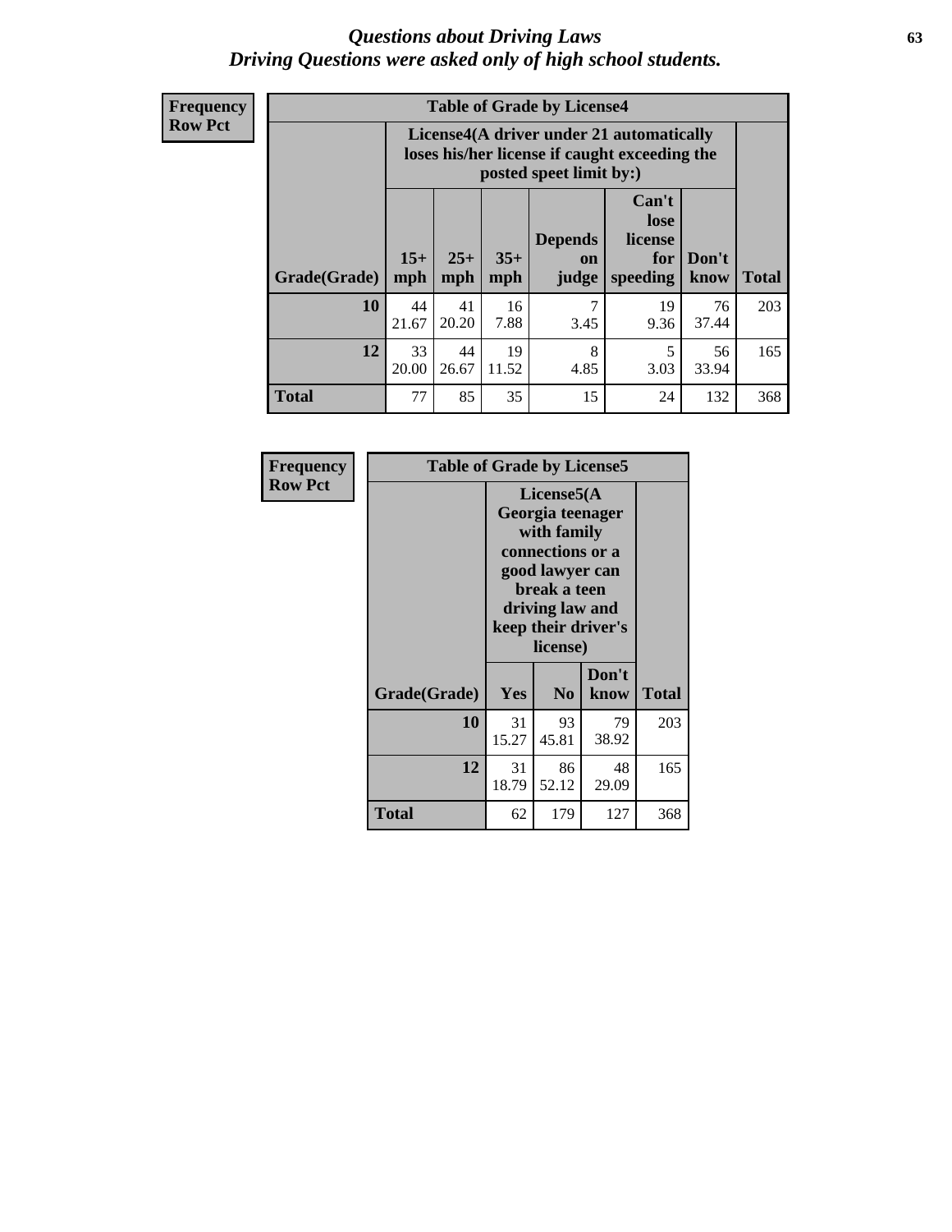# *Questions about Driving Laws*
## *Driving Questions were asked only of high school students.*

**Frequency**
**Row Pct**

| Table of Grade by License4 | | | | | | | |
|---|---|---|---|---|---|---|---|
| | License4(A driver under 21 automatically loses his/her license if caught exceeding the posted speet limit by:) | | | | | | |
| Grade(Grade) | 15+ mph | 25+ mph | 35+ mph | Depends on judge | Can't lose license for speeding | Don't know | Total |
| 10 | 44<br>21.67 | 41<br>20.20 | 16<br>7.88 | 7<br>3.45 | 19<br>9.36 | 76<br>37.44 | 203 |
| 12 | 33<br>20.00 | 44<br>26.67 | 19<br>11.52 | 8<br>4.85 | 5<br>3.03 | 56<br>33.94 | 165 |
| Total | 77 | 85 | 35 | 15 | 24 | 132 | 368 |

**Frequency**
**Row Pct**

| Table of Grade by License5 | | | | |
|---|---|---|---|---|
| | License5(A Georgia teenager with family connections or a good lawyer can break a teen driving law and keep their driver's license) | | | |
| Grade(Grade) | Yes | No | Don't know | Total |
| 10 | 31<br>15.27 | 93<br>45.81 | 79<br>38.92 | 203 |
| 12 | 31<br>18.79 | 86<br>52.12 | 48<br>29.09 | 165 |
| Total | 62 | 179 | 127 | 368 |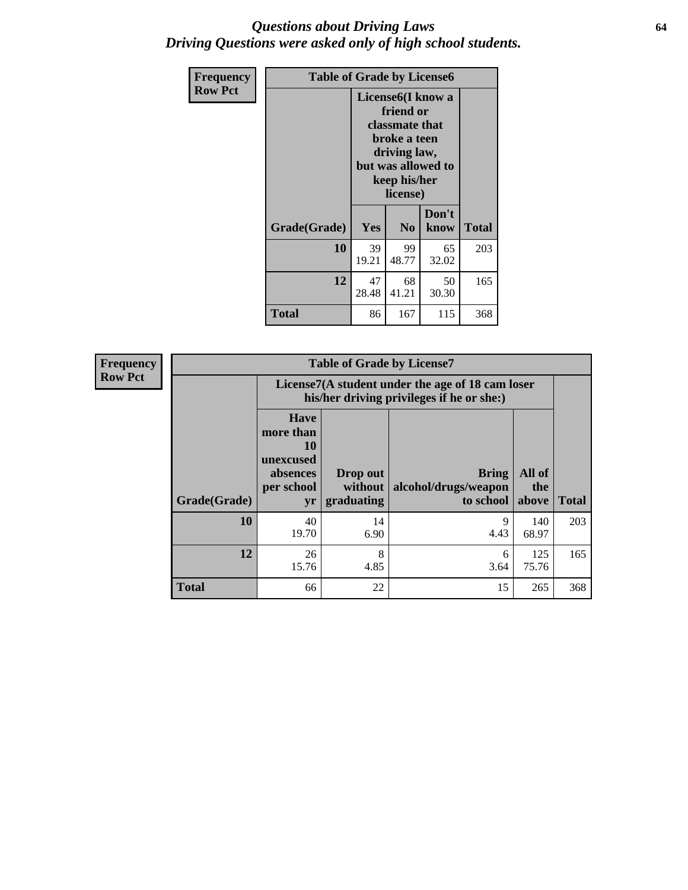# *Questions about Driving Laws*
# *Driving Questions were asked only of high school students.*

**Frequency**
**Row Pct**

| Table of Grade by License6 | | | | |
|---|---|---|---|---|
| | License6(I know a friend or classmate that broke a teen driving law, but was allowed to keep his/her license) | | | |
| **Grade(Grade)** | **Yes** | **No** | **Don't know** | **Total** |
| **10** | 39<br>19.21 | 99<br>48.77 | 65<br>32.02 | 203 |
| **12** | 47<br>28.48 | 68<br>41.21 | 50<br>30.30 | 165 |
| **Total** | 86 | 167 | 115 | 368 |

**Frequency**
**Row Pct**

| Table of Grade by License7 | | | | | |
|---|---|---|---|---|---|
| | License7(A student under the age of 18 cam loser his/her driving privileges if he or she:) | | | | |
| **Grade(Grade)** | **Have more than 10 unexcused absences per school yr** | **Drop out without graduating** | **Bring alcohol/drugs/weapon to school** | **All of the above** | **Total** |
| **10** | 40<br>19.70 | 14<br>6.90 | 9<br>4.43 | 140<br>68.97 | 203 |
| **12** | 26<br>15.76 | 8<br>4.85 | 6<br>3.64 | 125<br>75.76 | 165 |
| **Total** | 66 | 22 | 15 | 265 | 368 |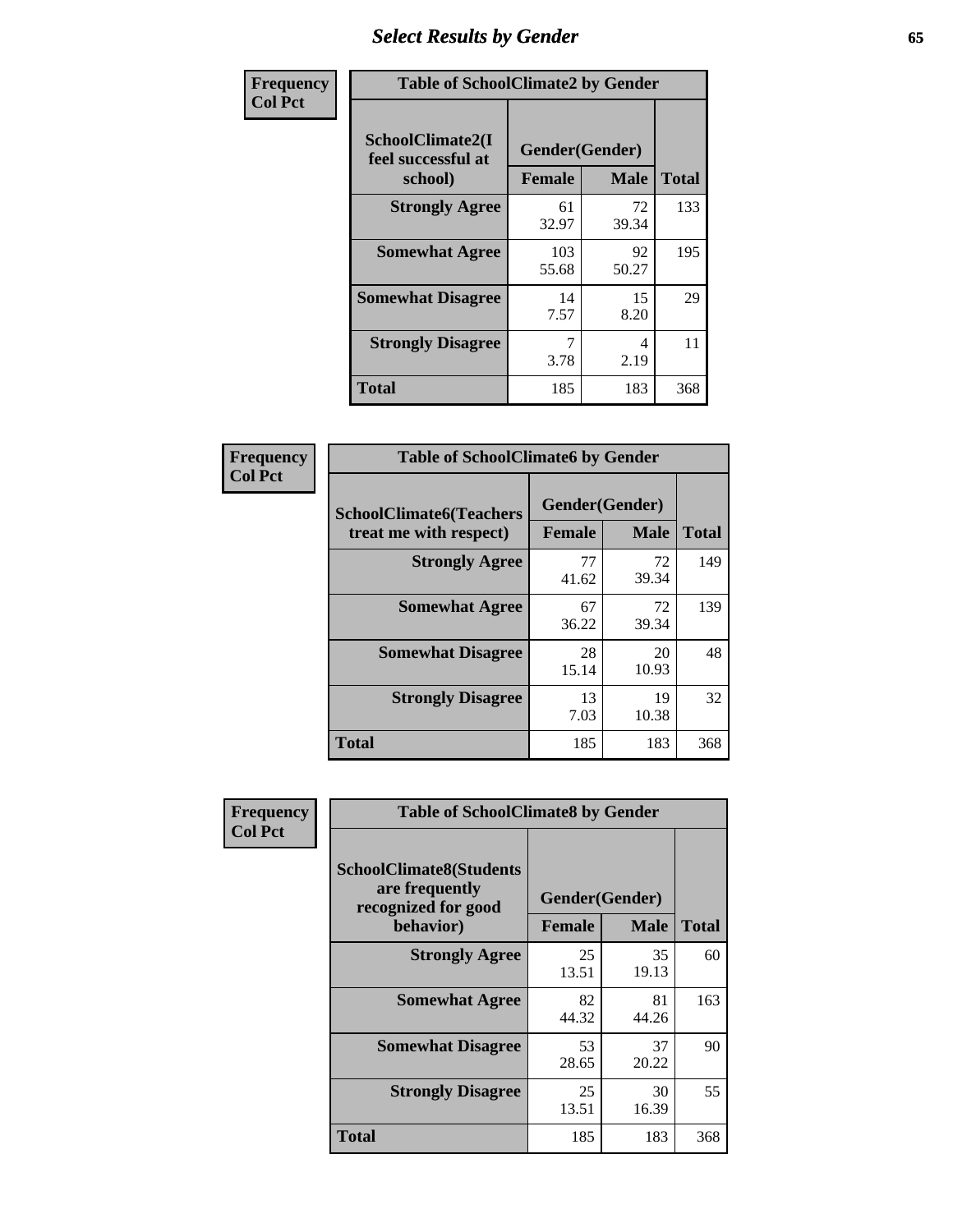## Select Results by Gender

**Frequency / Col Pct**

**Table of SchoolClimate2 by Gender**

| SchoolClimate2(I feel successful at school) | Gender(Gender) | | Total |
|---|---|---|---|
| | Female | Male | |
| Strongly Agree | 61<br>32.97 | 72<br>39.34 | 133 |
| Somewhat Agree | 103<br>55.68 | 92<br>50.27 | 195 |
| Somewhat Disagree | 14<br>7.57 | 15<br>8.20 | 29 |
| Strongly Disagree | 7<br>3.78 | 4<br>2.19 | 11 |
| Total | 185 | 183 | 368 |

**Frequency / Col Pct**

**Table of SchoolClimate6 by Gender**

| SchoolClimate6(Teachers treat me with respect) | Gender(Gender) | | Total |
|---|---|---|---|
| | Female | Male | |
| Strongly Agree | 77<br>41.62 | 72<br>39.34 | 149 |
| Somewhat Agree | 67<br>36.22 | 72<br>39.34 | 139 |
| Somewhat Disagree | 28<br>15.14 | 20<br>10.93 | 48 |
| Strongly Disagree | 13<br>7.03 | 19<br>10.38 | 32 |
| Total | 185 | 183 | 368 |

**Frequency / Col Pct**

**Table of SchoolClimate8 by Gender**

| SchoolClimate8(Students are frequently recognized for good behavior) | Gender(Gender) | | Total |
|---|---|---|---|
| | Female | Male | |
| Strongly Agree | 25<br>13.51 | 35<br>19.13 | 60 |
| Somewhat Agree | 82<br>44.32 | 81<br>44.26 | 163 |
| Somewhat Disagree | 53<br>28.65 | 37<br>20.22 | 90 |
| Strongly Disagree | 25<br>13.51 | 30<br>16.39 | 55 |
| Total | 185 | 183 | 368 |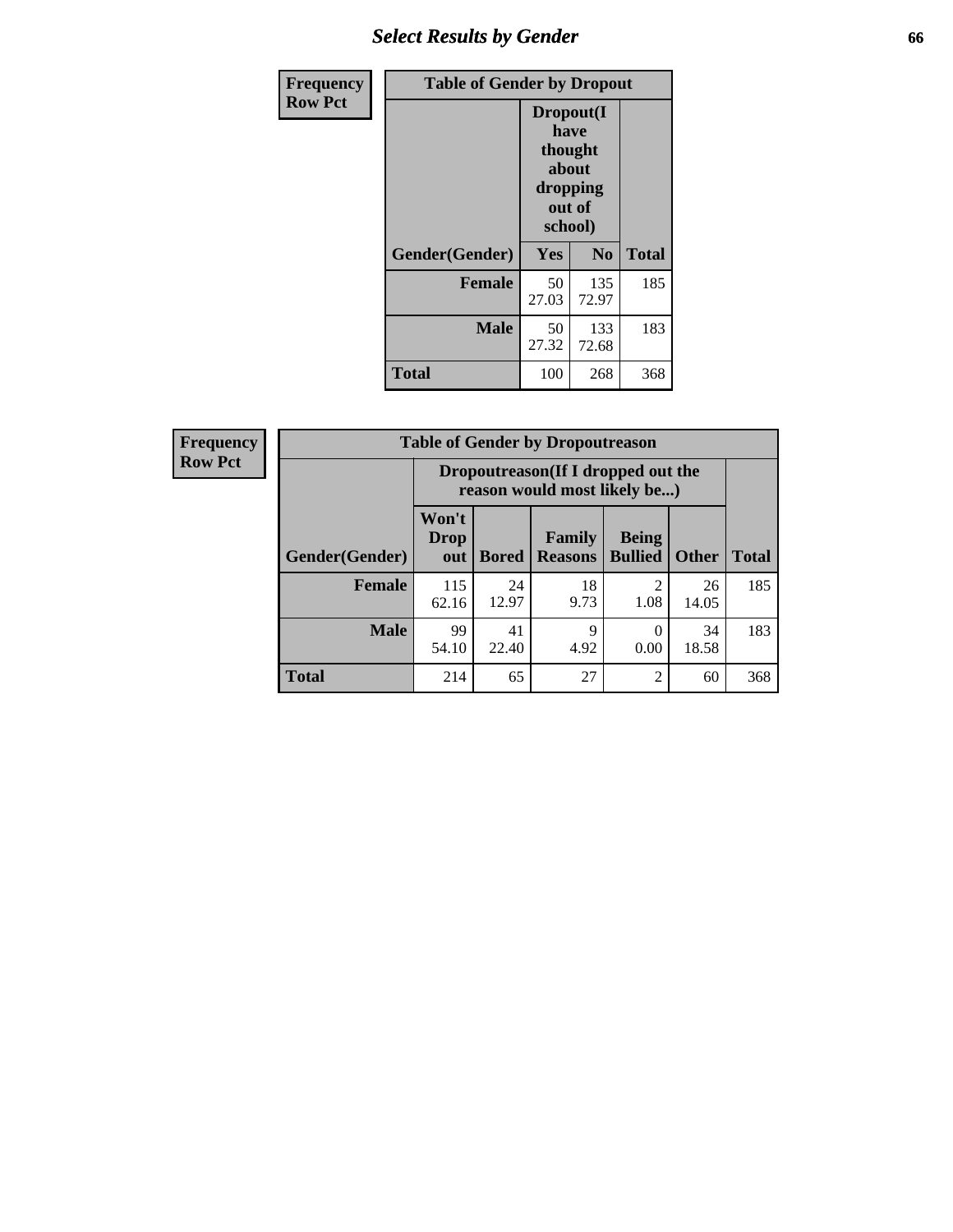| Frequency Row Pct | Table of Gender by Dropout | | |
|---|---|---|---|
| | Dropout(I have thought about dropping out of school) | | |
| Gender(Gender) | Yes | No | Total |
| Female | 50 27.03 | 135 72.97 | 185 |
| Male | 50 27.32 | 133 72.68 | 183 |
| Total | 100 | 268 | 368 |

| Frequency Row Pct | Table of Gender by Dropoutreason | | | | | |
|---|---|---|---|---|---|---|
| | Dropoutreason(If I dropped out the reason would most likely be...) | | | | | |
| Gender(Gender) | Won't Drop out | Bored | Family Reasons | Being Bullied | Other | Total |
| Female | 115 62.16 | 24 12.97 | 18 9.73 | 2 1.08 | 26 14.05 | 185 |
| Male | 99 54.10 | 41 22.40 | 9 4.92 | 0 0.00 | 34 18.58 | 183 |
| Total | 214 | 65 | 27 | 2 | 60 | 368 |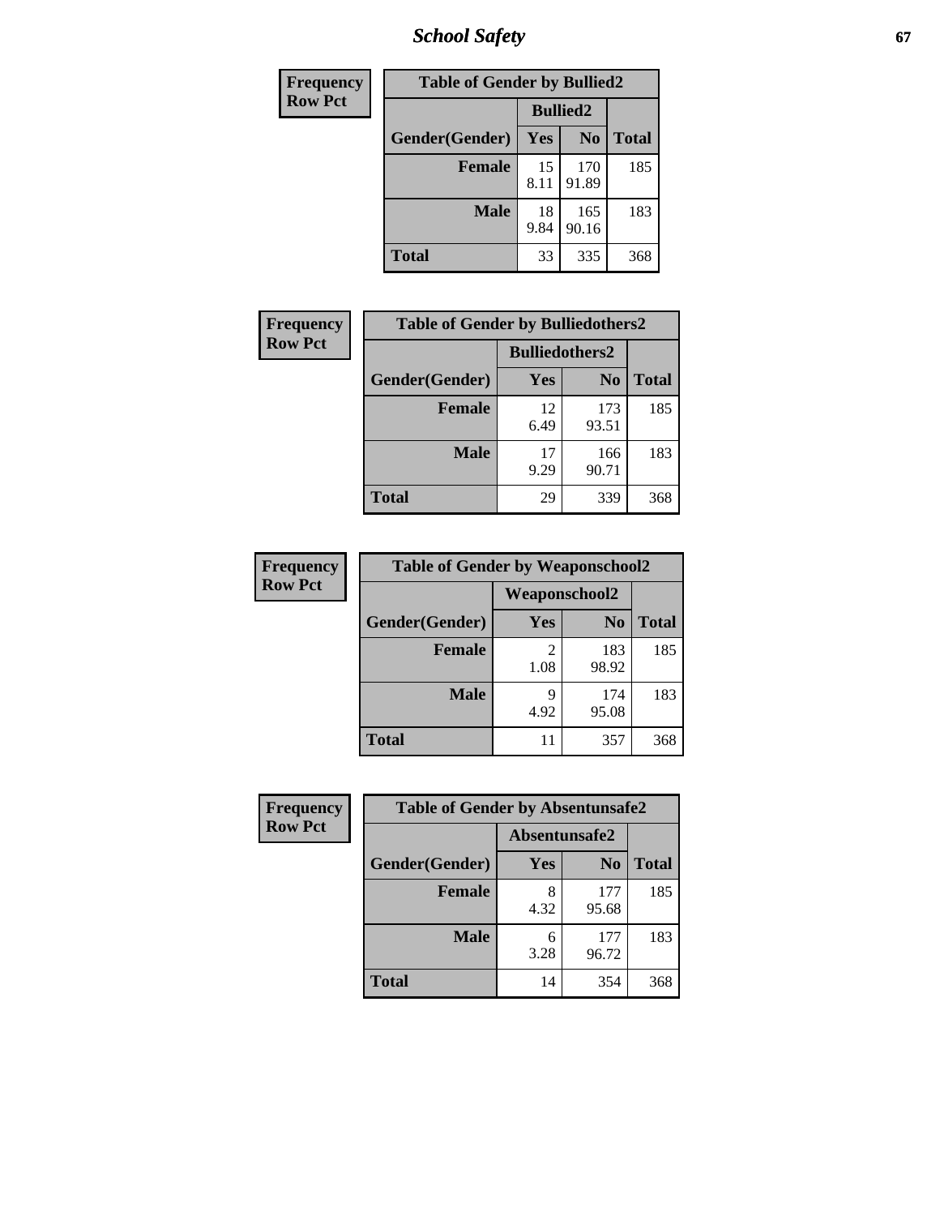| Frequency |
|---|
| Row Pct |

| Table of Gender by Bullied2 | | | |
|---|---|---|---|
| | Bullied2 | | |
| Gender(Gender) | Yes | No | Total |
| Female | 15<br>8.11 | 170<br>91.89 | 185 |
| Male | 18<br>9.84 | 165<br>90.16 | 183 |
| Total | 33 | 335 | 368 |

| Frequency |
|---|
| Row Pct |

| Table of Gender by Bulliedothers2 | | | |
|---|---|---|---|
| | Bulliedothers2 | | |
| Gender(Gender) | Yes | No | Total |
| Female | 12<br>6.49 | 173<br>93.51 | 185 |
| Male | 17<br>9.29 | 166<br>90.71 | 183 |
| Total | 29 | 339 | 368 |

| Frequency |
|---|
| Row Pct |

| Table of Gender by Weaponschool2 | | | |
|---|---|---|---|
| | Weaponschool2 | | |
| Gender(Gender) | Yes | No | Total |
| Female | 2<br>1.08 | 183<br>98.92 | 185 |
| Male | 9<br>4.92 | 174<br>95.08 | 183 |
| Total | 11 | 357 | 368 |

| Frequency |
|---|
| Row Pct |

| Table of Gender by Absentunsafe2 | | | |
|---|---|---|---|
| | Absentunsafe2 | | |
| Gender(Gender) | Yes | No | Total |
| Female | 8<br>4.32 | 177<br>95.68 | 185 |
| Male | 6<br>3.28 | 177<br>96.72 | 183 |
| Total | 14 | 354 | 368 |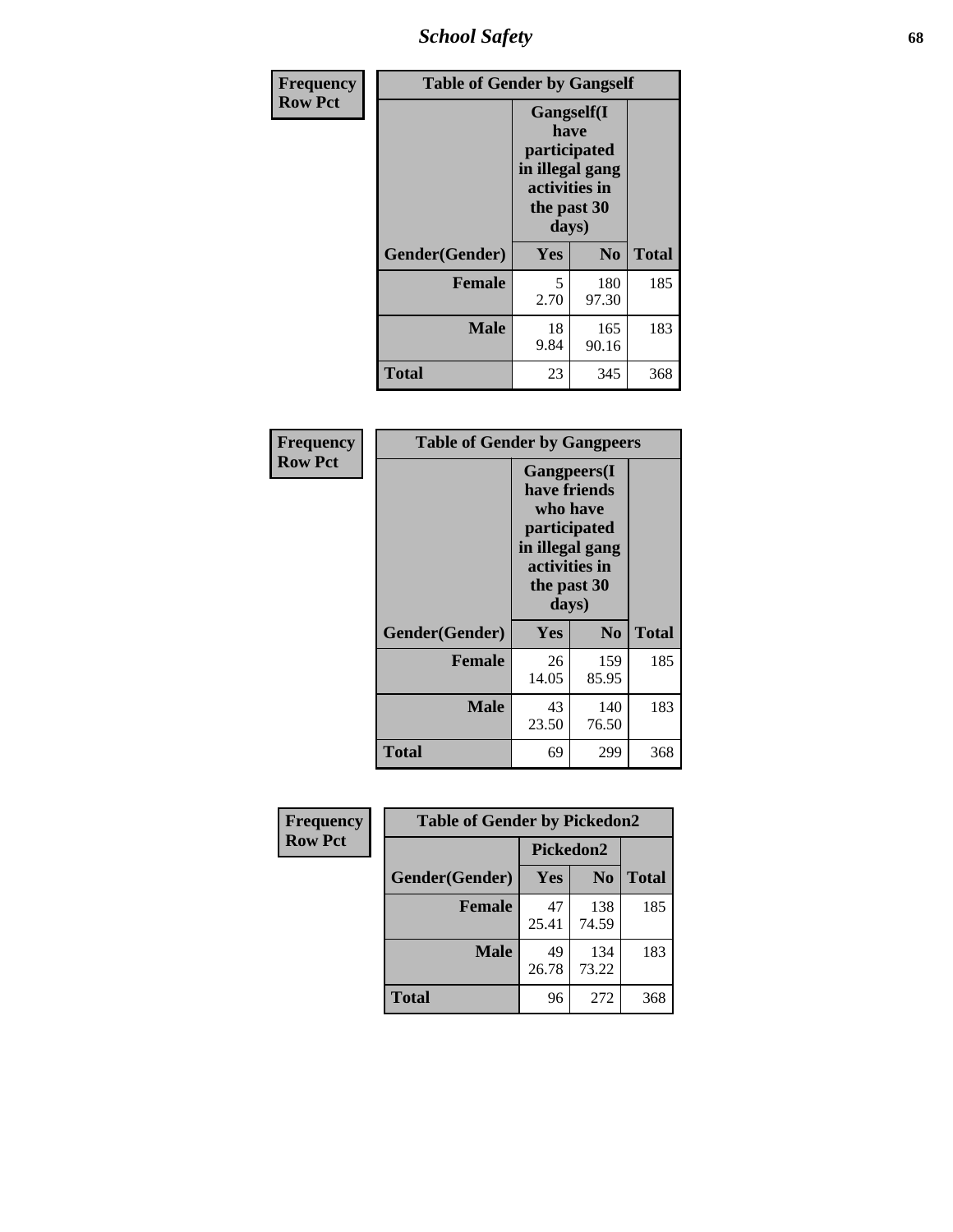## School Safety

**Frequency Row Pct**

| Table of Gender by Gangself | | | |
|---|---|---|---|
| | Gangself(I have participated in illegal gang activities in the past 30 days) | | |
| Gender(Gender) | Yes | No | Total |
| Female | 5<br>2.70 | 180<br>97.30 | 185 |
| Male | 18<br>9.84 | 165<br>90.16 | 183 |
| Total | 23 | 345 | 368 |

**Frequency Row Pct**

| Table of Gender by Gangpeers | | | |
|---|---|---|---|
| | Gangpeers(I have friends who have participated in illegal gang activities in the past 30 days) | | |
| Gender(Gender) | Yes | No | Total |
| Female | 26<br>14.05 | 159<br>85.95 | 185 |
| Male | 43<br>23.50 | 140<br>76.50 | 183 |
| Total | 69 | 299 | 368 |

**Frequency Row Pct**

| Table of Gender by Pickedon2 | | | |
|---|---|---|---|
| | Pickedon2 | | |
| Gender(Gender) | Yes | No | Total |
| Female | 47<br>25.41 | 138<br>74.59 | 185 |
| Male | 49<br>26.78 | 134<br>73.22 | 183 |
| Total | 96 | 272 | 368 |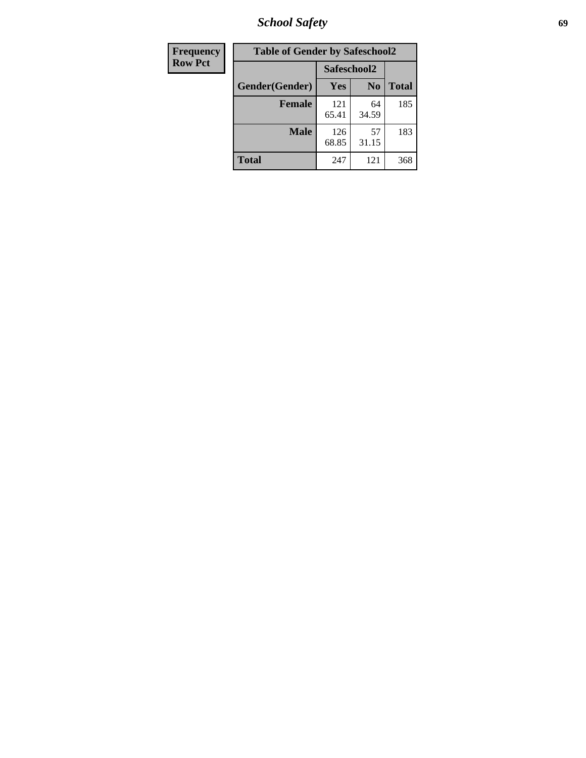| Frequency |
|---|
| Row Pct |

| Table of Gender by Safeschool2 | | | |
|---|---|---|---|
| | Safeschool2 | | |
| Gender(Gender) | Yes | No | Total |
| Female | 121<br>65.41 | 64<br>34.59 | 185 |
| Male | 126<br>68.85 | 57<br>31.15 | 183 |
| Total | 247 | 121 | 368 |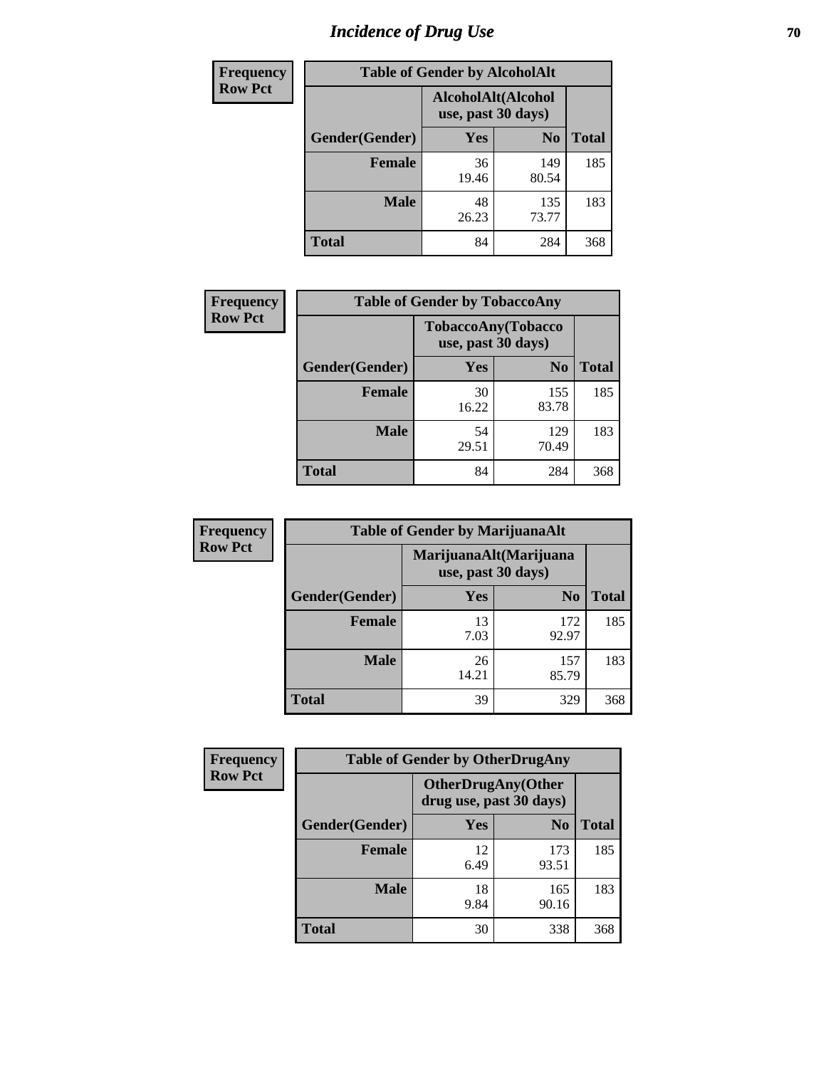# Incidence of Drug Use

**Frequency**
**Row Pct**

| Table of Gender by AlcoholAlt | | | |
|---|---|---|---|
| | AlcoholAlt(Alcohol use, past 30 days) | | |
| Gender(Gender) | Yes | No | Total |
| Female | 36<br>19.46 | 149<br>80.54 | 185 |
| Male | 48<br>26.23 | 135<br>73.77 | 183 |
| Total | 84 | 284 | 368 |

**Frequency**
**Row Pct**

| Table of Gender by TobaccoAny | | | |
|---|---|---|---|
| | TobaccoAny(Tobacco use, past 30 days) | | |
| Gender(Gender) | Yes | No | Total |
| Female | 30<br>16.22 | 155<br>83.78 | 185 |
| Male | 54<br>29.51 | 129<br>70.49 | 183 |
| Total | 84 | 284 | 368 |

**Frequency**
**Row Pct**

| Table of Gender by MarijuanaAlt | | | |
|---|---|---|---|
| | MarijuanaAlt(Marijuana use, past 30 days) | | |
| Gender(Gender) | Yes | No | Total |
| Female | 13<br>7.03 | 172<br>92.97 | 185 |
| Male | 26<br>14.21 | 157<br>85.79 | 183 |
| Total | 39 | 329 | 368 |

**Frequency**
**Row Pct**

| Table of Gender by OtherDrugAny | | | |
|---|---|---|---|
| | OtherDrugAny(Other drug use, past 30 days) | | |
| Gender(Gender) | Yes | No | Total |
| Female | 12<br>6.49 | 173<br>93.51 | 185 |
| Male | 18<br>9.84 | 165<br>90.16 | 183 |
| Total | 30 | 338 | 368 |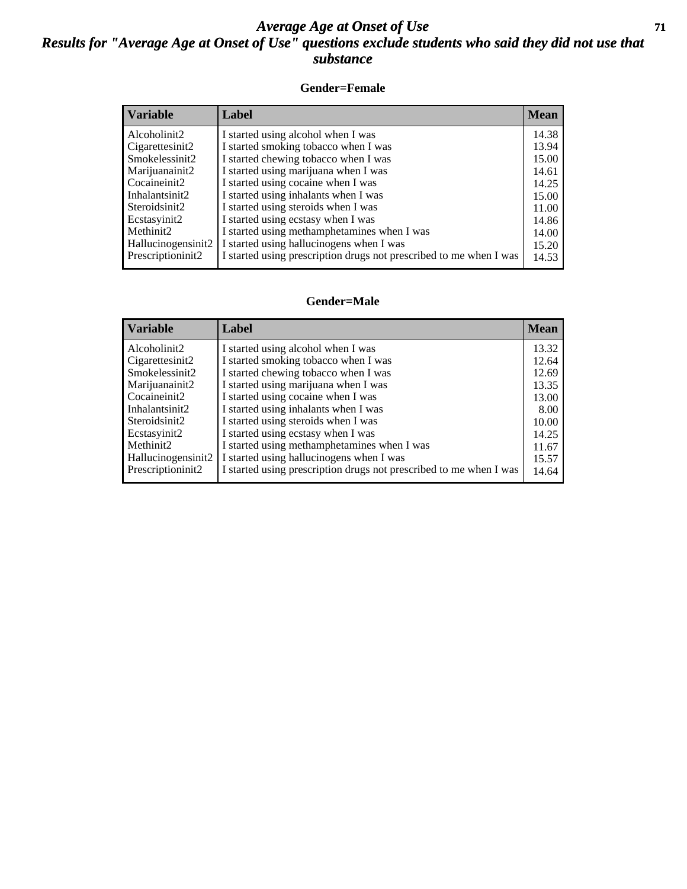# Average Age at Onset of Use

## Results for "Average Age at Onset of Use" questions exclude students who said they did not use that substance

### Gender=Female

| Variable | Label | Mean |
|---|---|---|
| Alcoholinit2 | I started using alcohol when I was | 14.38 |
| Cigarettesinit2 | I started smoking tobacco when I was | 13.94 |
| Smokelessinit2 | I started chewing tobacco when I was | 15.00 |
| Marijuanainit2 | I started using marijuana when I was | 14.61 |
| Cocaineinit2 | I started using cocaine when I was | 14.25 |
| Inhalantsinit2 | I started using inhalants when I was | 15.00 |
| Steroidsinit2 | I started using steroids when I was | 11.00 |
| Ecstasyinit2 | I started using ecstasy when I was | 14.86 |
| Methinit2 | I started using methamphetamines when I was | 14.00 |
| Hallucinogensinit2 | I started using hallucinogens when I was | 15.20 |
| Prescriptioninit2 | I started using prescription drugs not prescribed to me when I was | 14.53 |

### Gender=Male

| Variable | Label | Mean |
|---|---|---|
| Alcoholinit2 | I started using alcohol when I was | 13.32 |
| Cigarettesinit2 | I started smoking tobacco when I was | 12.64 |
| Smokelessinit2 | I started chewing tobacco when I was | 12.69 |
| Marijuanainit2 | I started using marijuana when I was | 13.35 |
| Cocaineinit2 | I started using cocaine when I was | 13.00 |
| Inhalantsinit2 | I started using inhalants when I was | 8.00 |
| Steroidsinit2 | I started using steroids when I was | 10.00 |
| Ecstasyinit2 | I started using ecstasy when I was | 14.25 |
| Methinit2 | I started using methamphetamines when I was | 11.67 |
| Hallucinogensinit2 | I started using hallucinogens when I was | 15.57 |
| Prescriptioninit2 | I started using prescription drugs not prescribed to me when I was | 14.64 |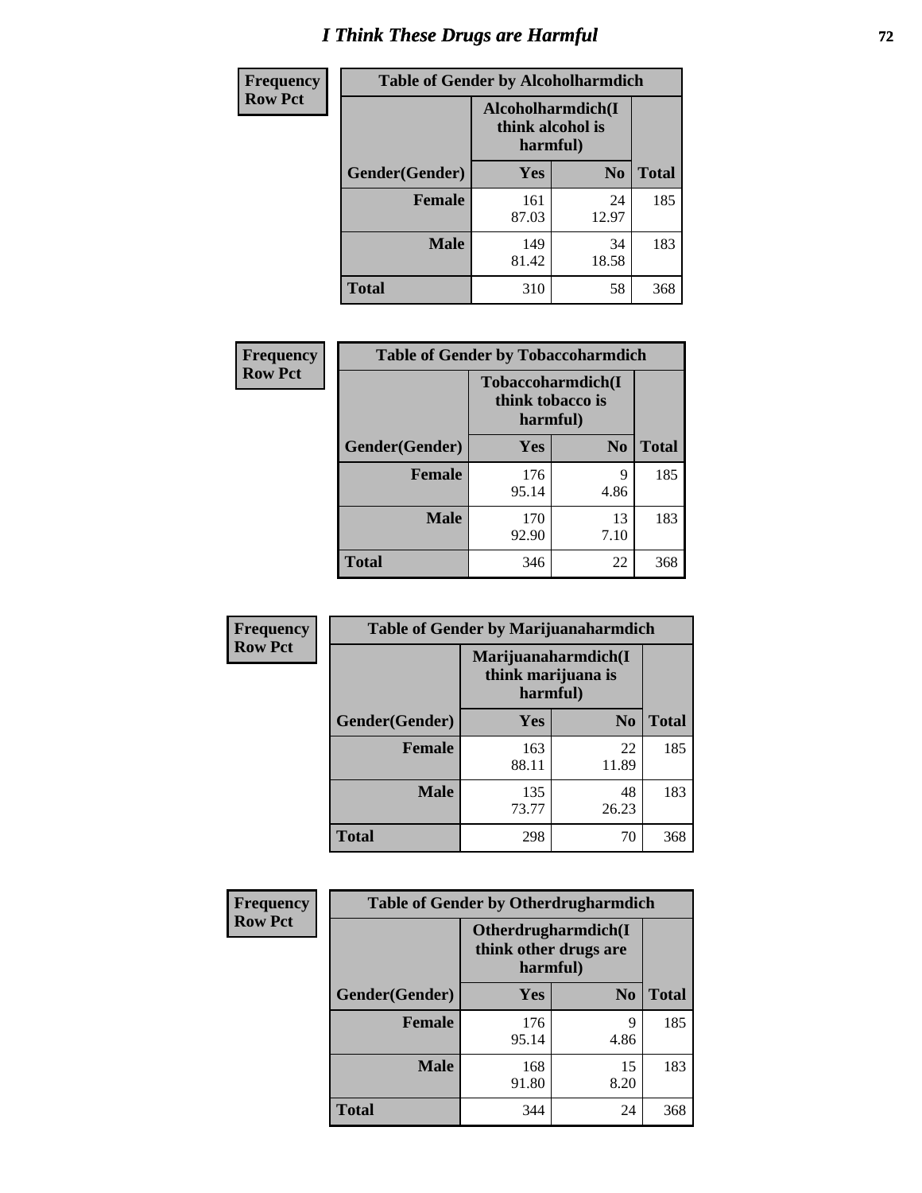# I Think These Drugs are Harmful

| Frequency Row Pct | Table of Gender by Alcoholharmdich | | |
|---|---|---|---|
| | Alcoholharmdich(I think alcohol is harmful) | | |
| Gender(Gender) | Yes | No | Total |
| Female | 161<br>87.03 | 24<br>12.97 | 185 |
| Male | 149<br>81.42 | 34<br>18.58 | 183 |
| Total | 310 | 58 | 368 |

| Frequency Row Pct | Table of Gender by Tobaccoharmdich | | |
|---|---|---|---|
| | Tobaccoharmdich(I think tobacco is harmful) | | |
| Gender(Gender) | Yes | No | Total |
| Female | 176<br>95.14 | 9<br>4.86 | 185 |
| Male | 170<br>92.90 | 13<br>7.10 | 183 |
| Total | 346 | 22 | 368 |

| Frequency Row Pct | Table of Gender by Marijuanaharmdich | | |
|---|---|---|---|
| | Marijuanaharmdich(I think marijuana is harmful) | | |
| Gender(Gender) | Yes | No | Total |
| Female | 163<br>88.11 | 22<br>11.89 | 185 |
| Male | 135<br>73.77 | 48<br>26.23 | 183 |
| Total | 298 | 70 | 368 |

| Frequency Row Pct | Table of Gender by Otherdrugharmdich | | |
|---|---|---|---|
| | Otherdrugharmdich(I think other drugs are harmful) | | |
| Gender(Gender) | Yes | No | Total |
| Female | 176<br>95.14 | 9<br>4.86 | 185 |
| Male | 168<br>91.80 | 15<br>8.20 | 183 |
| Total | 344 | 24 | 368 |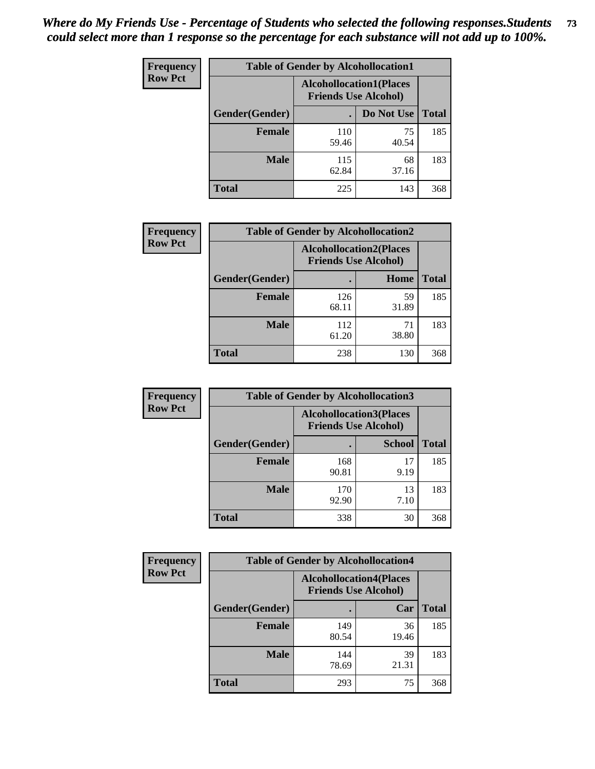*Where do My Friends Use - Percentage of Students who selected the following responses.Students could select more than 1 response so the percentage for each substance will not add up to 100%.*

**Frequency Row Pct**

| Table of Gender by Alcohollocation1 | | | |
|---|---|---|---|
| | Alcohollocation1(Places Friends Use Alcohol) | | |
| Gender(Gender) | . | Do Not Use | Total |
| **Female** | 110<br>59.46 | 75<br>40.54 | 185 |
| **Male** | 115<br>62.84 | 68<br>37.16 | 183 |
| **Total** | 225 | 143 | 368 |

**Frequency Row Pct**

| Table of Gender by Alcohollocation2 | | | |
|---|---|---|---|
| | Alcohollocation2(Places Friends Use Alcohol) | | |
| Gender(Gender) | . | Home | Total |
| **Female** | 126<br>68.11 | 59<br>31.89 | 185 |
| **Male** | 112<br>61.20 | 71<br>38.80 | 183 |
| **Total** | 238 | 130 | 368 |

**Frequency Row Pct**

| Table of Gender by Alcohollocation3 | | | |
|---|---|---|---|
| | Alcohollocation3(Places Friends Use Alcohol) | | |
| Gender(Gender) | . | School | Total |
| **Female** | 168<br>90.81 | 17<br>9.19 | 185 |
| **Male** | 170<br>92.90 | 13<br>7.10 | 183 |
| **Total** | 338 | 30 | 368 |

**Frequency Row Pct**

| Table of Gender by Alcohollocation4 | | | |
|---|---|---|---|
| | Alcohollocation4(Places Friends Use Alcohol) | | |
| Gender(Gender) | . | Car | Total |
| **Female** | 149<br>80.54 | 36<br>19.46 | 185 |
| **Male** | 144<br>78.69 | 39<br>21.31 | 183 |
| **Total** | 293 | 75 | 368 |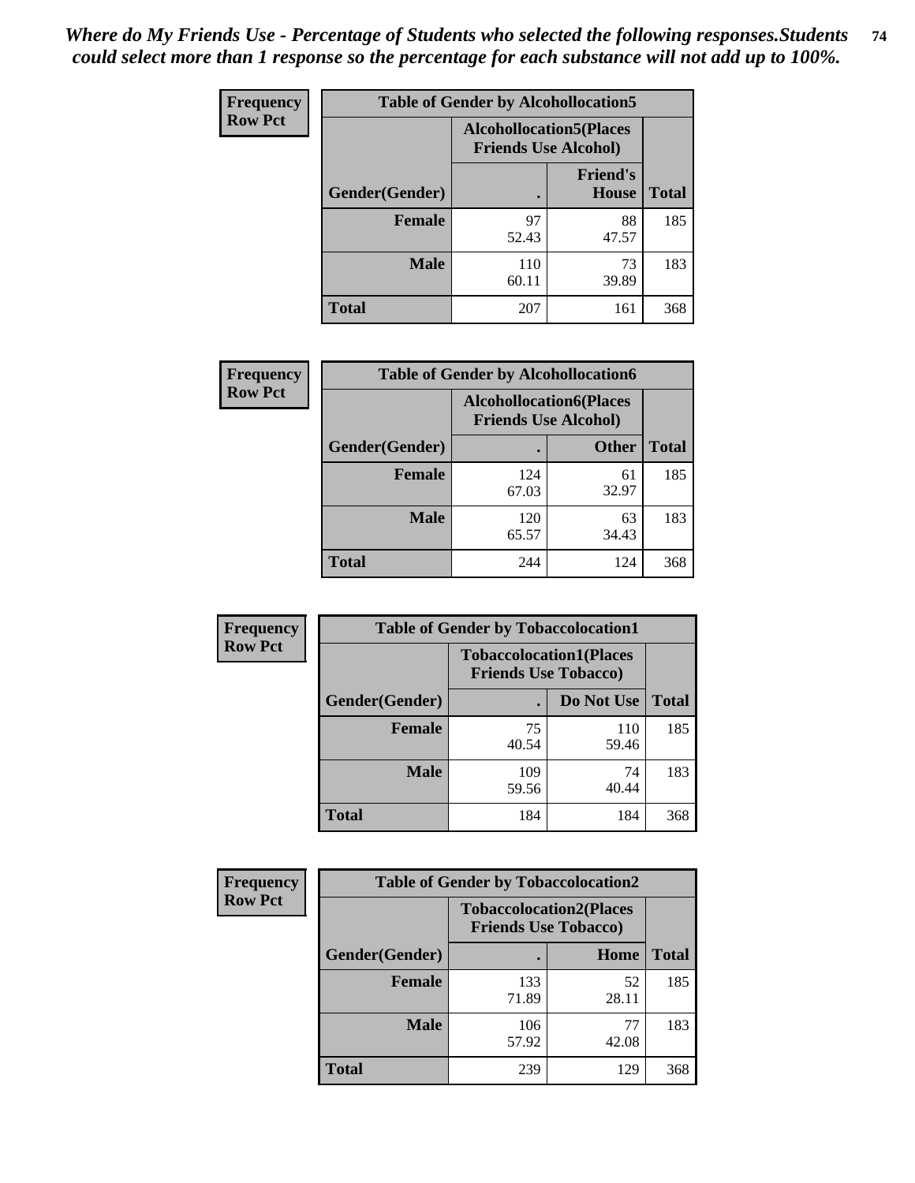*Where do My Friends Use - Percentage of Students who selected the following responses.Students could select more than 1 response so the percentage for each substance will not add up to 100%.*

**Frequency / Row Pct**

| Table of Gender by Alcohollocation5 | | | |
|---|---|---|---|
| | Alcohollocation5(Places Friends Use Alcohol) | | |
| Gender(Gender) | . | Friend's House | Total |
| Female | 97<br>52.43 | 88<br>47.57 | 185 |
| Male | 110<br>60.11 | 73<br>39.89 | 183 |
| Total | 207 | 161 | 368 |

**Frequency / Row Pct**

| Table of Gender by Alcohollocation6 | | | |
|---|---|---|---|
| | Alcohollocation6(Places Friends Use Alcohol) | | |
| Gender(Gender) | . | Other | Total |
| Female | 124<br>67.03 | 61<br>32.97 | 185 |
| Male | 120<br>65.57 | 63<br>34.43 | 183 |
| Total | 244 | 124 | 368 |

**Frequency / Row Pct**

| Table of Gender by Tobaccolocation1 | | | |
|---|---|---|---|
| | Tobaccolocation1(Places Friends Use Tobacco) | | |
| Gender(Gender) | . | Do Not Use | Total |
| Female | 75<br>40.54 | 110<br>59.46 | 185 |
| Male | 109<br>59.56 | 74<br>40.44 | 183 |
| Total | 184 | 184 | 368 |

**Frequency / Row Pct**

| Table of Gender by Tobaccolocation2 | | | |
|---|---|---|---|
| | Tobaccolocation2(Places Friends Use Tobacco) | | |
| Gender(Gender) | . | Home | Total |
| Female | 133<br>71.89 | 52<br>28.11 | 185 |
| Male | 106<br>57.92 | 77<br>42.08 | 183 |
| Total | 239 | 129 | 368 |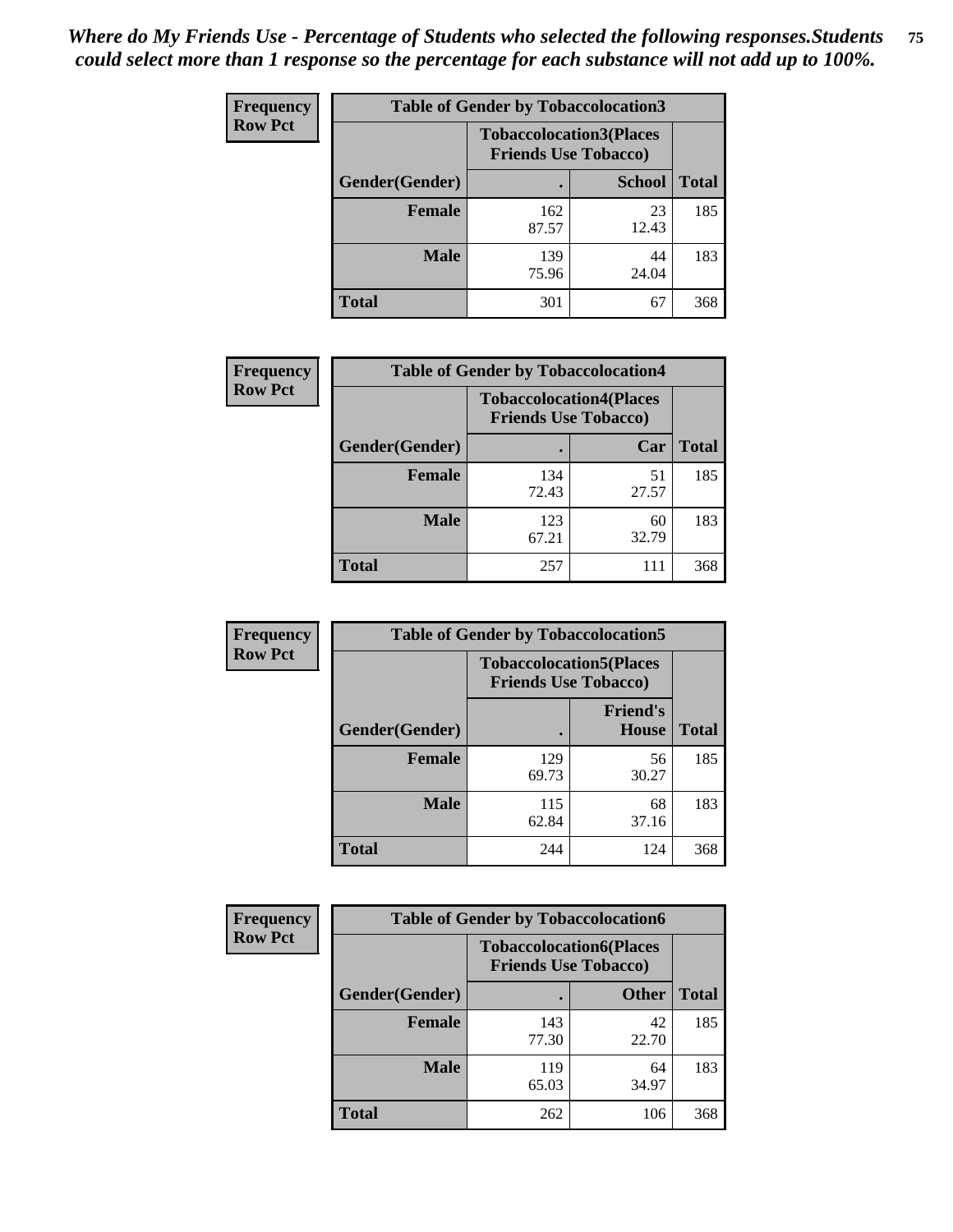*Where do My Friends Use - Percentage of Students who selected the following responses.Students could select more than 1 response so the percentage for each substance will not add up to 100%.*

**Frequency**
**Row Pct**

| Table of Gender by Tobaccolocation3 | | | |
|---|---|---|---|
| | Tobaccolocation3(Places Friends Use Tobacco) | | |
| Gender(Gender) | . | School | Total |
| Female | 162<br>87.57 | 23<br>12.43 | 185 |
| Male | 139<br>75.96 | 44<br>24.04 | 183 |
| Total | 301 | 67 | 368 |

**Frequency**
**Row Pct**

| Table of Gender by Tobaccolocation4 | | | |
|---|---|---|---|
| | Tobaccolocation4(Places Friends Use Tobacco) | | |
| Gender(Gender) | . | Car | Total |
| Female | 134<br>72.43 | 51<br>27.57 | 185 |
| Male | 123<br>67.21 | 60<br>32.79 | 183 |
| Total | 257 | 111 | 368 |

**Frequency**
**Row Pct**

| Table of Gender by Tobaccolocation5 | | | |
|---|---|---|---|
| | Tobaccolocation5(Places Friends Use Tobacco) | | |
| Gender(Gender) | . | Friend's House | Total |
| Female | 129<br>69.73 | 56<br>30.27 | 185 |
| Male | 115<br>62.84 | 68<br>37.16 | 183 |
| Total | 244 | 124 | 368 |

**Frequency**
**Row Pct**

| Table of Gender by Tobaccolocation6 | | | |
|---|---|---|---|
| | Tobaccolocation6(Places Friends Use Tobacco) | | |
| Gender(Gender) | . | Other | Total |
| Female | 143<br>77.30 | 42<br>22.70 | 185 |
| Male | 119<br>65.03 | 64<br>34.97 | 183 |
| Total | 262 | 106 | 368 |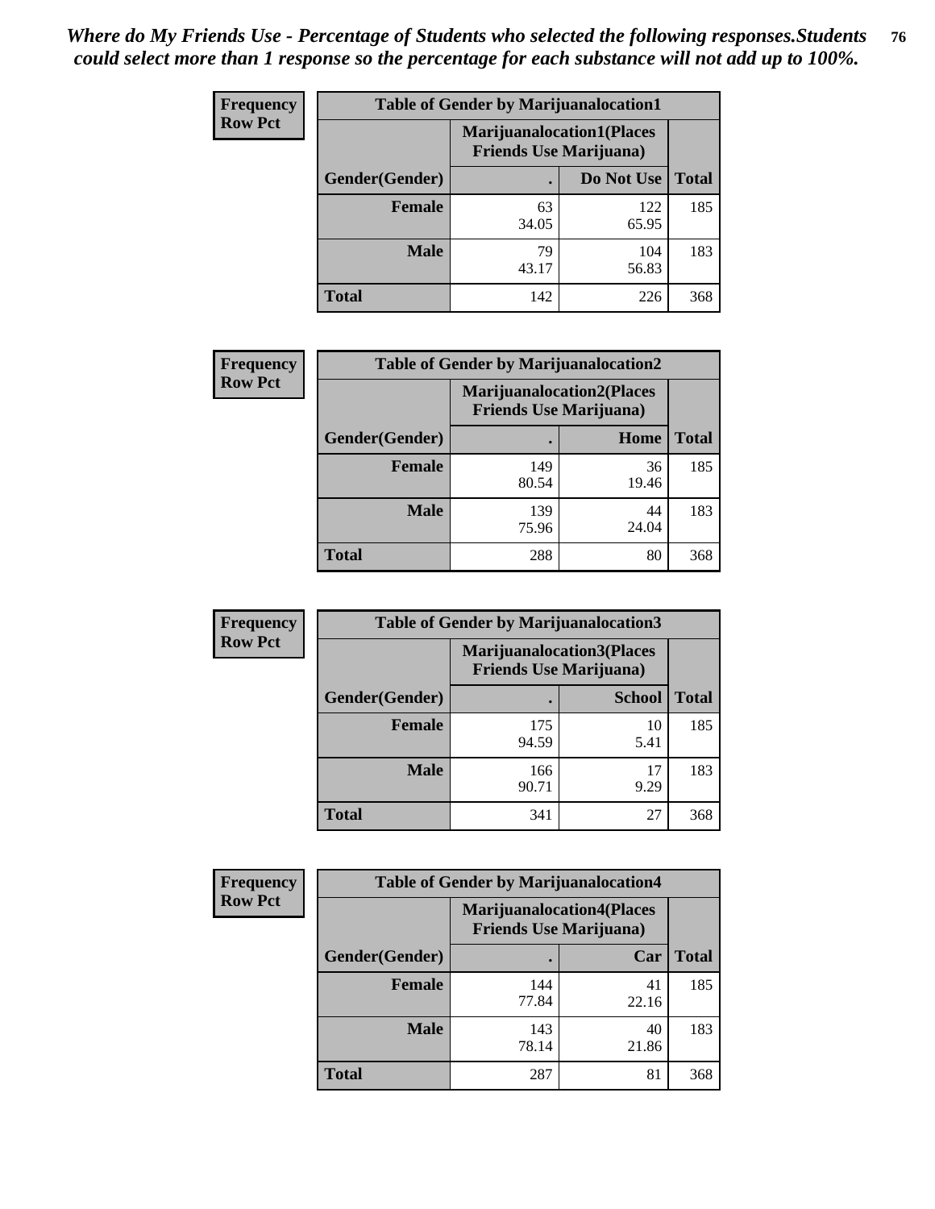*Where do My Friends Use - Percentage of Students who selected the following responses.Students could select more than 1 response so the percentage for each substance will not add up to 100%.*

**Frequency**
**Row Pct**

| Table of Gender by Marijuanalocation1 | | | |
|---|---|---|---|
| | Marijuanalocation1(Places Friends Use Marijuana) | | |
| Gender(Gender) | . | Do Not Use | Total |
| **Female** | 63<br>34.05 | 122<br>65.95 | 185 |
| **Male** | 79<br>43.17 | 104<br>56.83 | 183 |
| **Total** | 142 | 226 | 368 |

**Frequency**
**Row Pct**

| Table of Gender by Marijuanalocation2 | | | |
|---|---|---|---|
| | Marijuanalocation2(Places Friends Use Marijuana) | | |
| Gender(Gender) | . | Home | Total |
| **Female** | 149<br>80.54 | 36<br>19.46 | 185 |
| **Male** | 139<br>75.96 | 44<br>24.04 | 183 |
| **Total** | 288 | 80 | 368 |

**Frequency**
**Row Pct**

| Table of Gender by Marijuanalocation3 | | | |
|---|---|---|---|
| | Marijuanalocation3(Places Friends Use Marijuana) | | |
| Gender(Gender) | . | School | Total |
| **Female** | 175<br>94.59 | 10<br>5.41 | 185 |
| **Male** | 166<br>90.71 | 17<br>9.29 | 183 |
| **Total** | 341 | 27 | 368 |

**Frequency**
**Row Pct**

| Table of Gender by Marijuanalocation4 | | | |
|---|---|---|---|
| | Marijuanalocation4(Places Friends Use Marijuana) | | |
| Gender(Gender) | . | Car | Total |
| **Female** | 144<br>77.84 | 41<br>22.16 | 185 |
| **Male** | 143<br>78.14 | 40<br>21.86 | 183 |
| **Total** | 287 | 81 | 368 |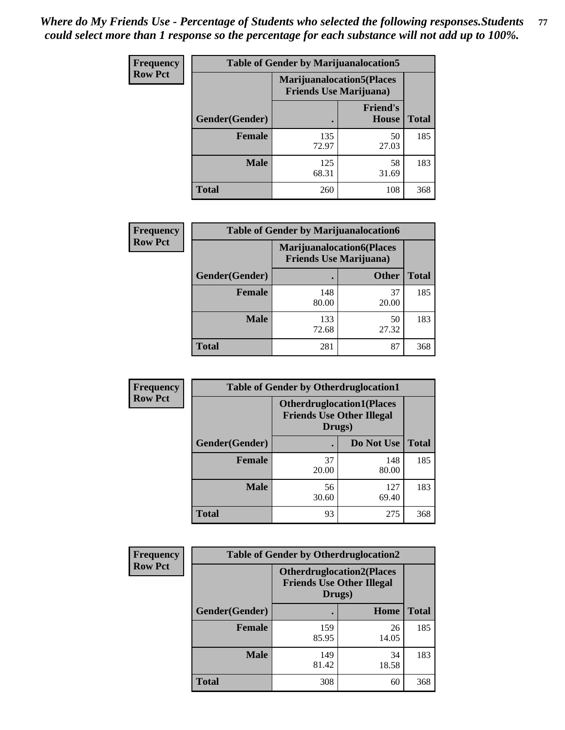*Where do My Friends Use - Percentage of Students who selected the following responses.Students could select more than 1 response so the percentage for each substance will not add up to 100%.*

**Frequency**
**Row Pct**

| Table of Gender by Marijuanalocation5 | | | |
|---|---|---|---|
| | Marijuanalocation5(Places Friends Use Marijuana) | | |
| Gender(Gender) | . | Friend's House | Total |
| **Female** | 135<br>72.97 | 50<br>27.03 | 185 |
| **Male** | 125<br>68.31 | 58<br>31.69 | 183 |
| **Total** | 260 | 108 | 368 |

**Frequency**
**Row Pct**

| Table of Gender by Marijuanalocation6 | | | |
|---|---|---|---|
| | Marijuanalocation6(Places Friends Use Marijuana) | | |
| Gender(Gender) | . | Other | Total |
| **Female** | 148<br>80.00 | 37<br>20.00 | 185 |
| **Male** | 133<br>72.68 | 50<br>27.32 | 183 |
| **Total** | 281 | 87 | 368 |

**Frequency**
**Row Pct**

| Table of Gender by Otherdruglocation1 | | | |
|---|---|---|---|
| | Otherdruglocation1(Places Friends Use Other Illegal Drugs) | | |
| Gender(Gender) | . | Do Not Use | Total |
| **Female** | 37<br>20.00 | 148<br>80.00 | 185 |
| **Male** | 56<br>30.60 | 127<br>69.40 | 183 |
| **Total** | 93 | 275 | 368 |

**Frequency**
**Row Pct**

| Table of Gender by Otherdruglocation2 | | | |
|---|---|---|---|
| | Otherdruglocation2(Places Friends Use Other Illegal Drugs) | | |
| Gender(Gender) | . | Home | Total |
| **Female** | 159<br>85.95 | 26<br>14.05 | 185 |
| **Male** | 149<br>81.42 | 34<br>18.58 | 183 |
| **Total** | 308 | 60 | 368 |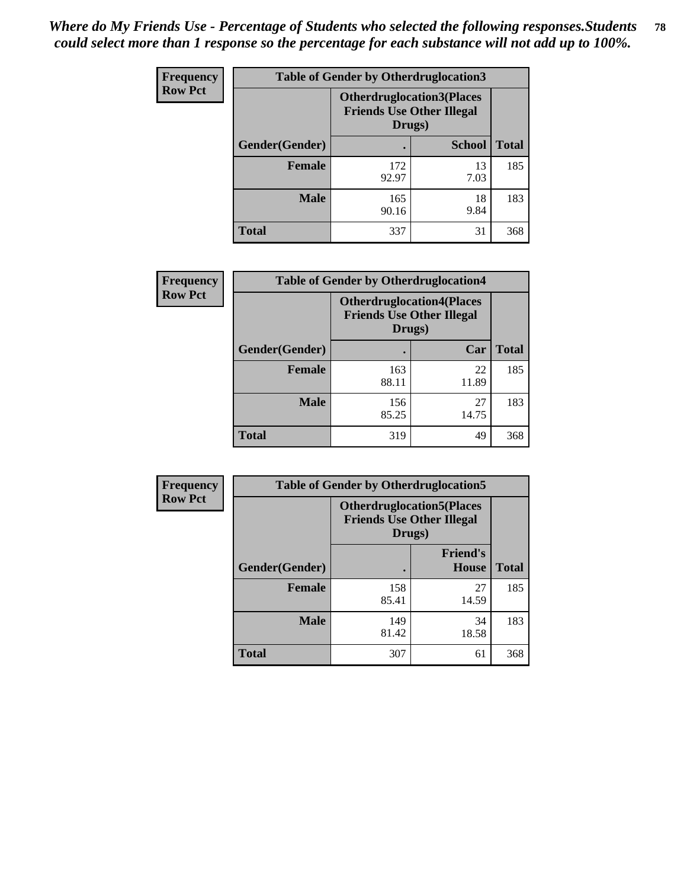*Where do My Friends Use - Percentage of Students who selected the following responses.Students could select more than 1 response so the percentage for each substance will not add up to 100%.*

**Frequency**
**Row Pct**

| Table of Gender by Otherdruglocation3 | | | |
|---|---|---|---|
| | Otherdruglocation3(Places Friends Use Other Illegal Drugs) | | |
| Gender(Gender) | . | School | Total |
| Female | 172<br>92.97 | 13<br>7.03 | 185 |
| Male | 165<br>90.16 | 18<br>9.84 | 183 |
| Total | 337 | 31 | 368 |

**Frequency**
**Row Pct**

| Table of Gender by Otherdruglocation4 | | | |
|---|---|---|---|
| | Otherdruglocation4(Places Friends Use Other Illegal Drugs) | | |
| Gender(Gender) | . | Car | Total |
| Female | 163<br>88.11 | 22<br>11.89 | 185 |
| Male | 156<br>85.25 | 27<br>14.75 | 183 |
| Total | 319 | 49 | 368 |

**Frequency**
**Row Pct**

| Table of Gender by Otherdruglocation5 | | | |
|---|---|---|---|
| | Otherdruglocation5(Places Friends Use Other Illegal Drugs) | | |
| Gender(Gender) | . | Friend's House | Total |
| Female | 158<br>85.41 | 27<br>14.59 | 185 |
| Male | 149<br>81.42 | 34<br>18.58 | 183 |
| Total | 307 | 61 | 368 |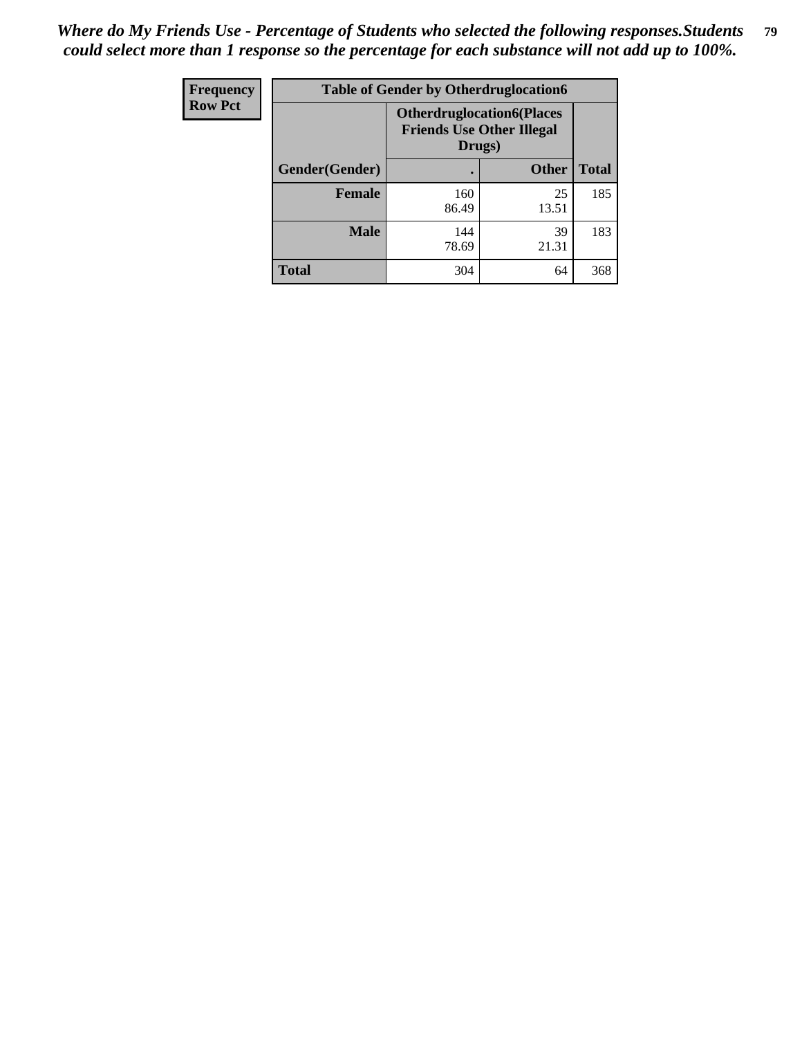*Where do My Friends Use - Percentage of Students who selected the following responses.Students could select more than 1 response so the percentage for each substance will not add up to 100%.*

| Frequency Row Pct | Table of Gender by Otherdruglocation6 | | |
|---|---|---|---|
| | **Otherdruglocation6(Places Friends Use Other Illegal Drugs)** | | |
| **Gender(Gender)** | **.** | **Other** | **Total** |
| **Female** | 160<br>86.49 | 25<br>13.51 | 185 |
| **Male** | 144<br>78.69 | 39<br>21.31 | 183 |
| **Total** | 304 | 64 | 368 |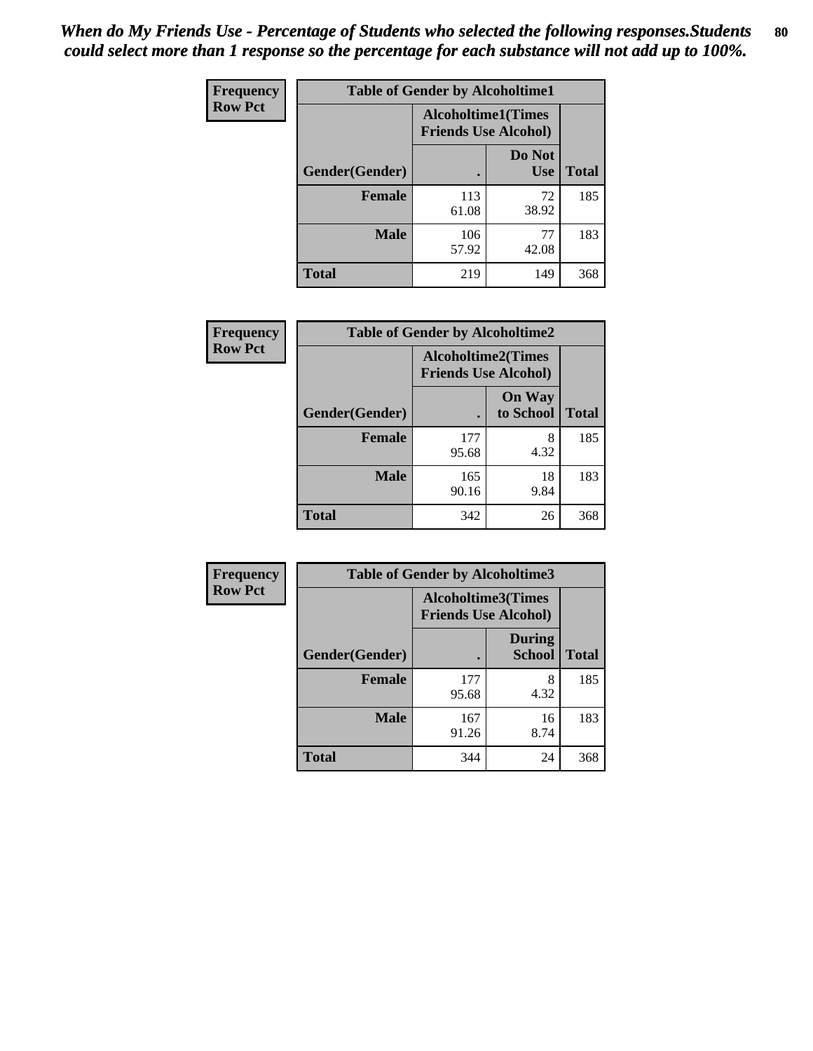*When do My Friends Use - Percentage of Students who selected the following responses.Students could select more than 1 response so the percentage for each substance will not add up to 100%.*

**Frequency**
**Row Pct**

| Table of Gender by Alcoholtime1 | | | |
|---|---|---|---|
| | Alcoholtime1(Times Friends Use Alcohol) | | |
| Gender(Gender) | . | Do Not Use | Total |
| **Female** | 113<br>61.08 | 72<br>38.92 | 185 |
| **Male** | 106<br>57.92 | 77<br>42.08 | 183 |
| **Total** | 219 | 149 | 368 |

**Frequency**
**Row Pct**

| Table of Gender by Alcoholtime2 | | | |
|---|---|---|---|
| | Alcoholtime2(Times Friends Use Alcohol) | | |
| Gender(Gender) | . | On Way to School | Total |
| **Female** | 177<br>95.68 | 8<br>4.32 | 185 |
| **Male** | 165<br>90.16 | 18<br>9.84 | 183 |
| **Total** | 342 | 26 | 368 |

**Frequency**
**Row Pct**

| Table of Gender by Alcoholtime3 | | | |
|---|---|---|---|
| | Alcoholtime3(Times Friends Use Alcohol) | | |
| Gender(Gender) | . | During School | Total |
| **Female** | 177<br>95.68 | 8<br>4.32 | 185 |
| **Male** | 167<br>91.26 | 16<br>8.74 | 183 |
| **Total** | 344 | 24 | 368 |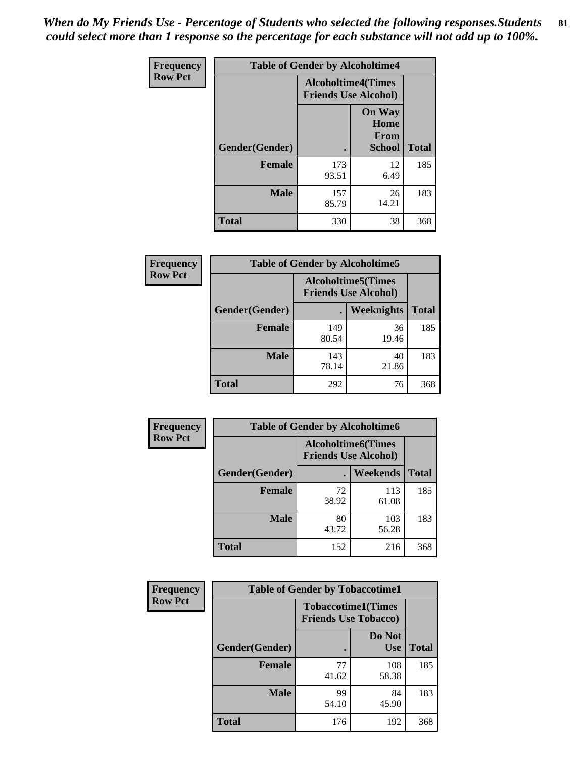*When do My Friends Use - Percentage of Students who selected the following responses.Students could select more than 1 response so the percentage for each substance will not add up to 100%.*

**Frequency**
**Row Pct**

| Table of Gender by Alcoholtime4 | | | |
|---|---|---|---|
| | Alcoholtime4(Times Friends Use Alcohol) | | |
| Gender(Gender) | . | On Way Home From School | Total |
| **Female** | 173<br>93.51 | 12<br>6.49 | 185 |
| **Male** | 157<br>85.79 | 26<br>14.21 | 183 |
| **Total** | 330 | 38 | 368 |

**Frequency**
**Row Pct**

| Table of Gender by Alcoholtime5 | | | |
|---|---|---|---|
| | Alcoholtime5(Times Friends Use Alcohol) | | |
| Gender(Gender) | . | Weeknights | Total |
| **Female** | 149<br>80.54 | 36<br>19.46 | 185 |
| **Male** | 143<br>78.14 | 40<br>21.86 | 183 |
| **Total** | 292 | 76 | 368 |

**Frequency**
**Row Pct**

| Table of Gender by Alcoholtime6 | | | |
|---|---|---|---|
| | Alcoholtime6(Times Friends Use Alcohol) | | |
| Gender(Gender) | . | Weekends | Total |
| **Female** | 72<br>38.92 | 113<br>61.08 | 185 |
| **Male** | 80<br>43.72 | 103<br>56.28 | 183 |
| **Total** | 152 | 216 | 368 |

**Frequency**
**Row Pct**

| Table of Gender by Tobaccotime1 | | | |
|---|---|---|---|
| | Tobaccotime1(Times Friends Use Tobacco) | | |
| Gender(Gender) | . | Do Not Use | Total |
| **Female** | 77<br>41.62 | 108<br>58.38 | 185 |
| **Male** | 99<br>54.10 | 84<br>45.90 | 183 |
| **Total** | 176 | 192 | 368 |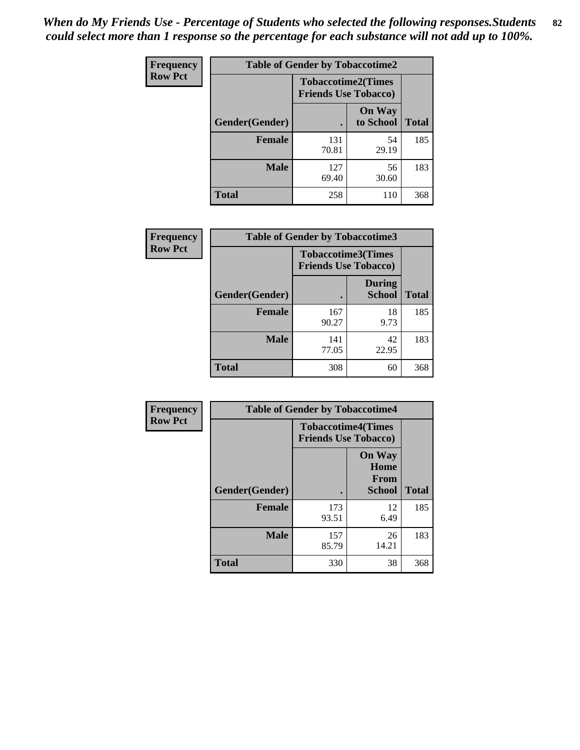*When do My Friends Use - Percentage of Students who selected the following responses.Students could select more than 1 response so the percentage for each substance will not add up to 100%.*

**Frequency**
**Row Pct**

| Table of Gender by Tobaccotime2 | | | |
|---|---|---|---|
| | Tobaccotime2(Times Friends Use Tobacco) | | |
| Gender(Gender) | . | On Way to School | Total |
| **Female** | 131<br>70.81 | 54<br>29.19 | 185 |
| **Male** | 127<br>69.40 | 56<br>30.60 | 183 |
| **Total** | 258 | 110 | 368 |

**Frequency**
**Row Pct**

| Table of Gender by Tobaccotime3 | | | |
|---|---|---|---|
| | Tobaccotime3(Times Friends Use Tobacco) | | |
| Gender(Gender) | . | During School | Total |
| **Female** | 167<br>90.27 | 18<br>9.73 | 185 |
| **Male** | 141<br>77.05 | 42<br>22.95 | 183 |
| **Total** | 308 | 60 | 368 |

**Frequency**
**Row Pct**

| Table of Gender by Tobaccotime4 | | | |
|---|---|---|---|
| | Tobaccotime4(Times Friends Use Tobacco) | | |
| Gender(Gender) | . | On Way Home From School | Total |
| **Female** | 173<br>93.51 | 12<br>6.49 | 185 |
| **Male** | 157<br>85.79 | 26<br>14.21 | 183 |
| **Total** | 330 | 38 | 368 |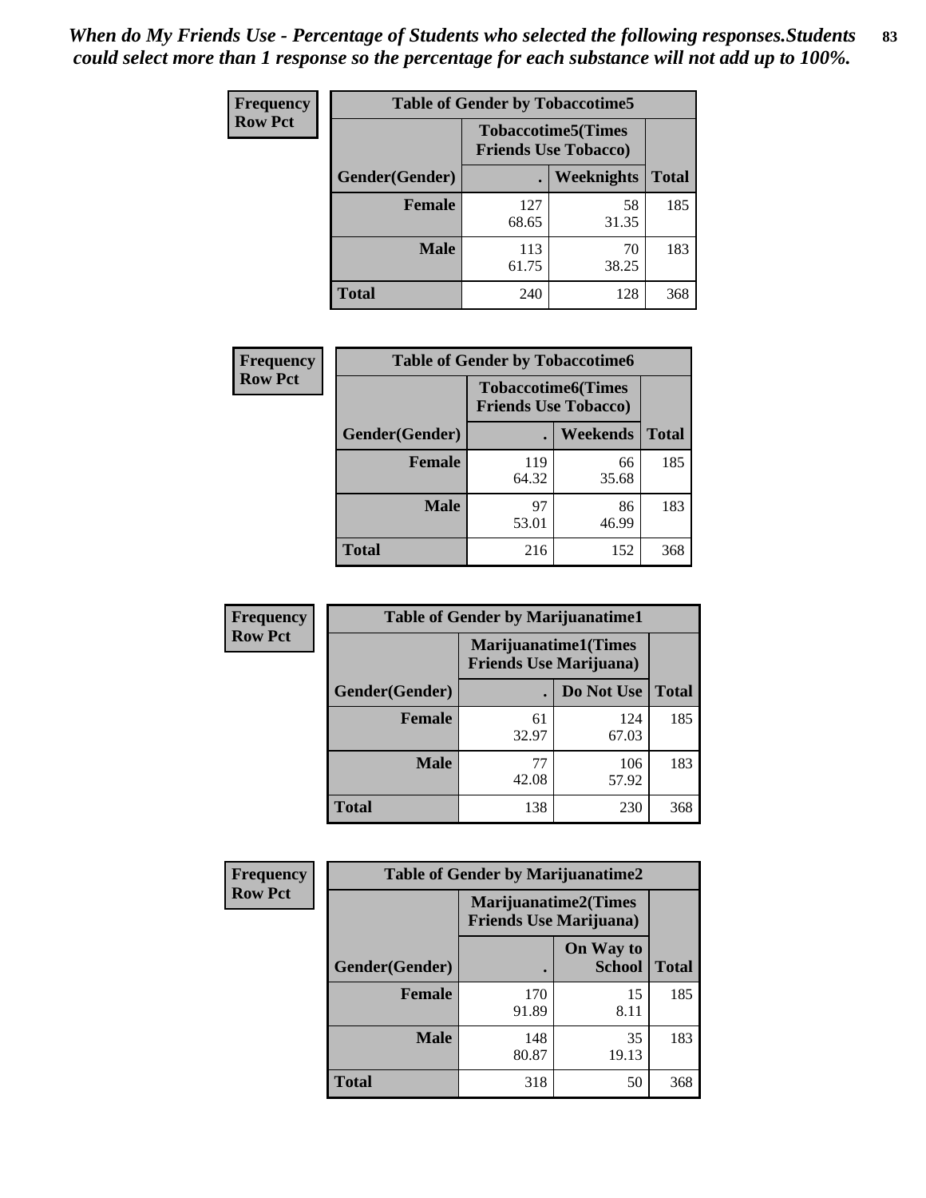*When do My Friends Use - Percentage of Students who selected the following responses.Students could select more than 1 response so the percentage for each substance will not add up to 100%.*

**Frequency**
**Row Pct**

| Table of Gender by Tobaccotime5 | | | |
|---|---|---|---|
| | Tobaccotime5(Times Friends Use Tobacco) | | |
| Gender(Gender) | . | Weeknights | Total |
| **Female** | 127<br>68.65 | 58<br>31.35 | 185 |
| **Male** | 113<br>61.75 | 70<br>38.25 | 183 |
| **Total** | 240 | 128 | 368 |

**Frequency**
**Row Pct**

| Table of Gender by Tobaccotime6 | | | |
|---|---|---|---|
| | Tobaccotime6(Times Friends Use Tobacco) | | |
| Gender(Gender) | . | Weekends | Total |
| **Female** | 119<br>64.32 | 66<br>35.68 | 185 |
| **Male** | 97<br>53.01 | 86<br>46.99 | 183 |
| **Total** | 216 | 152 | 368 |

**Frequency**
**Row Pct**

| Table of Gender by Marijuanatime1 | | | |
|---|---|---|---|
| | Marijuanatime1(Times Friends Use Marijuana) | | |
| Gender(Gender) | . | Do Not Use | Total |
| **Female** | 61<br>32.97 | 124<br>67.03 | 185 |
| **Male** | 77<br>42.08 | 106<br>57.92 | 183 |
| **Total** | 138 | 230 | 368 |

**Frequency**
**Row Pct**

| Table of Gender by Marijuanatime2 | | | |
|---|---|---|---|
| | Marijuanatime2(Times Friends Use Marijuana) | | |
| Gender(Gender) | . | On Way to School | Total |
| **Female** | 170<br>91.89 | 15<br>8.11 | 185 |
| **Male** | 148<br>80.87 | 35<br>19.13 | 183 |
| **Total** | 318 | 50 | 368 |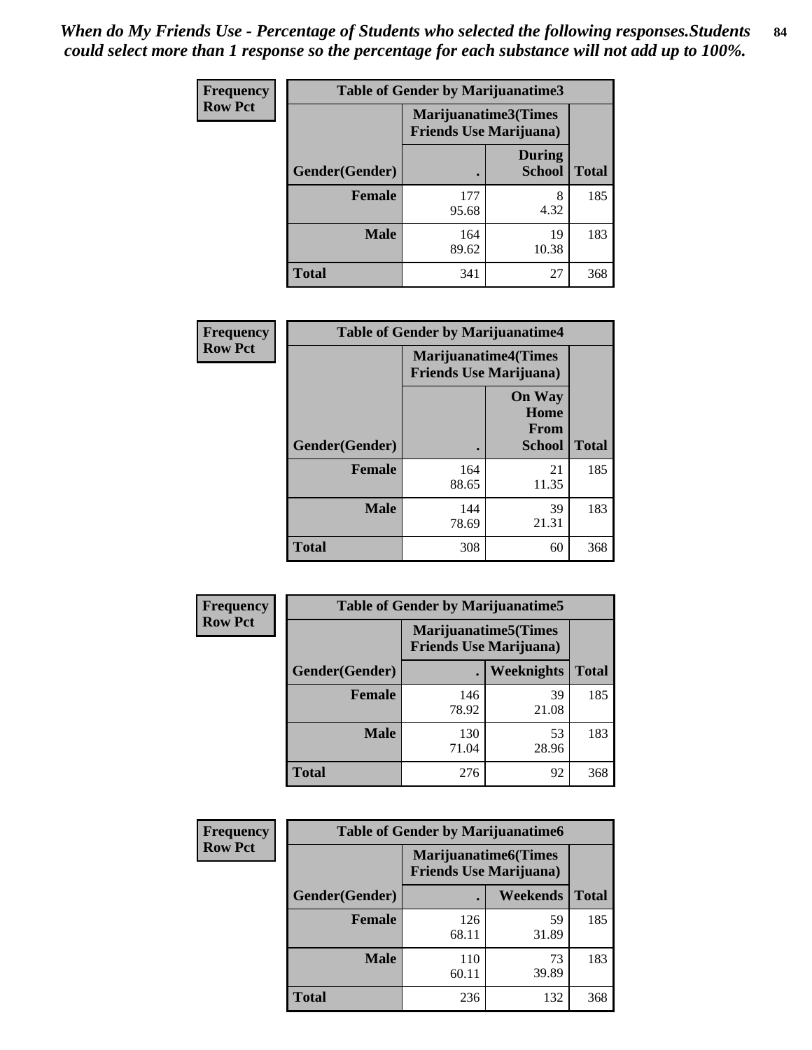*When do My Friends Use - Percentage of Students who selected the following responses.Students could select more than 1 response so the percentage for each substance will not add up to 100%.*

**Frequency**
**Row Pct**

| Table of Gender by Marijuanatime3 | | | |
|---|---|---|---|
| | Marijuanatime3(Times Friends Use Marijuana) | | |
| Gender(Gender) | . | During School | Total |
| **Female** | 177<br>95.68 | 8<br>4.32 | 185 |
| **Male** | 164<br>89.62 | 19<br>10.38 | 183 |
| **Total** | 341 | 27 | 368 |

**Frequency**
**Row Pct**

| Table of Gender by Marijuanatime4 | | | |
|---|---|---|---|
| | Marijuanatime4(Times Friends Use Marijuana) | | |
| Gender(Gender) | . | On Way Home From School | Total |
| **Female** | 164<br>88.65 | 21<br>11.35 | 185 |
| **Male** | 144<br>78.69 | 39<br>21.31 | 183 |
| **Total** | 308 | 60 | 368 |

**Frequency**
**Row Pct**

| Table of Gender by Marijuanatime5 | | | |
|---|---|---|---|
| | Marijuanatime5(Times Friends Use Marijuana) | | |
| Gender(Gender) | . | Weeknights | Total |
| **Female** | 146<br>78.92 | 39<br>21.08 | 185 |
| **Male** | 130<br>71.04 | 53<br>28.96 | 183 |
| **Total** | 276 | 92 | 368 |

**Frequency**
**Row Pct**

| Table of Gender by Marijuanatime6 | | | |
|---|---|---|---|
| | Marijuanatime6(Times Friends Use Marijuana) | | |
| Gender(Gender) | . | Weekends | Total |
| **Female** | 126<br>68.11 | 59<br>31.89 | 185 |
| **Male** | 110<br>60.11 | 73<br>39.89 | 183 |
| **Total** | 236 | 132 | 368 |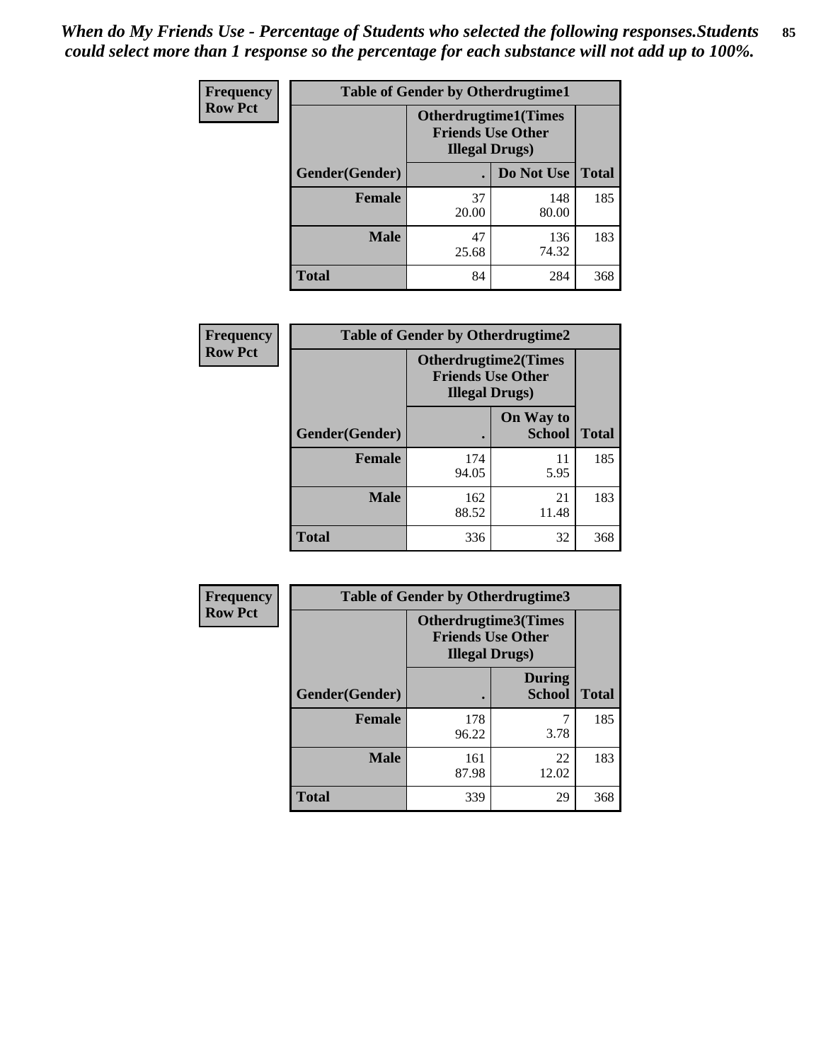*When do My Friends Use - Percentage of Students who selected the following responses.Students could select more than 1 response so the percentage for each substance will not add up to 100%.*

**Frequency**
**Row Pct**

| Table of Gender by Otherdrugtime1 | | | |
|---|---|---|---|
| | Otherdrugtime1(Times Friends Use Other Illegal Drugs) | | |
| Gender(Gender) | . | Do Not Use | Total |
| Female | 37<br>20.00 | 148<br>80.00 | 185 |
| Male | 47<br>25.68 | 136<br>74.32 | 183 |
| Total | 84 | 284 | 368 |

**Frequency**
**Row Pct**

| Table of Gender by Otherdrugtime2 | | | |
|---|---|---|---|
| | Otherdrugtime2(Times Friends Use Other Illegal Drugs) | | |
| Gender(Gender) | . | On Way to School | Total |
| Female | 174<br>94.05 | 11<br>5.95 | 185 |
| Male | 162<br>88.52 | 21<br>11.48 | 183 |
| Total | 336 | 32 | 368 |

**Frequency**
**Row Pct**

| Table of Gender by Otherdrugtime3 | | | |
|---|---|---|---|
| | Otherdrugtime3(Times Friends Use Other Illegal Drugs) | | |
| Gender(Gender) | . | During School | Total |
| Female | 178<br>96.22 | 7<br>3.78 | 185 |
| Male | 161<br>87.98 | 22<br>12.02 | 183 |
| Total | 339 | 29 | 368 |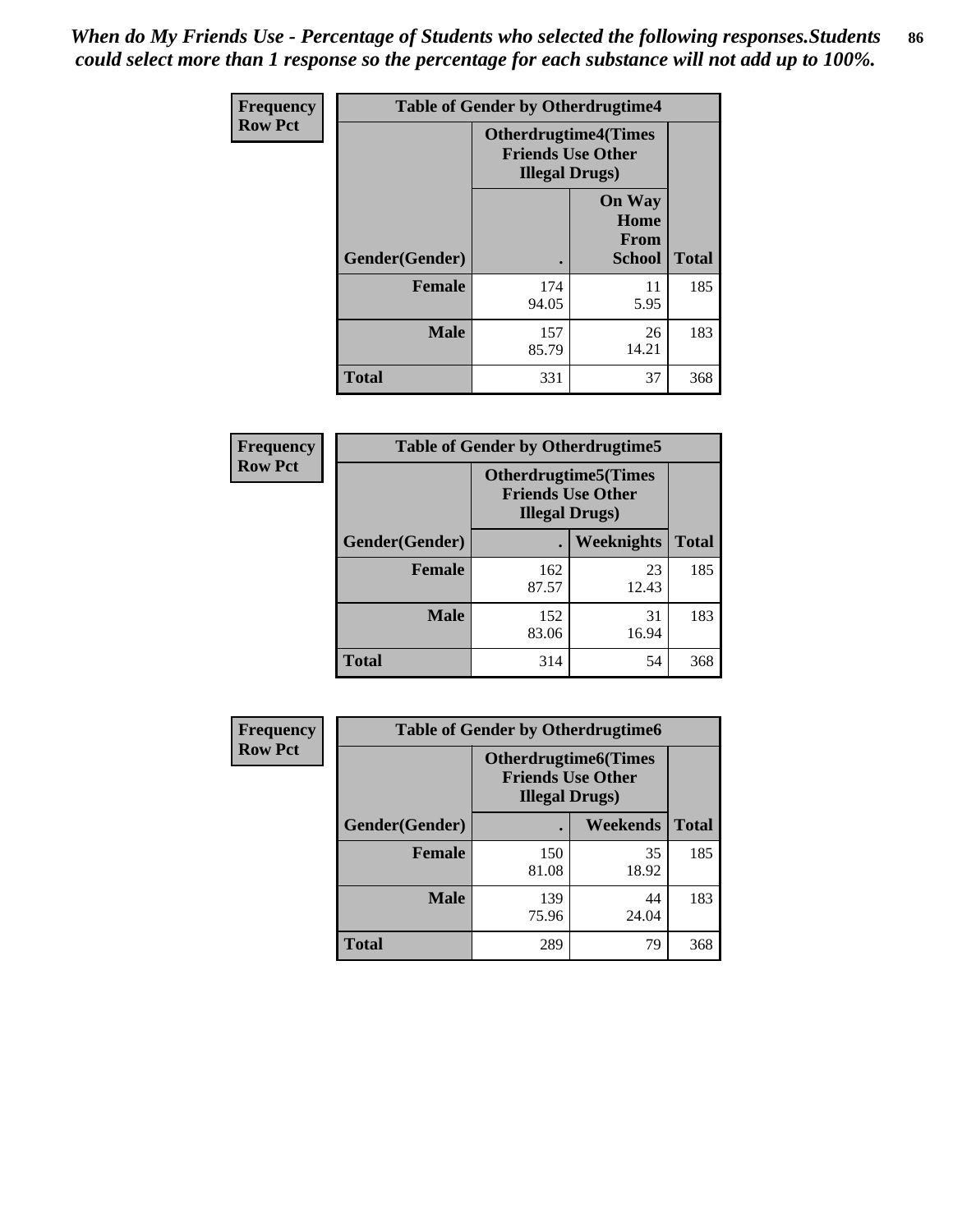*When do My Friends Use - Percentage of Students who selected the following responses.Students could select more than 1 response so the percentage for each substance will not add up to 100%.*

**Frequency**
**Row Pct**

| Table of Gender by Otherdrugtime4 | | | |
|---|---|---|---|
| | Otherdrugtime4(Times Friends Use Other Illegal Drugs) | | |
| Gender(Gender) | . | On Way Home From School | Total |
| **Female** | 174<br>94.05 | 11<br>5.95 | 185 |
| **Male** | 157<br>85.79 | 26<br>14.21 | 183 |
| **Total** | 331 | 37 | 368 |

**Frequency**
**Row Pct**

| Table of Gender by Otherdrugtime5 | | | |
|---|---|---|---|
| | Otherdrugtime5(Times Friends Use Other Illegal Drugs) | | |
| Gender(Gender) | . | Weeknights | Total |
| **Female** | 162<br>87.57 | 23<br>12.43 | 185 |
| **Male** | 152<br>83.06 | 31<br>16.94 | 183 |
| **Total** | 314 | 54 | 368 |

**Frequency**
**Row Pct**

| Table of Gender by Otherdrugtime6 | | | |
|---|---|---|---|
| | Otherdrugtime6(Times Friends Use Other Illegal Drugs) | | |
| Gender(Gender) | . | Weekends | Total |
| **Female** | 150<br>81.08 | 35<br>18.92 | 185 |
| **Male** | 139<br>75.96 | 44<br>24.04 | 183 |
| **Total** | 289 | 79 | 368 |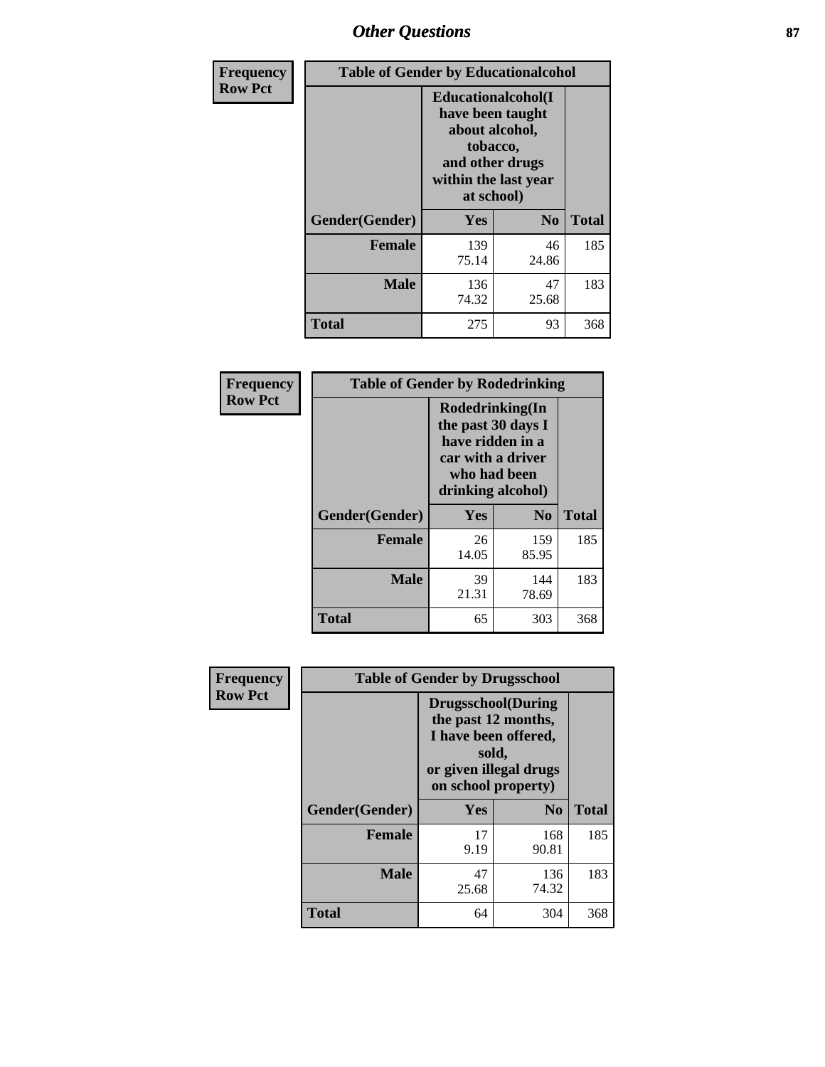| Frequency<br>Row Pct | Table of Gender by Educationalcohol | | |
|---|---|---|---|
| | Educationalcohol(I have been taught about alcohol, tobacco, and other drugs within the last year at school) | | |
| Gender(Gender) | Yes | No | Total |
| Female | 139<br>75.14 | 46<br>24.86 | 185 |
| Male | 136<br>74.32 | 47<br>25.68 | 183 |
| Total | 275 | 93 | 368 |

| Frequency<br>Row Pct | Table of Gender by Rodedrinking | | |
|---|---|---|---|
| | Rodedrinking(In the past 30 days I have ridden in a car with a driver who had been drinking alcohol) | | |
| Gender(Gender) | Yes | No | Total |
| Female | 26<br>14.05 | 159<br>85.95 | 185 |
| Male | 39<br>21.31 | 144<br>78.69 | 183 |
| Total | 65 | 303 | 368 |

| Frequency<br>Row Pct | Table of Gender by Drugsschool | | |
|---|---|---|---|
| | Drugsschool(During the past 12 months, I have been offered, sold, or given illegal drugs on school property) | | |
| Gender(Gender) | Yes | No | Total |
| Female | 17<br>9.19 | 168<br>90.81 | 185 |
| Male | 47<br>25.68 | 136<br>74.32 | 183 |
| Total | 64 | 304 | 368 |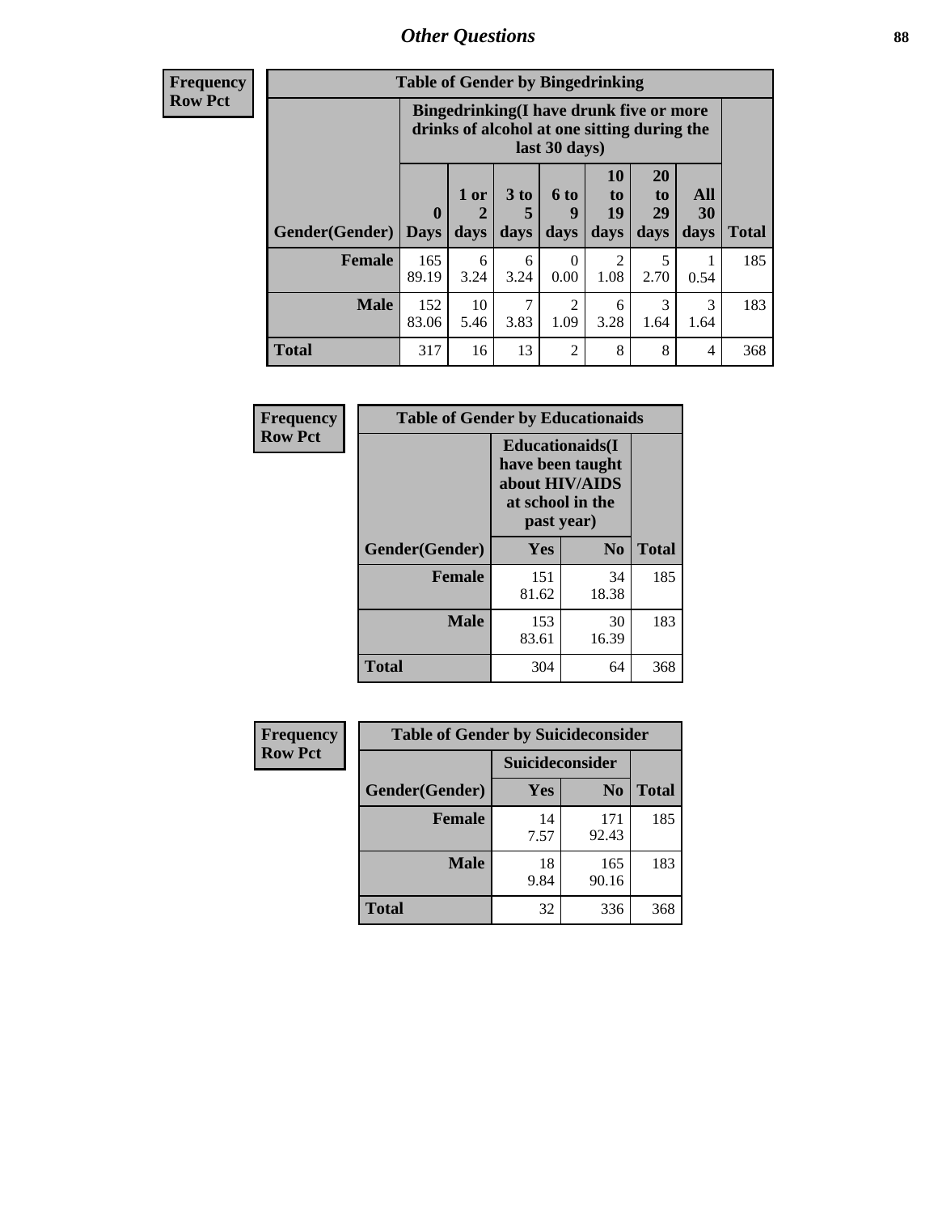# Other Questions

**Frequency Row Pct**

| Table of Gender by Bingedrinking | | | | | | | | |
|---|---|---|---|---|---|---|---|---|
| | Bingedrinking(I have drunk five or more drinks of alcohol at one sitting during the last 30 days) | | | | | | | |
| Gender(Gender) | 0 Days | 1 or 2 days | 3 to 5 days | 6 to 9 days | 10 to 19 days | 20 to 29 days | All 30 days | Total |
| Female | 165<br>89.19 | 6<br>3.24 | 6<br>3.24 | 0<br>0.00 | 2<br>1.08 | 5<br>2.70 | 1<br>0.54 | 185 |
| Male | 152<br>83.06 | 10<br>5.46 | 7<br>3.83 | 2<br>1.09 | 6<br>3.28 | 3<br>1.64 | 3<br>1.64 | 183 |
| Total | 317 | 16 | 13 | 2 | 8 | 8 | 4 | 368 |

**Frequency Row Pct**

| Table of Gender by Educationaids | | | |
|---|---|---|---|
| | Educationaids(I have been taught about HIV/AIDS at school in the past year) | | |
| Gender(Gender) | Yes | No | Total |
| Female | 151<br>81.62 | 34<br>18.38 | 185 |
| Male | 153<br>83.61 | 30<br>16.39 | 183 |
| Total | 304 | 64 | 368 |

**Frequency Row Pct**

| Table of Gender by Suicideconsider | | | |
|---|---|---|---|
| | Suicideconsider | | |
| Gender(Gender) | Yes | No | Total |
| Female | 14<br>7.57 | 171<br>92.43 | 185 |
| Male | 18<br>9.84 | 165<br>90.16 | 183 |
| Total | 32 | 336 | 368 |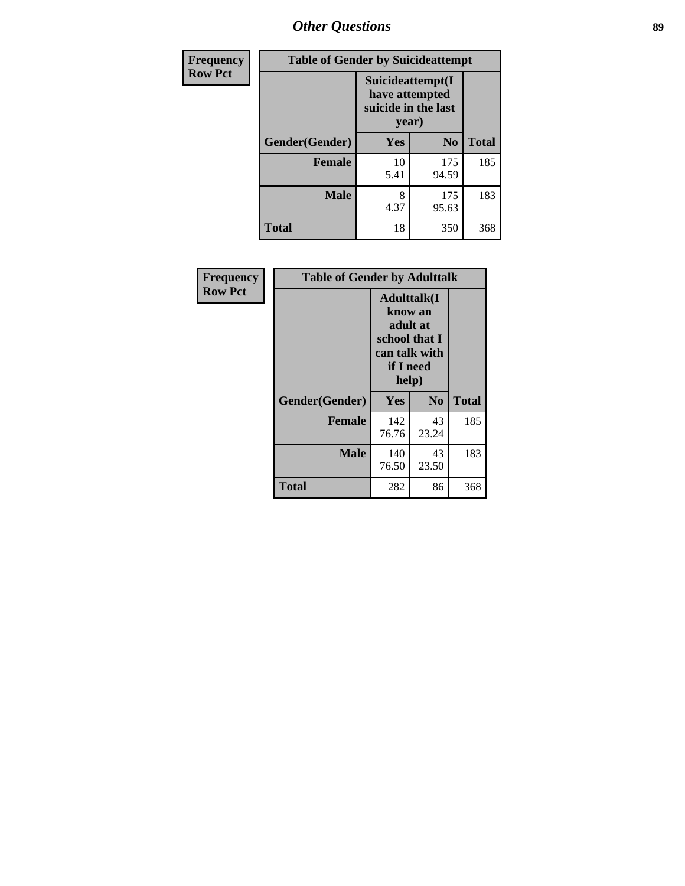| Frequency<br>Row Pct | Table of Gender by Suicideattempt | | |
|---|---|---|---|
| | Suicideattempt(I have attempted suicide in the last year) | | |
| Gender(Gender) | Yes | No | Total |
| Female | 10<br>5.41 | 175<br>94.59 | 185 |
| Male | 8<br>4.37 | 175<br>95.63 | 183 |
| Total | 18 | 350 | 368 |

| Frequency<br>Row Pct | Table of Gender by Adulttalk | | |
|---|---|---|---|
| | Adulttalk(I know an adult at school that I can talk with if I need help) | | |
| Gender(Gender) | Yes | No | Total |
| Female | 142<br>76.76 | 43<br>23.24 | 185 |
| Male | 140<br>76.50 | 43<br>23.50 | 183 |
| Total | 282 | 86 | 368 |